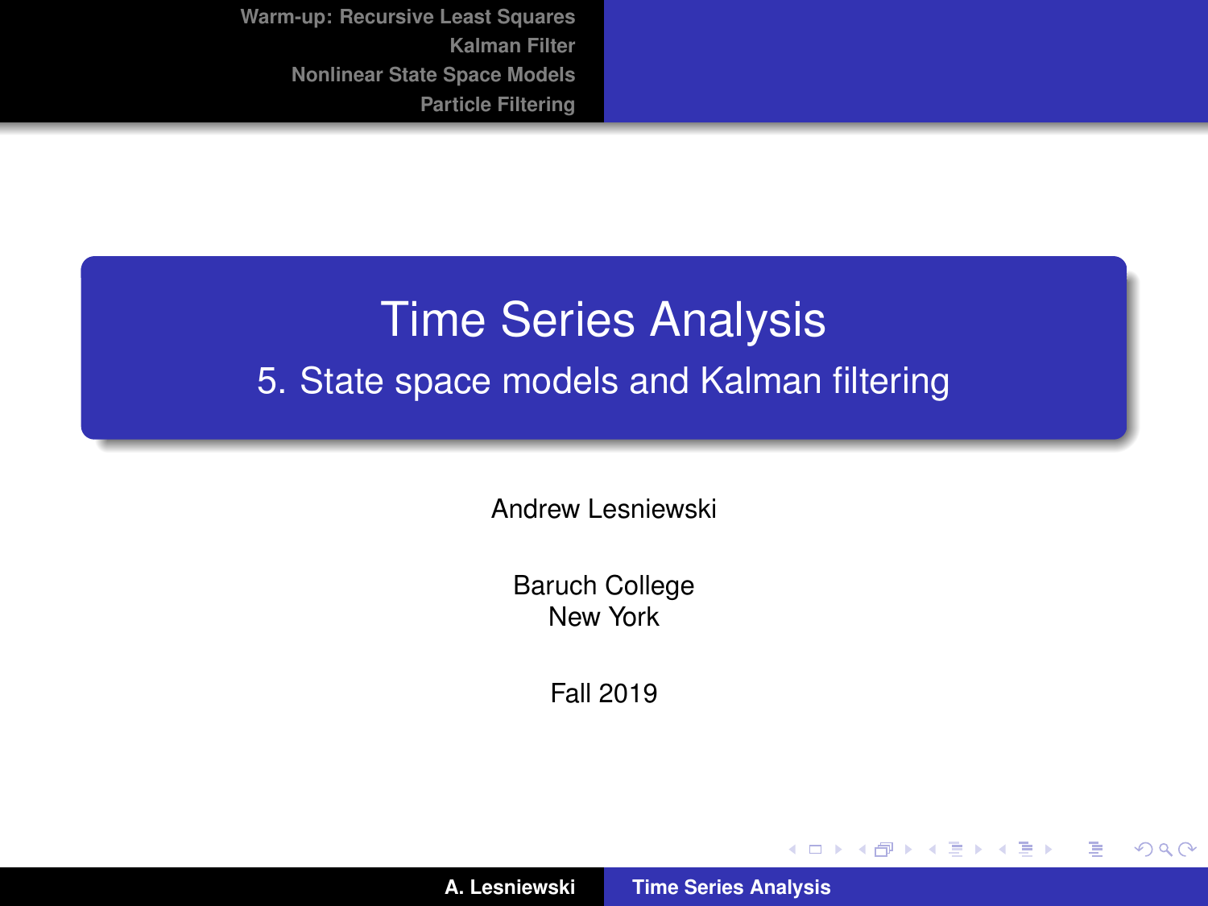# Time Series Analysis

## 5. State space models and Kalman filtering

Andrew Lesniewski

Baruch College
New York

Fall 2019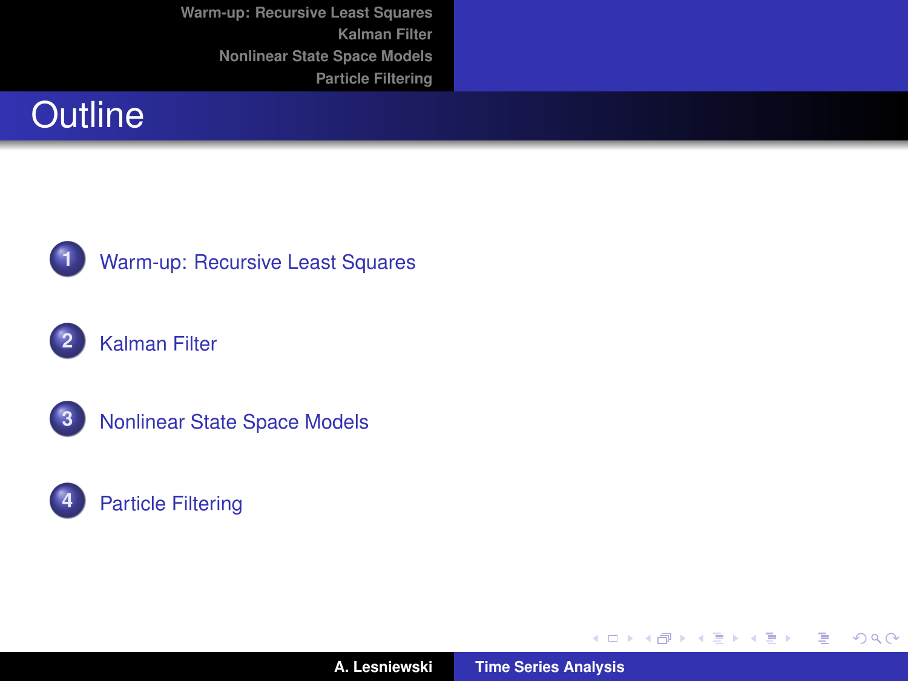# Outline

1. Warm-up: Recursive Least Squares
2. Kalman Filter
3. Nonlinear State Space Models
4. Particle Filtering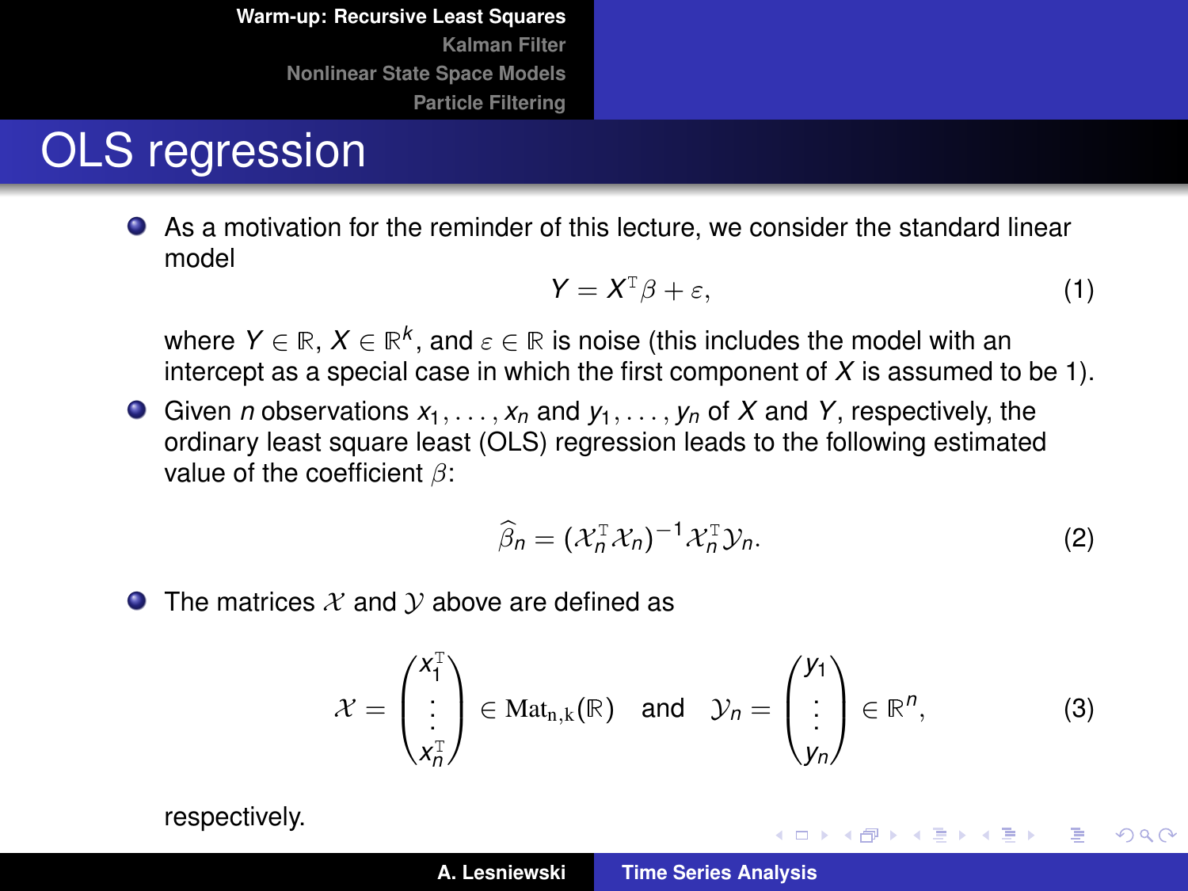# OLS regression

- As a motivation for the reminder of this lecture, we consider the standard linear model

$$Y = X^{\mathrm{T}}\beta + \varepsilon, \tag{1}$$

where $Y \in \mathbb{R}$, $X \in \mathbb{R}^k$, and $\varepsilon \in \mathbb{R}$ is noise (this includes the model with an intercept as a special case in which the first component of $X$ is assumed to be 1).

- Given $n$ observations $x_1, \ldots, x_n$ and $y_1, \ldots, y_n$ of $X$ and $Y$, respectively, the ordinary least square least (OLS) regression leads to the following estimated value of the coefficient $\beta$:

$$\widehat{\beta}_n = (\mathcal{X}_n^{\mathrm{T}}\mathcal{X}_n)^{-1}\mathcal{X}_n^{\mathrm{T}}\mathcal{Y}_n. \tag{2}$$

- The matrices $\mathcal{X}$ and $\mathcal{Y}$ above are defined as

$$\mathcal{X} = \begin{pmatrix} x_1^{\mathrm{T}} \\ \vdots \\ x_n^{\mathrm{T}} \end{pmatrix} \in \mathrm{Mat}_{n,k}(\mathbb{R}) \quad \text{and} \quad \mathcal{Y}_n = \begin{pmatrix} y_1 \\ \vdots \\ y_n \end{pmatrix} \in \mathbb{R}^n, \tag{3}$$

respectively.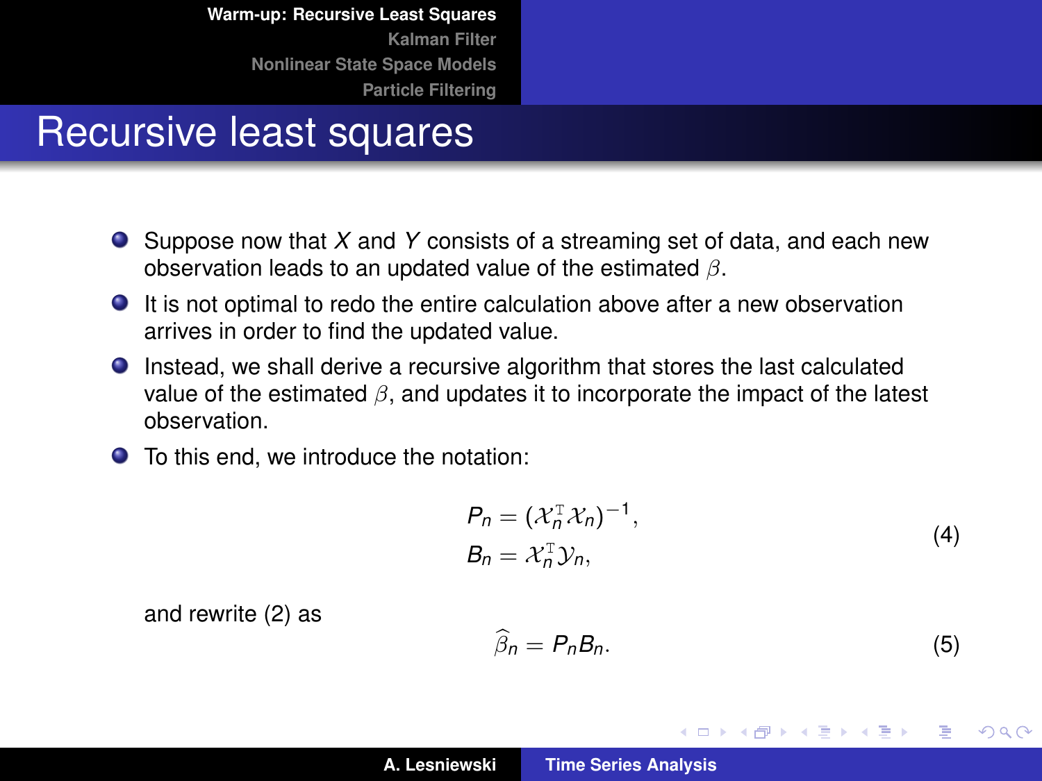# Recursive least squares

- Suppose now that $X$ and $Y$ consists of a streaming set of data, and each new observation leads to an updated value of the estimated $\beta$.
- It is not optimal to redo the entire calculation above after a new observation arrives in order to find the updated value.
- Instead, we shall derive a recursive algorithm that stores the last calculated value of the estimated $\beta$, and updates it to incorporate the impact of the latest observation.
- To this end, we introduce the notation:

$$\begin{aligned} P_n &= (\mathcal{X}_n^{\mathrm{T}} \mathcal{X}_n)^{-1}, \\ B_n &= \mathcal{X}_n^{\mathrm{T}} \mathcal{Y}_n, \end{aligned} \tag{4}$$

and rewrite (2) as

$$\widehat{\beta}_n = P_n B_n. \tag{5}$$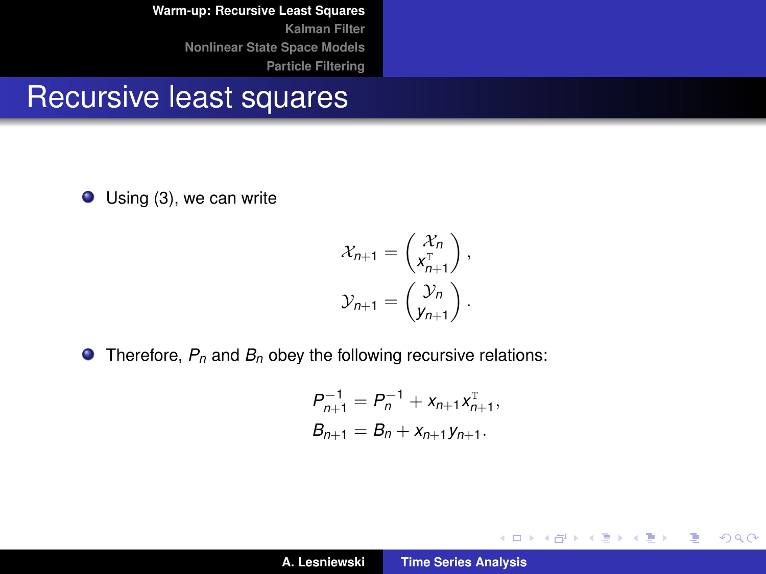# Recursive least squares

- Using (3), we can write

$$\mathcal{X}_{n+1} = \begin{pmatrix} \mathcal{X}_n \\ x_{n+1}^{\mathrm{T}} \end{pmatrix},$$

$$\mathcal{Y}_{n+1} = \begin{pmatrix} \mathcal{Y}_n \\ y_{n+1} \end{pmatrix}.$$

- Therefore, $P_n$ and $B_n$ obey the following recursive relations:

$$P_{n+1}^{-1} = P_n^{-1} + x_{n+1} x_{n+1}^{\mathrm{T}},$$

$$B_{n+1} = B_n + x_{n+1} y_{n+1}.$$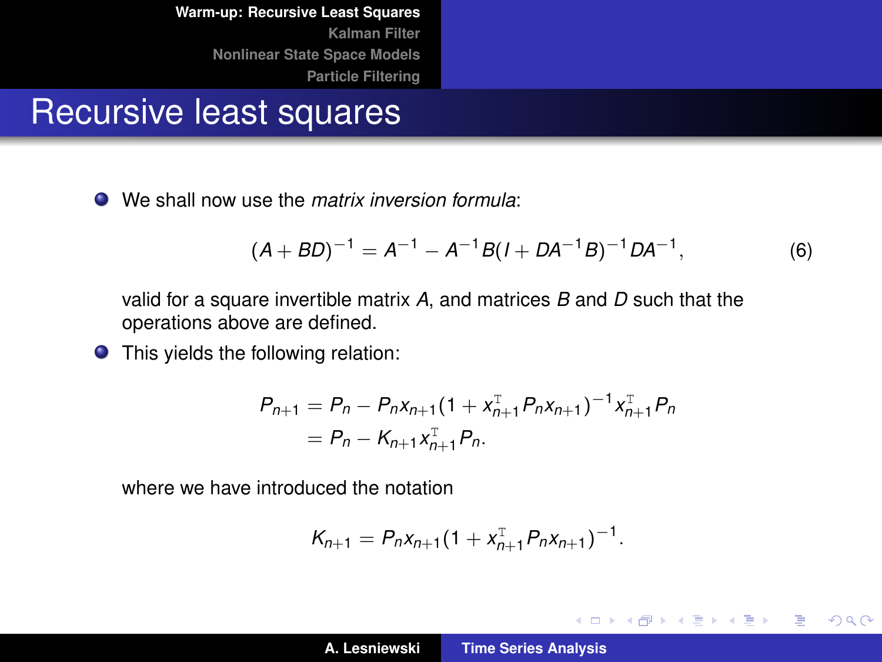# Recursive least squares

- We shall now use the *matrix inversion formula*:

$$(A + BD)^{-1} = A^{-1} - A^{-1}B(I + DA^{-1}B)^{-1}DA^{-1}, \tag{6}$$

valid for a square invertible matrix $A$, and matrices $B$ and $D$ such that the operations above are defined.

- This yields the following relation:

$$\begin{aligned} P_{n+1} &= P_n - P_n x_{n+1}(1 + x_{n+1}^{\mathrm{T}} P_n x_{n+1})^{-1} x_{n+1}^{\mathrm{T}} P_n \\ &= P_n - K_{n+1} x_{n+1}^{\mathrm{T}} P_n. \end{aligned}$$

where we have introduced the notation

$$K_{n+1} = P_n x_{n+1}(1 + x_{n+1}^{\mathrm{T}} P_n x_{n+1})^{-1}.$$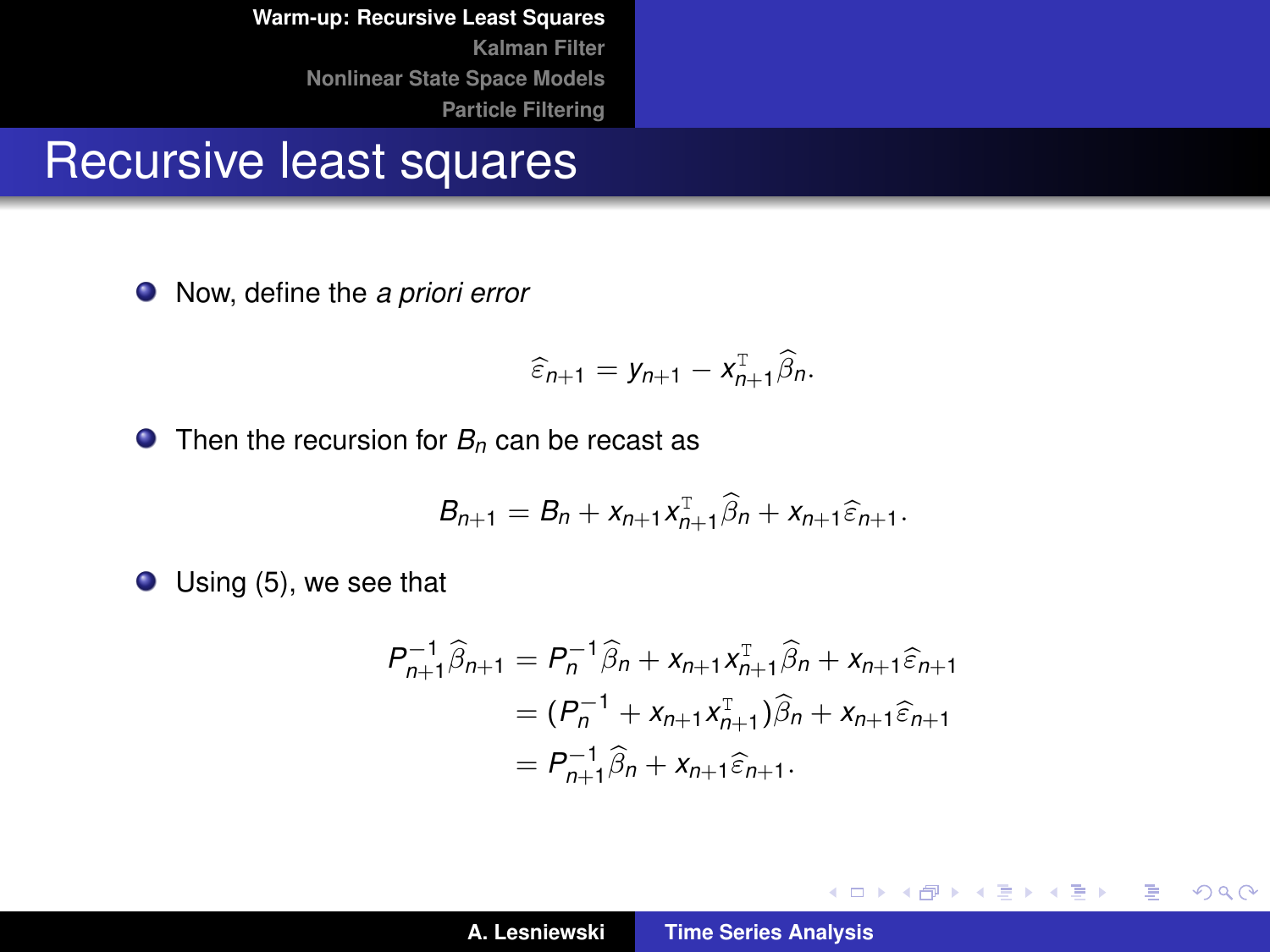# Recursive least squares

- Now, define the *a priori error*

$$\widehat{\varepsilon}_{n+1} = y_{n+1} - x_{n+1}^{\mathrm{T}} \widehat{\beta}_n .$$

- Then the recursion for $B_n$ can be recast as

$$B_{n+1} = B_n + x_{n+1} x_{n+1}^{\mathrm{T}} \widehat{\beta}_n + x_{n+1} \widehat{\varepsilon}_{n+1} .$$

- Using (5), we see that

$$\begin{aligned}
P_{n+1}^{-1} \widehat{\beta}_{n+1} &= P_n^{-1} \widehat{\beta}_n + x_{n+1} x_{n+1}^{\mathrm{T}} \widehat{\beta}_n + x_{n+1} \widehat{\varepsilon}_{n+1} \\
&= (P_n^{-1} + x_{n+1} x_{n+1}^{\mathrm{T}}) \widehat{\beta}_n + x_{n+1} \widehat{\varepsilon}_{n+1} \\
&= P_{n+1}^{-1} \widehat{\beta}_n + x_{n+1} \widehat{\varepsilon}_{n+1} .
\end{aligned}$$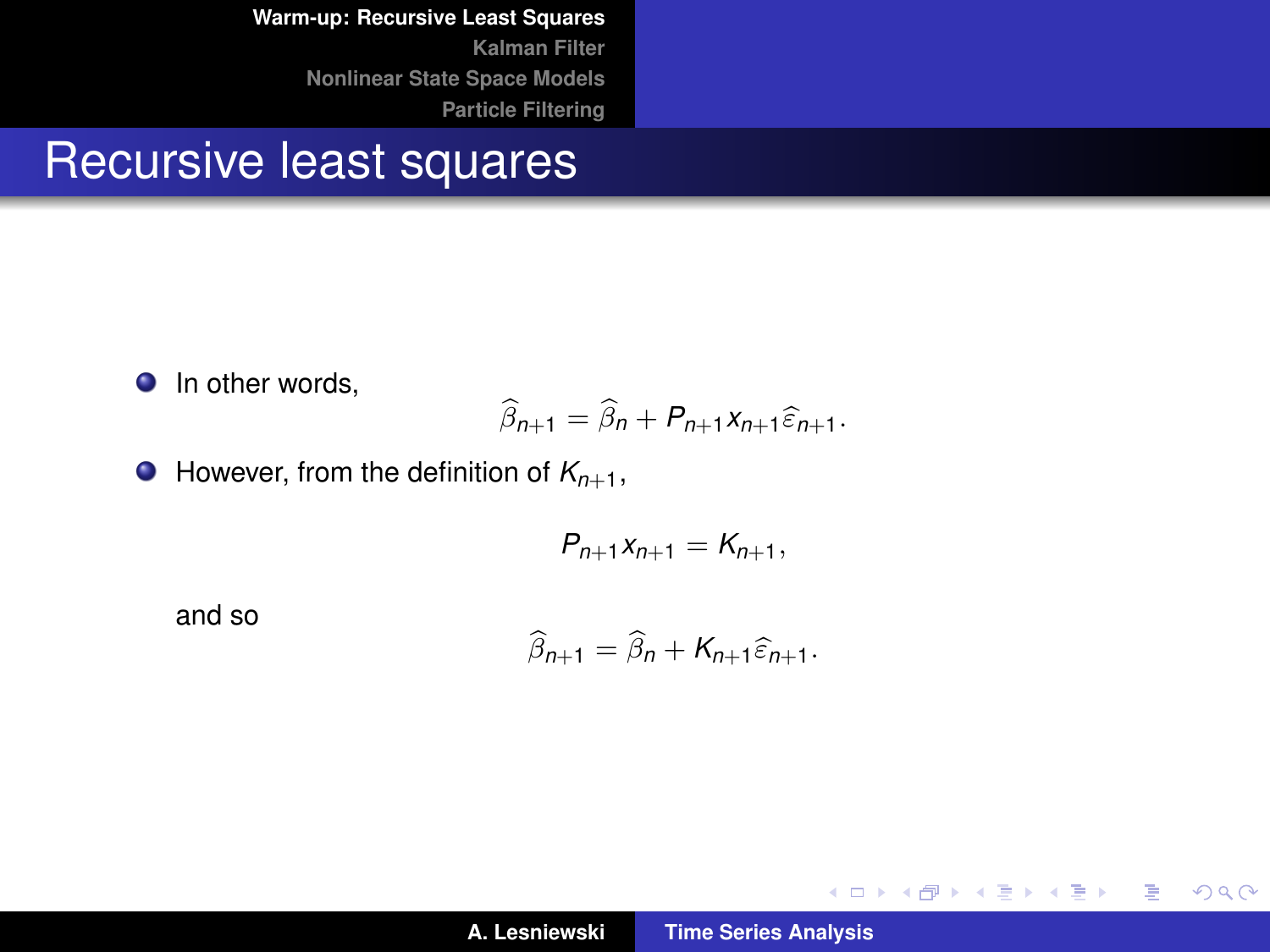# Recursive least squares

- In other words,

$$\widehat{\beta}_{n+1} = \widehat{\beta}_n + P_{n+1} x_{n+1} \widehat{\varepsilon}_{n+1}.$$

- However, from the definition of $K_{n+1}$,

$$P_{n+1} x_{n+1} = K_{n+1},$$

  and so

$$\widehat{\beta}_{n+1} = \widehat{\beta}_n + K_{n+1} \widehat{\varepsilon}_{n+1}.$$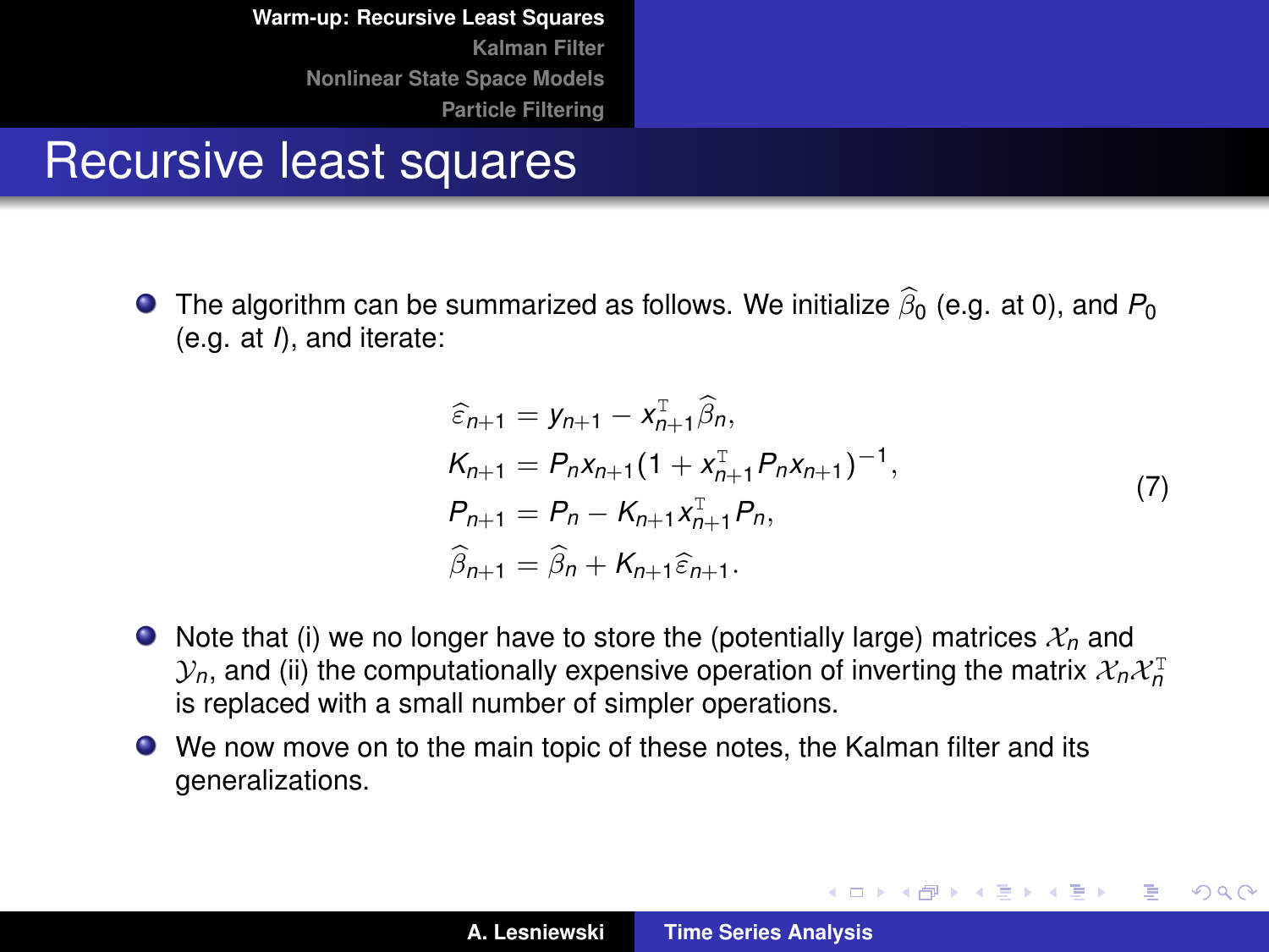# Recursive least squares

- The algorithm can be summarized as follows. We initialize $\widehat{\beta}_0$ (e.g. at 0), and $P_0$ (e.g. at $I$), and iterate:

$$
\begin{aligned}
\widehat{\varepsilon}_{n+1} &= y_{n+1} - x_{n+1}^{\mathrm{T}} \widehat{\beta}_n, \\
K_{n+1} &= P_n x_{n+1} (1 + x_{n+1}^{\mathrm{T}} P_n x_{n+1})^{-1}, \\
P_{n+1} &= P_n - K_{n+1} x_{n+1}^{\mathrm{T}} P_n, \\
\widehat{\beta}_{n+1} &= \widehat{\beta}_n + K_{n+1} \widehat{\varepsilon}_{n+1}.
\end{aligned}
\tag{7}
$$

- Note that (i) we no longer have to store the (potentially large) matrices $\mathcal{X}_n$ and $\mathcal{Y}_n$, and (ii) the computationally expensive operation of inverting the matrix $\mathcal{X}_n \mathcal{X}_n^{\mathrm{T}}$ is replaced with a small number of simpler operations.
- We now move on to the main topic of these notes, the Kalman filter and its generalizations.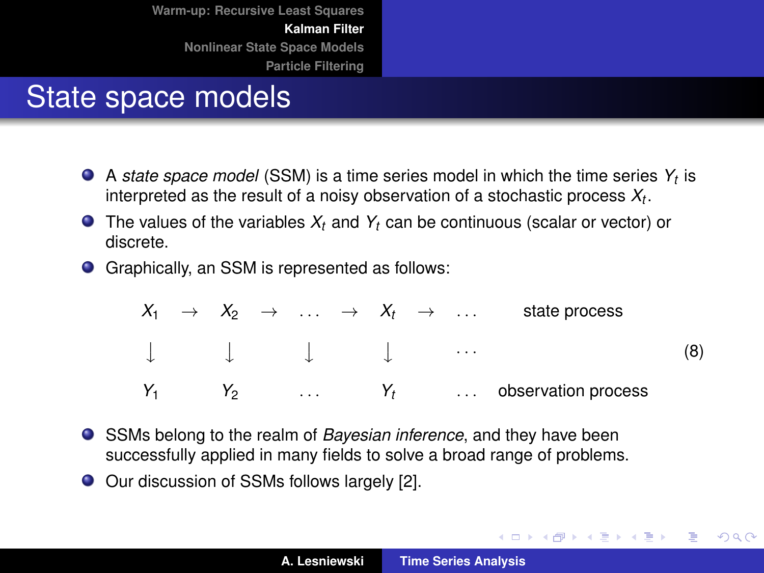# State space models

- A *state space model* (SSM) is a time series model in which the time series $Y_t$ is interpreted as the result of a noisy observation of a stochastic process $X_t$.
- The values of the variables $X_t$ and $Y_t$ can be continuous (scalar or vector) or discrete.
- Graphically, an SSM is represented as follows:

$$
\begin{array}{ccccccccccc}
X_1 & \rightarrow & X_2 & \rightarrow & \ldots & \rightarrow & X_t & \rightarrow & \ldots & & \text{state process} \\
\downarrow & & \downarrow & & \downarrow & & \downarrow & & \ldots & & \\
Y_1 & & Y_2 & & \ldots & & Y_t & & \ldots & & \text{observation process}
\end{array}
\tag{8}
$$

- SSMs belong to the realm of *Bayesian inference*, and they have been successfully applied in many fields to solve a broad range of problems.
- Our discussion of SSMs follows largely [2].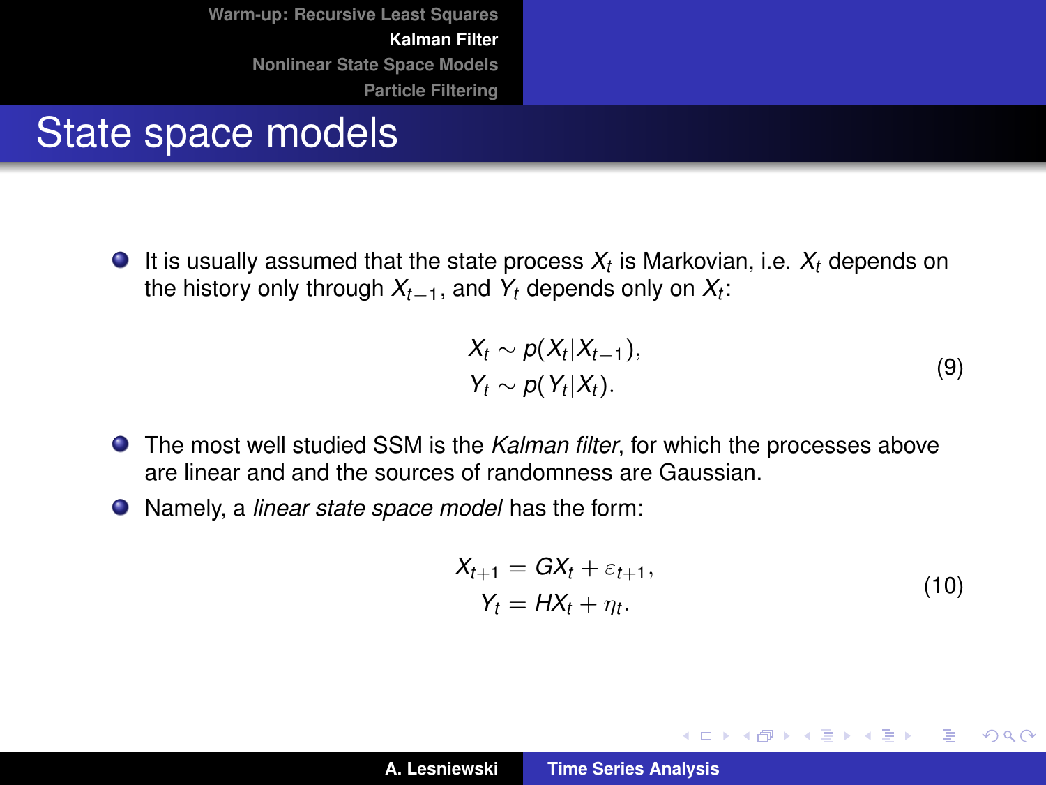# State space models

- It is usually assumed that the state process $X_t$ is Markovian, i.e. $X_t$ depends on the history only through $X_{t-1}$, and $Y_t$ depends only on $X_t$:

$$
\begin{aligned}
X_t &\sim p(X_t | X_{t-1}), \\
Y_t &\sim p(Y_t | X_t).
\end{aligned}
\tag{9}
$$

- The most well studied SSM is the *Kalman filter*, for which the processes above are linear and and the sources of randomness are Gaussian.
- Namely, a *linear state space model* has the form:

$$
\begin{aligned}
X_{t+1} &= GX_t + \varepsilon_{t+1}, \\
Y_t &= HX_t + \eta_t.
\end{aligned}
\tag{10}
$$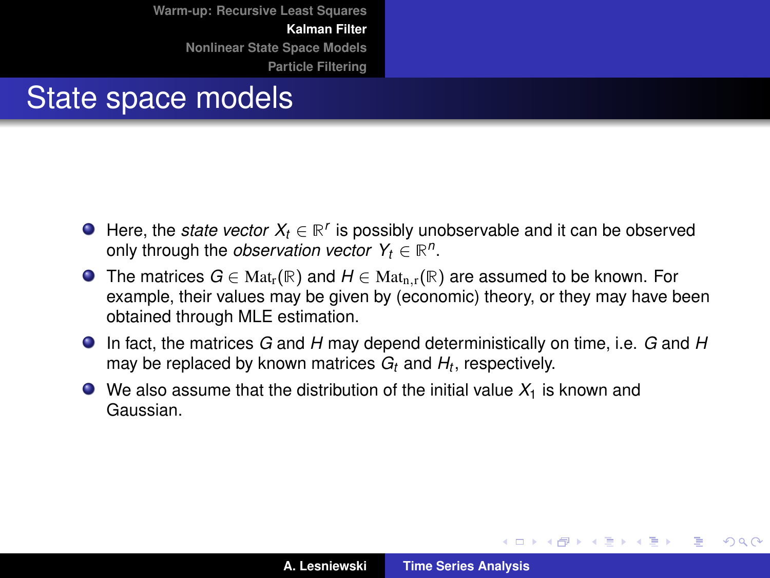# State space models

- Here, the *state vector* $X_t \in \mathbb{R}^r$ is possibly unobservable and it can be observed only through the *observation vector* $Y_t \in \mathbb{R}^n$.
- The matrices $G \in \mathrm{Mat}_r(\mathbb{R})$ and $H \in \mathrm{Mat}_{n,r}(\mathbb{R})$ are assumed to be known. For example, their values may be given by (economic) theory, or they may have been obtained through MLE estimation.
- In fact, the matrices $G$ and $H$ may depend deterministically on time, i.e. $G$ and $H$ may be replaced by known matrices $G_t$ and $H_t$, respectively.
- We also assume that the distribution of the initial value $X_1$ is known and Gaussian.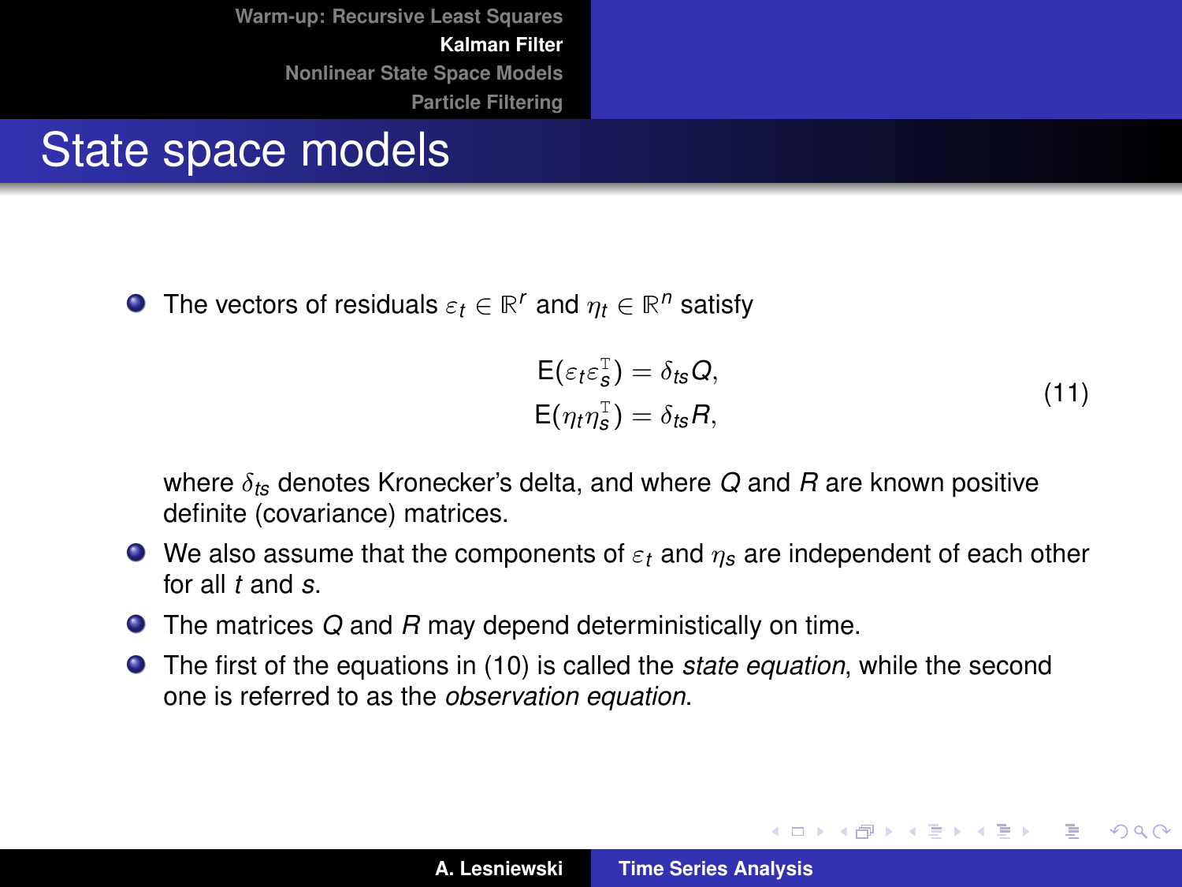# State space models

- The vectors of residuals $\varepsilon_t \in \mathbb{R}^r$ and $\eta_t \in \mathbb{R}^n$ satisfy

$$
\begin{aligned}
\mathsf{E}(\varepsilon_t \varepsilon_s^{\mathrm{T}}) &= \delta_{ts} Q, \\
\mathsf{E}(\eta_t \eta_s^{\mathrm{T}}) &= \delta_{ts} R,
\end{aligned}
\tag{11}
$$

  where $\delta_{ts}$ denotes Kronecker's delta, and where $Q$ and $R$ are known positive definite (covariance) matrices.
- We also assume that the components of $\varepsilon_t$ and $\eta_s$ are independent of each other for all $t$ and $s$.
- The matrices $Q$ and $R$ may depend deterministically on time.
- The first of the equations in (10) is called the *state equation*, while the second one is referred to as the *observation equation*.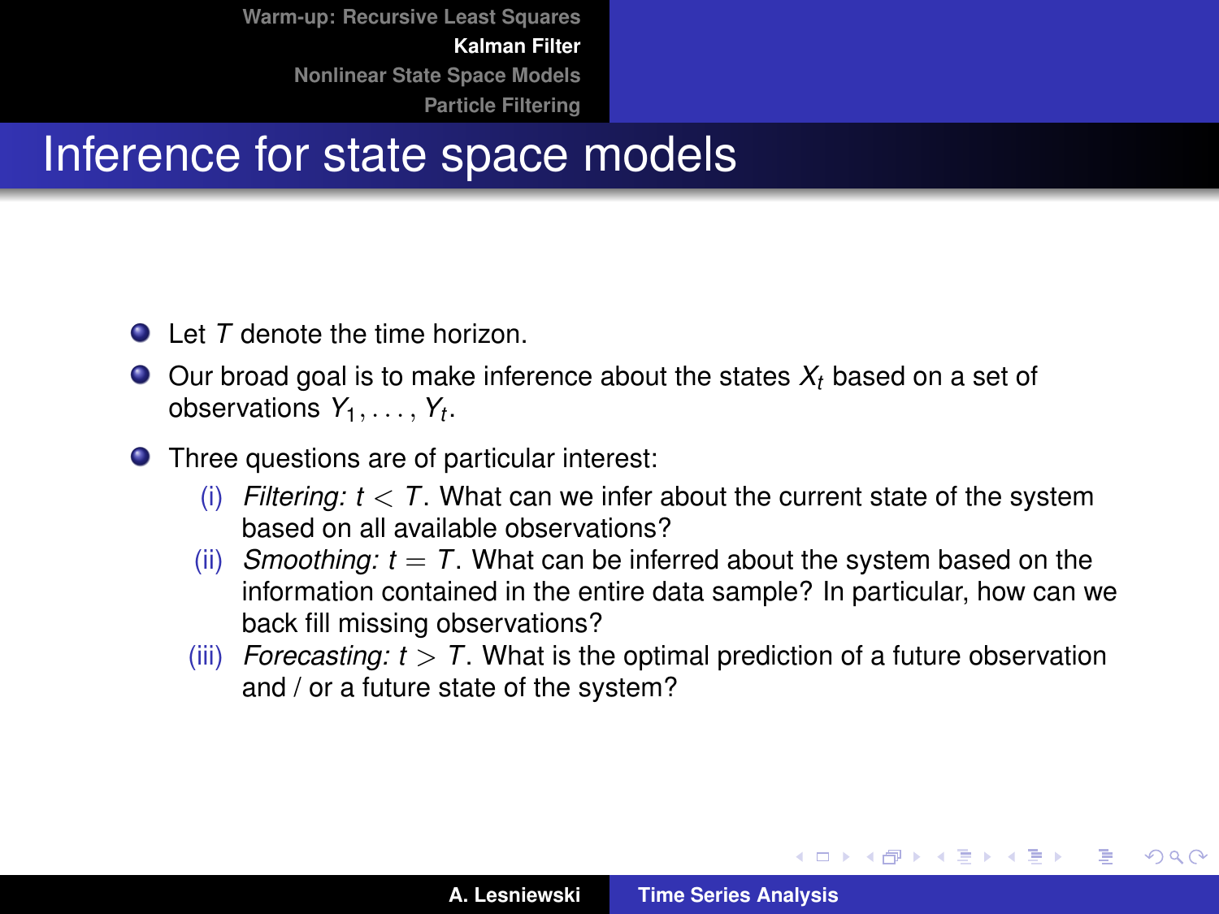# Inference for state space models

- Let $T$ denote the time horizon.
- Our broad goal is to make inference about the states $X_t$ based on a set of observations $Y_1, \ldots, Y_t$.
- Three questions are of particular interest:
  - (i) *Filtering:* $t < T$. What can we infer about the current state of the system based on all available observations?
  - (ii) *Smoothing:* $t = T$. What can be inferred about the system based on the information contained in the entire data sample? In particular, how can we back fill missing observations?
  - (iii) *Forecasting:* $t > T$. What is the optimal prediction of a future observation and / or a future state of the system?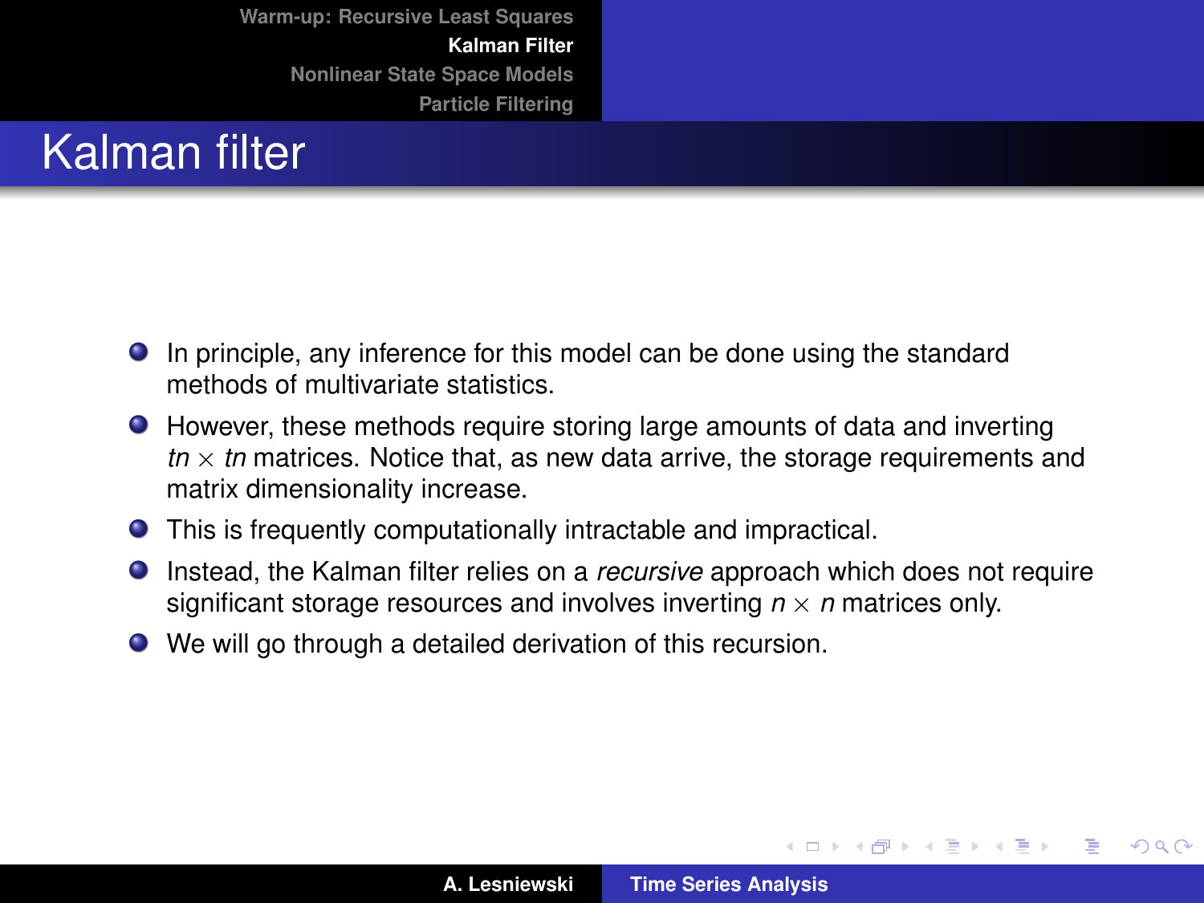# Kalman filter

- In principle, any inference for this model can be done using the standard methods of multivariate statistics.
- However, these methods require storing large amounts of data and inverting $tn \times tn$ matrices. Notice that, as new data arrive, the storage requirements and matrix dimensionality increase.
- This is frequently computationally intractable and impractical.
- Instead, the Kalman filter relies on a *recursive* approach which does not require significant storage resources and involves inverting $n \times n$ matrices only.
- We will go through a detailed derivation of this recursion.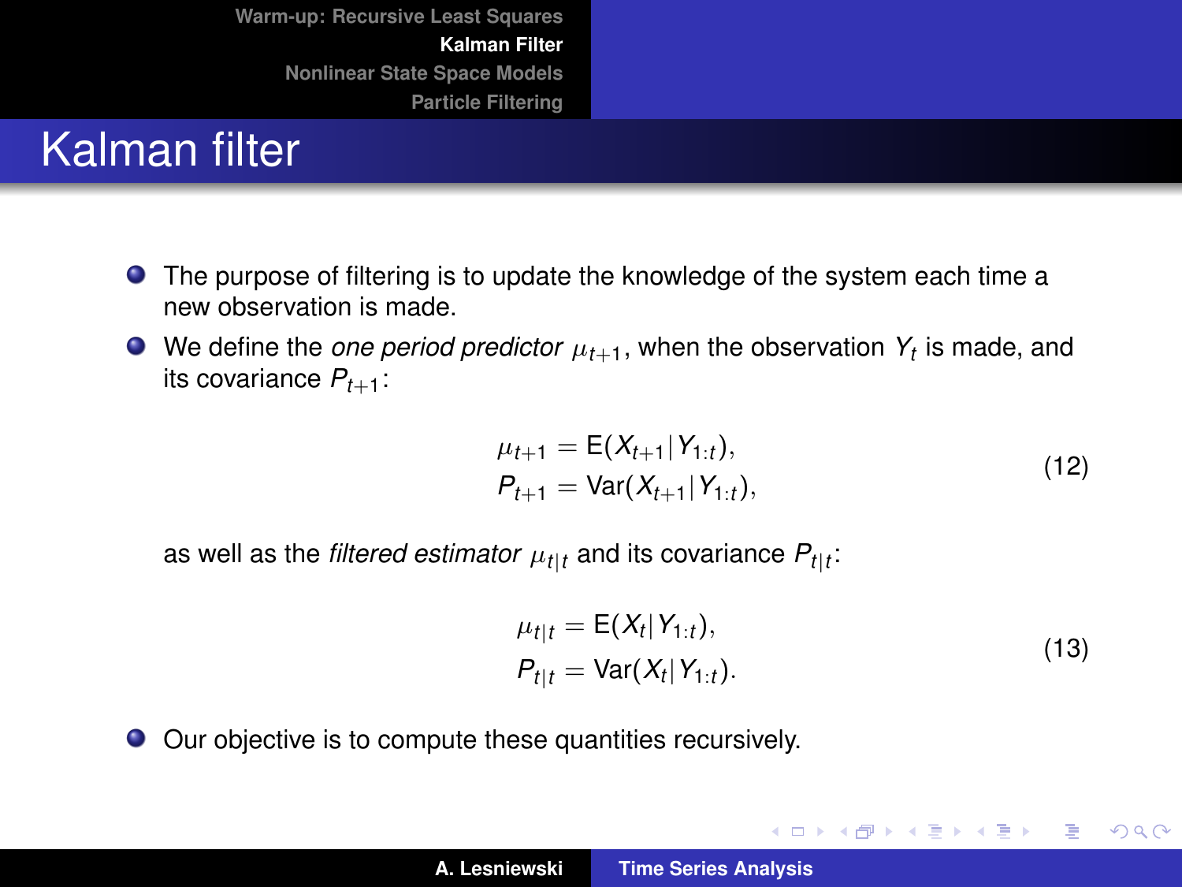# Kalman filter

- The purpose of filtering is to update the knowledge of the system each time a new observation is made.
- We define the *one period predictor* $\mu_{t+1}$, when the observation $Y_t$ is made, and its covariance $P_{t+1}$:

$$\begin{aligned} \mu_{t+1} &= \mathsf{E}(X_{t+1} | Y_{1:t}), \\ P_{t+1} &= \mathsf{Var}(X_{t+1} | Y_{1:t}), \end{aligned} \tag{12}$$

as well as the *filtered estimator* $\mu_{t|t}$ and its covariance $P_{t|t}$:

$$\begin{aligned} \mu_{t|t} &= \mathsf{E}(X_t | Y_{1:t}), \\ P_{t|t} &= \mathsf{Var}(X_t | Y_{1:t}). \end{aligned} \tag{13}$$

- Our objective is to compute these quantities recursively.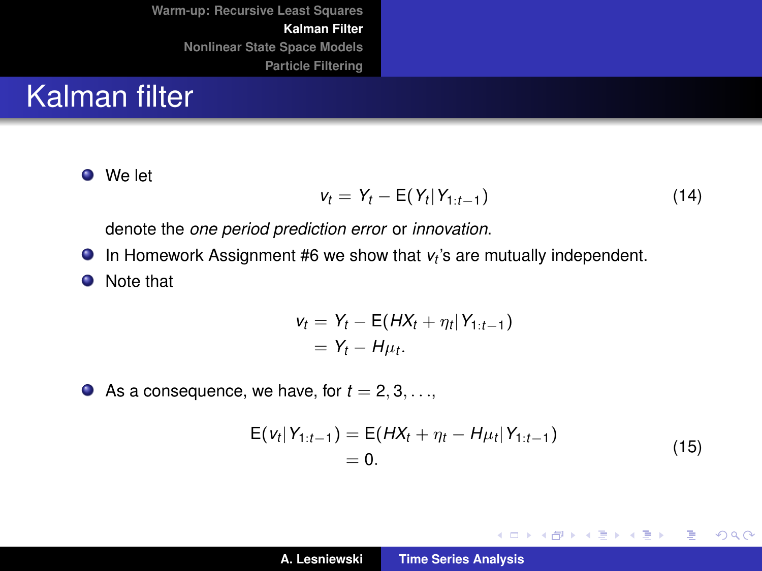# Kalman filter

- We let

$$v_t = Y_t - \mathrm{E}(Y_t | Y_{1:t-1}) \tag{14}$$

  denote the *one period prediction error* or *innovation*.

- In Homework Assignment #6 we show that $v_t$'s are mutually independent.

- Note that

$$\begin{aligned} v_t &= Y_t - \mathrm{E}(HX_t + \eta_t | Y_{1:t-1}) \\ &= Y_t - H\mu_t. \end{aligned}$$

- As a consequence, we have, for $t = 2, 3, \ldots$,

$$\begin{aligned} \mathrm{E}(v_t | Y_{1:t-1}) &= \mathrm{E}(HX_t + \eta_t - H\mu_t | Y_{1:t-1}) \\ &= 0. \end{aligned} \tag{15}$$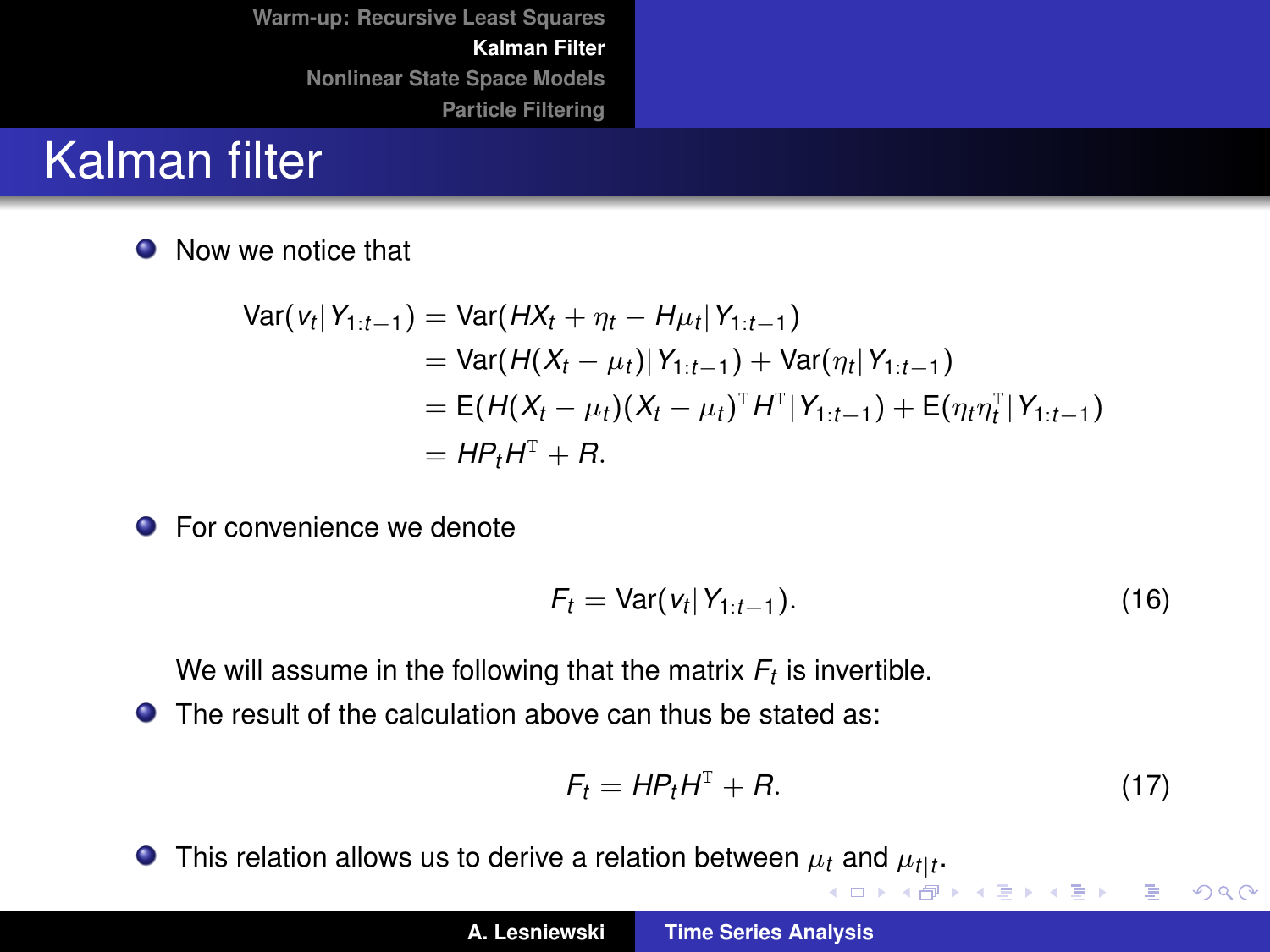# Kalman filter

- Now we notice that

$$
\begin{aligned}
\operatorname{Var}(v_t | Y_{1:t-1}) &= \operatorname{Var}(HX_t + \eta_t - H\mu_t | Y_{1:t-1}) \\
&= \operatorname{Var}(H(X_t - \mu_t) | Y_{1:t-1}) + \operatorname{Var}(\eta_t | Y_{1:t-1}) \\
&= \operatorname{E}(H(X_t - \mu_t)(X_t - \mu_t)^{\mathrm{T}} H^{\mathrm{T}} | Y_{1:t-1}) + \operatorname{E}(\eta_t \eta_t^{\mathrm{T}} | Y_{1:t-1}) \\
&= HP_t H^{\mathrm{T}} + R.
\end{aligned}
$$

- For convenience we denote

$$
F_t = \operatorname{Var}(v_t | Y_{1:t-1}). \tag{16}
$$

  We will assume in the following that the matrix $F_t$ is invertible.

- The result of the calculation above can thus be stated as:

$$
F_t = HP_t H^{\mathrm{T}} + R. \tag{17}
$$

- This relation allows us to derive a relation between $\mu_t$ and $\mu_{t|t}$.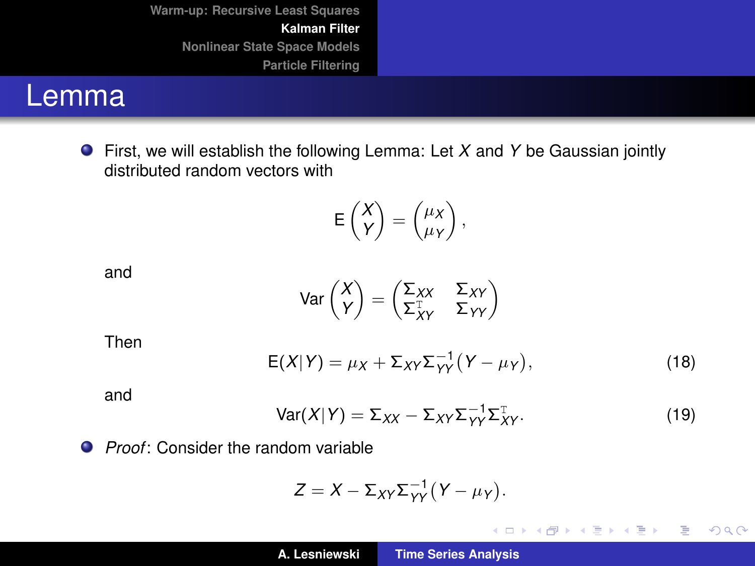# Lemma

- First, we will establish the following Lemma: Let $X$ and $Y$ be Gaussian jointly distributed random vectors with

$$\mathsf{E}\begin{pmatrix} X \\ Y \end{pmatrix} = \begin{pmatrix} \mu_X \\ \mu_Y \end{pmatrix},$$

and

$$\mathrm{Var}\begin{pmatrix} X \\ Y \end{pmatrix} = \begin{pmatrix} \Sigma_{XX} & \Sigma_{XY} \\ \Sigma_{XY}^{\mathrm{T}} & \Sigma_{YY} \end{pmatrix}$$

Then

$$\mathsf{E}(X|Y) = \mu_X + \Sigma_{XY}\Sigma_{YY}^{-1}(Y - \mu_Y), \tag{18}$$

and

$$\mathrm{Var}(X|Y) = \Sigma_{XX} - \Sigma_{XY}\Sigma_{YY}^{-1}\Sigma_{XY}^{\mathrm{T}}. \tag{19}$$

- *Proof*: Consider the random variable

$$Z = X - \Sigma_{XY}\Sigma_{YY}^{-1}(Y - \mu_Y).$$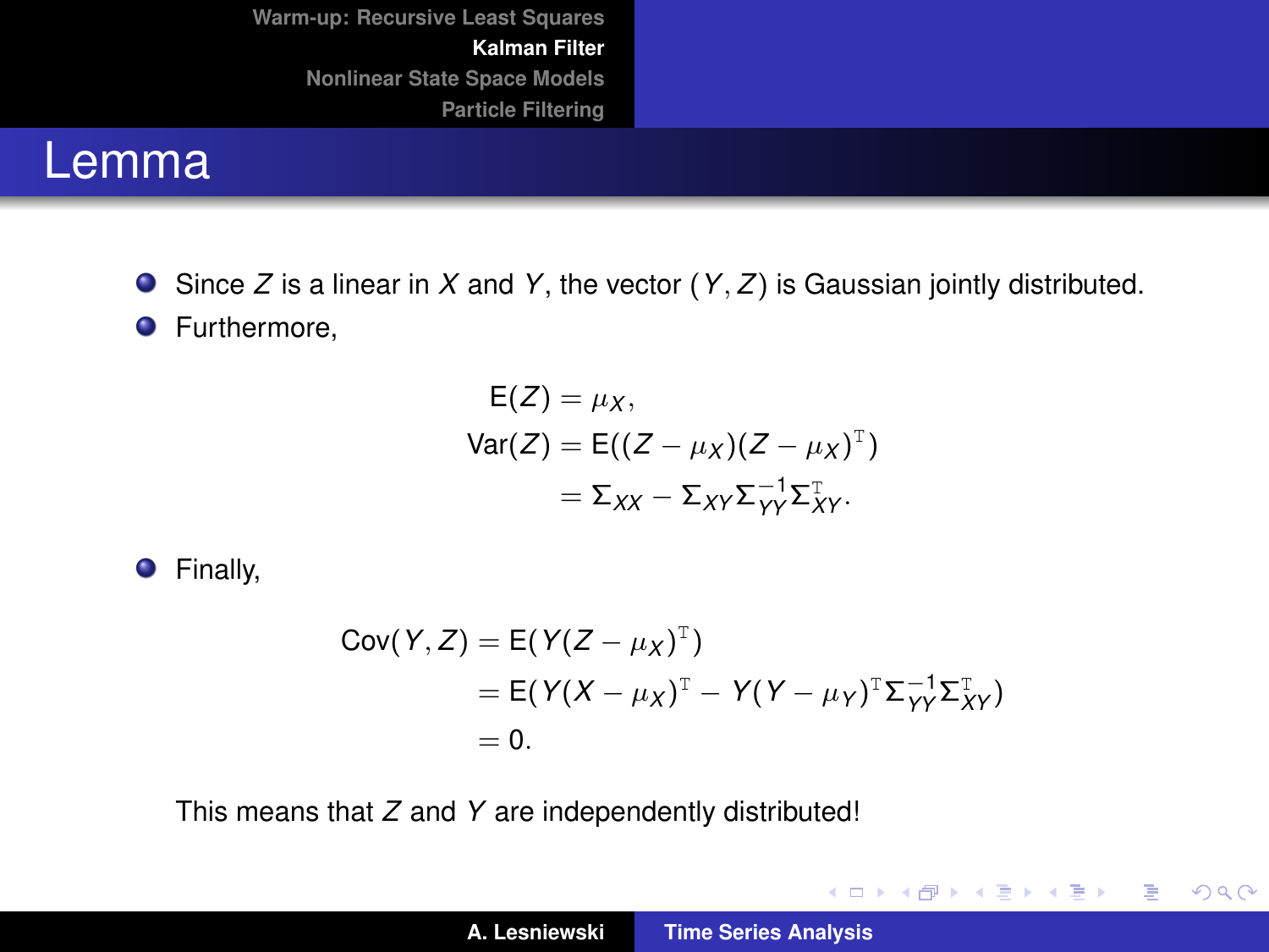# Lemma

- Since $Z$ is a linear in $X$ and $Y$, the vector $(Y, Z)$ is Gaussian jointly distributed.
- Furthermore,

$$
\begin{aligned}
\mathrm{E}(Z) &= \mu_X, \\
\mathrm{Var}(Z) &= \mathrm{E}((Z-\mu_X)(Z-\mu_X)^{\mathrm{T}}) \\
&= \Sigma_{XX} - \Sigma_{XY}\Sigma_{YY}^{-1}\Sigma_{XY}^{\mathrm{T}}.
\end{aligned}
$$

- Finally,

$$
\begin{aligned}
\mathrm{Cov}(Y, Z) &= \mathrm{E}(Y(Z-\mu_X)^{\mathrm{T}}) \\
&= \mathrm{E}(Y(X-\mu_X)^{\mathrm{T}} - Y(Y-\mu_Y)^{\mathrm{T}}\Sigma_{YY}^{-1}\Sigma_{XY}^{\mathrm{T}}) \\
&= 0.
\end{aligned}
$$

  This means that $Z$ and $Y$ are independently distributed!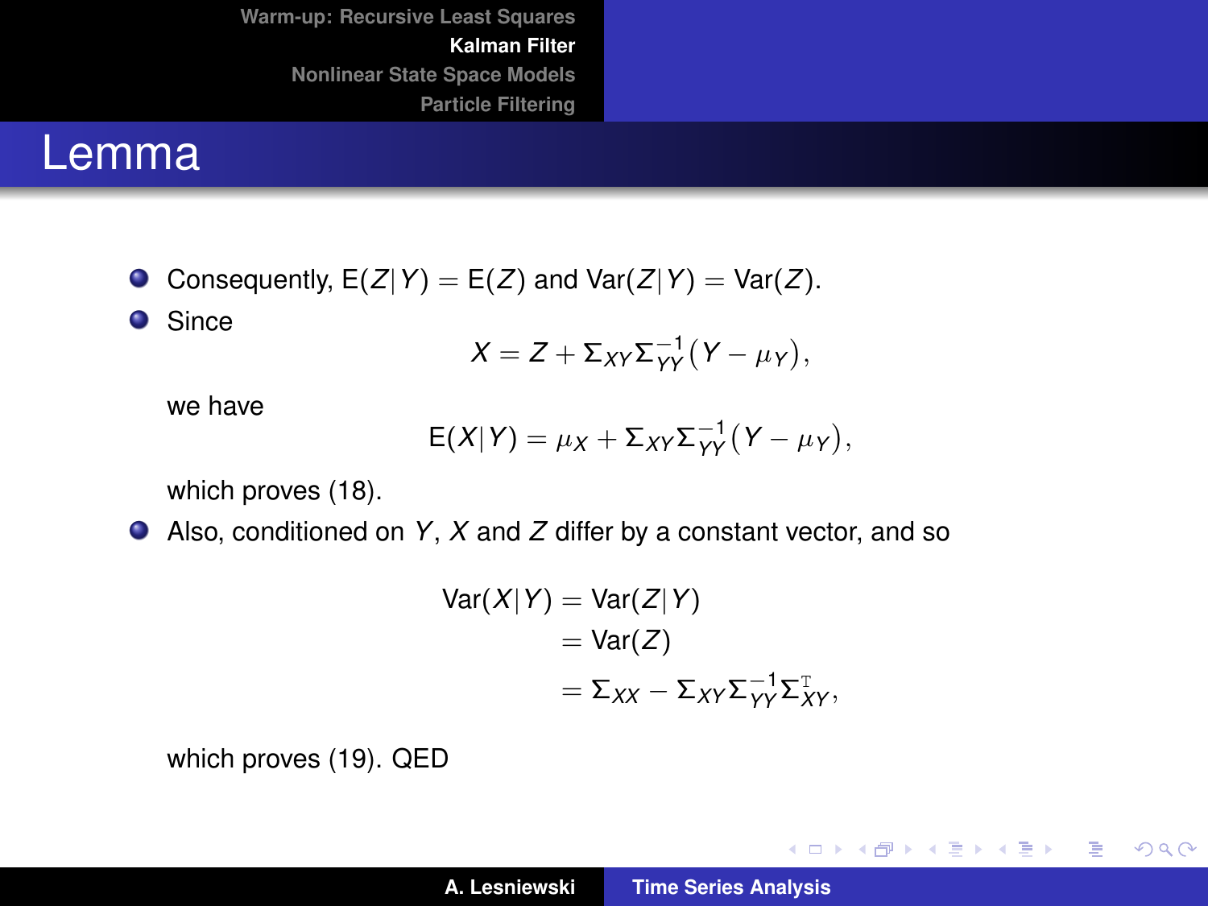# Lemma

- Consequently, $\mathrm{E}(Z|Y) = \mathrm{E}(Z)$ and $\mathrm{Var}(Z|Y) = \mathrm{Var}(Z)$.
- Since

  $$X = Z + \Sigma_{XY}\Sigma_{YY}^{-1}(Y - \mu_Y),$$

  we have

  $$\mathrm{E}(X|Y) = \mu_X + \Sigma_{XY}\Sigma_{YY}^{-1}(Y - \mu_Y),$$

  which proves (18).
- Also, conditioned on $Y$, $X$ and $Z$ differ by a constant vector, and so

  $$\begin{aligned}
  \mathrm{Var}(X|Y) &= \mathrm{Var}(Z|Y) \\
  &= \mathrm{Var}(Z) \\
  &= \Sigma_{XX} - \Sigma_{XY}\Sigma_{YY}^{-1}\Sigma_{XY}^{\mathrm{T}},
  \end{aligned}$$

  which proves (19). QED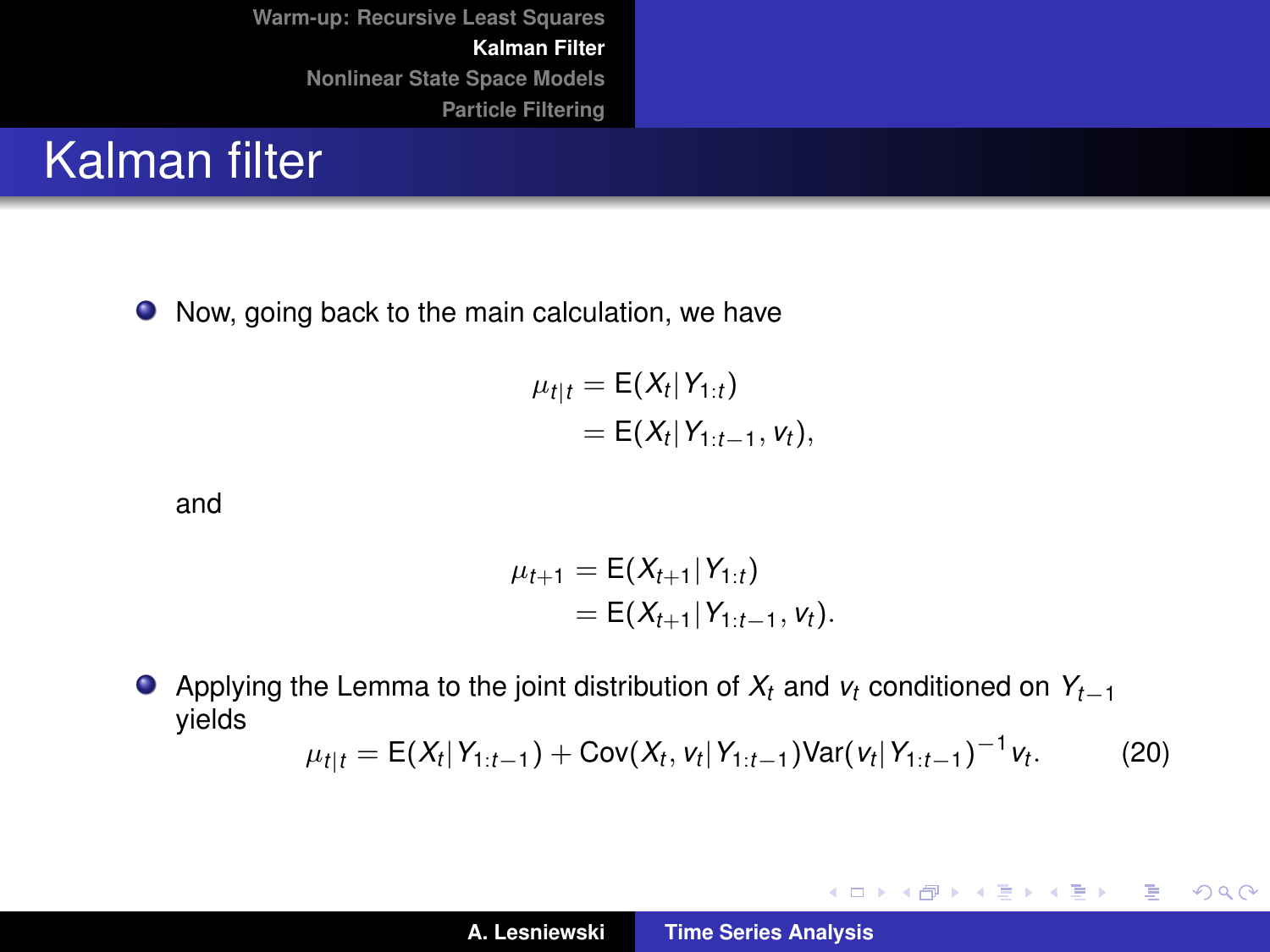# Kalman filter

- Now, going back to the main calculation, we have

$$
\begin{aligned}
\mu_{t|t} &= \mathrm{E}(X_t | Y_{1:t}) \\
&= \mathrm{E}(X_t | Y_{1:t-1}, v_t),
\end{aligned}
$$

and

$$
\begin{aligned}
\mu_{t+1} &= \mathrm{E}(X_{t+1} | Y_{1:t}) \\
&= \mathrm{E}(X_{t+1} | Y_{1:t-1}, v_t).
\end{aligned}
$$

- Applying the Lemma to the joint distribution of $X_t$ and $v_t$ conditioned on $Y_{t-1}$ yields

$$
\mu_{t|t} = \mathrm{E}(X_t | Y_{1:t-1}) + \mathrm{Cov}(X_t, v_t | Y_{1:t-1}) \mathrm{Var}(v_t | Y_{1:t-1})^{-1} v_t. \tag{20}
$$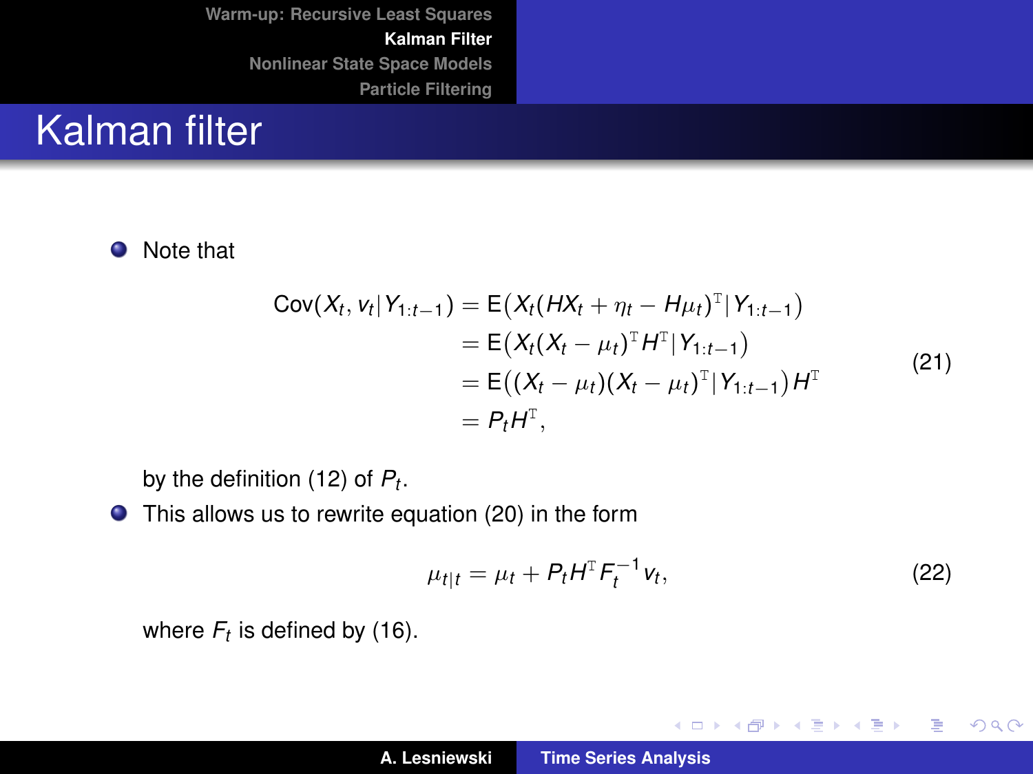# Kalman filter

- Note that

$$
\begin{aligned}
\operatorname{Cov}(X_t, v_t | Y_{1:t-1}) &= \mathsf{E}\big(X_t(HX_t + \eta_t - H\mu_t)^{\mathrm{T}} | Y_{1:t-1}\big) \\
&= \mathsf{E}\big(X_t(X_t - \mu_t)^{\mathrm{T}} H^{\mathrm{T}} | Y_{1:t-1}\big) \\
&= \mathsf{E}\big((X_t - \mu_t)(X_t - \mu_t)^{\mathrm{T}} | Y_{1:t-1}\big) H^{\mathrm{T}} \\
&= P_t H^{\mathrm{T}},
\end{aligned}
\tag{21}
$$

  by the definition (12) of $P_t$.

- This allows us to rewrite equation (20) in the form

$$
\mu_{t|t} = \mu_t + P_t H^{\mathrm{T}} F_t^{-1} v_t,
\tag{22}
$$

  where $F_t$ is defined by (16).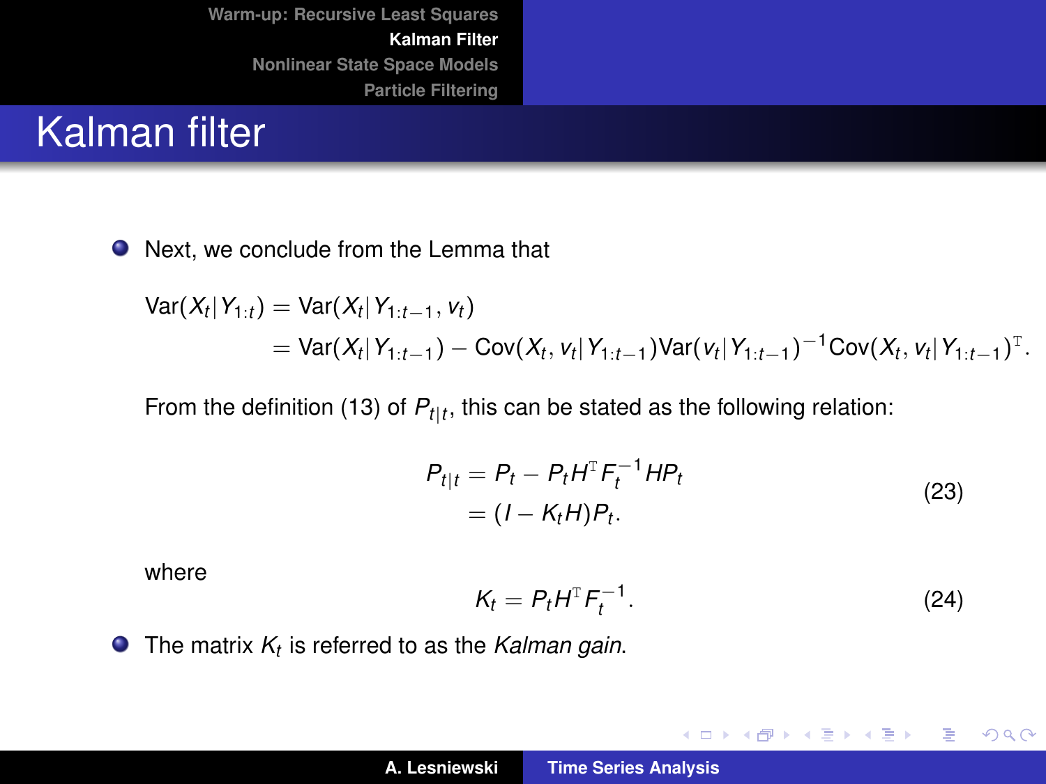# Kalman filter

- Next, we conclude from the Lemma that

$$
\begin{aligned}
\operatorname{Var}(X_t | Y_{1:t}) &= \operatorname{Var}(X_t | Y_{1:t-1}, v_t) \\
&= \operatorname{Var}(X_t | Y_{1:t-1}) - \operatorname{Cov}(X_t, v_t | Y_{1:t-1}) \operatorname{Var}(v_t | Y_{1:t-1})^{-1} \operatorname{Cov}(X_t, v_t | Y_{1:t-1})^{\mathrm{T}}.
\end{aligned}
$$

From the definition (13) of $P_{t|t}$, this can be stated as the following relation:

$$
\begin{aligned}
P_{t|t} &= P_t - P_t H^{\mathrm{T}} F_t^{-1} H P_t \\
&= (I - K_t H) P_t.
\end{aligned} \tag{23}
$$

where

$$
K_t = P_t H^{\mathrm{T}} F_t^{-1}. \tag{24}
$$

- The matrix $K_t$ is referred to as the *Kalman gain*.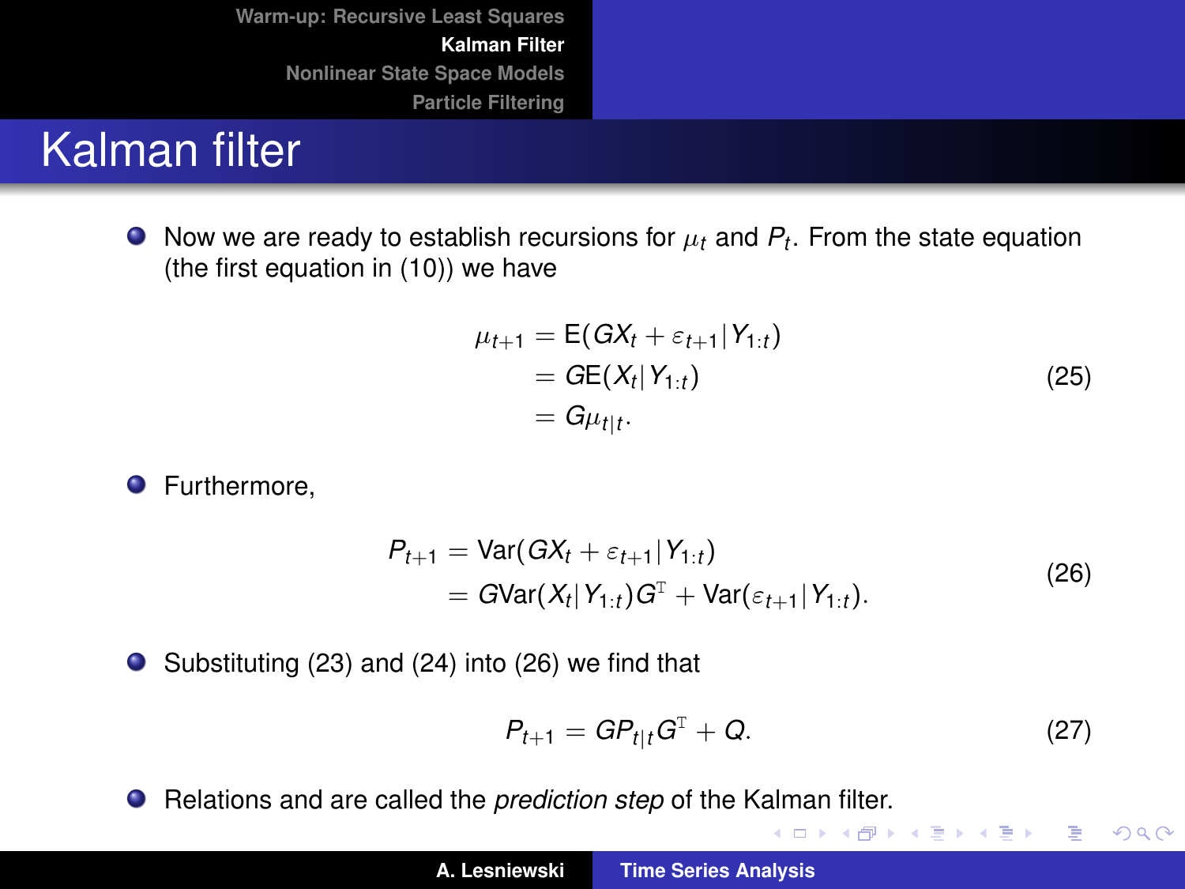# Kalman filter

- Now we are ready to establish recursions for $\mu_t$ and $P_t$. From the state equation (the first equation in (10)) we have

$$
\begin{aligned}
\mu_{t+1} &= \mathrm{E}(GX_t + \varepsilon_{t+1} | Y_{1:t}) \\
&= G\mathrm{E}(X_t | Y_{1:t}) \\
&= G\mu_{t|t}.
\end{aligned}
\tag{25}
$$

- Furthermore,

$$
\begin{aligned}
P_{t+1} &= \mathrm{Var}(GX_t + \varepsilon_{t+1} | Y_{1:t}) \\
&= G\mathrm{Var}(X_t | Y_{1:t})G^{\mathrm{T}} + \mathrm{Var}(\varepsilon_{t+1} | Y_{1:t}).
\end{aligned}
\tag{26}
$$

- Substituting (23) and (24) into (26) we find that

$$
P_{t+1} = GP_{t|t}G^{\mathrm{T}} + Q. \tag{27}
$$

- Relations and are called the *prediction step* of the Kalman filter.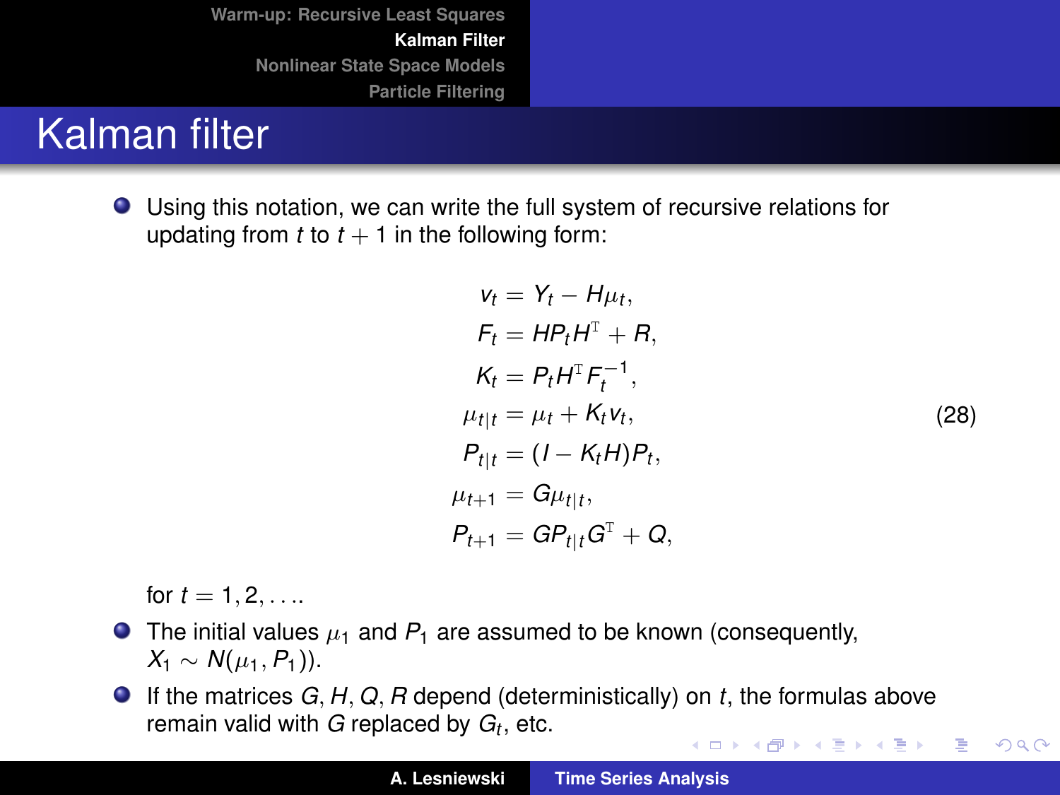# Kalman filter

- Using this notation, we can write the full system of recursive relations for updating from $t$ to $t+1$ in the following form:

$$
\begin{aligned}
v_t &= Y_t - H\mu_t, \\
F_t &= HP_tH^{\mathrm{T}} + R, \\
K_t &= P_tH^{\mathrm{T}}F_t^{-1}, \\
\mu_{t|t} &= \mu_t + K_tv_t, \\
P_{t|t} &= (I - K_tH)P_t, \\
\mu_{t+1} &= G\mu_{t|t}, \\
P_{t+1} &= GP_{t|t}G^{\mathrm{T}} + Q,
\end{aligned}
\tag{28}
$$

  for $t = 1, 2, \ldots$.

- The initial values $\mu_1$ and $P_1$ are assumed to be known (consequently, $X_1 \sim N(\mu_1, P_1)$).
- If the matrices $G, H, Q, R$ depend (deterministically) on $t$, the formulas above remain valid with $G$ replaced by $G_t$, etc.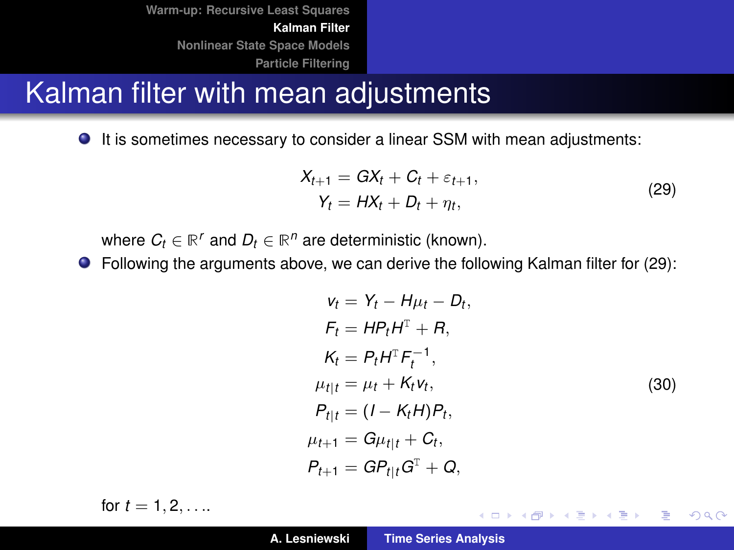# Kalman filter with mean adjustments

- It is sometimes necessary to consider a linear SSM with mean adjustments:

$$
\begin{aligned}
X_{t+1} &= GX_t + C_t + \varepsilon_{t+1}, \\
Y_t &= HX_t + D_t + \eta_t,
\end{aligned}
\tag{29}
$$

where $C_t \in \mathbb{R}^r$ and $D_t \in \mathbb{R}^n$ are deterministic (known).

- Following the arguments above, we can derive the following Kalman filter for (29):

$$
\begin{aligned}
v_t &= Y_t - H\mu_t - D_t, \\
F_t &= HP_tH^{\mathrm{T}} + R, \\
K_t &= P_tH^{\mathrm{T}}F_t^{-1}, \\
\mu_{t|t} &= \mu_t + K_tv_t, \\
P_{t|t} &= (I - K_tH)P_t, \\
\mu_{t+1} &= G\mu_{t|t} + C_t, \\
P_{t+1} &= GP_{t|t}G^{\mathrm{T}} + Q,
\end{aligned}
\tag{30}
$$

for $t = 1, 2, \ldots$.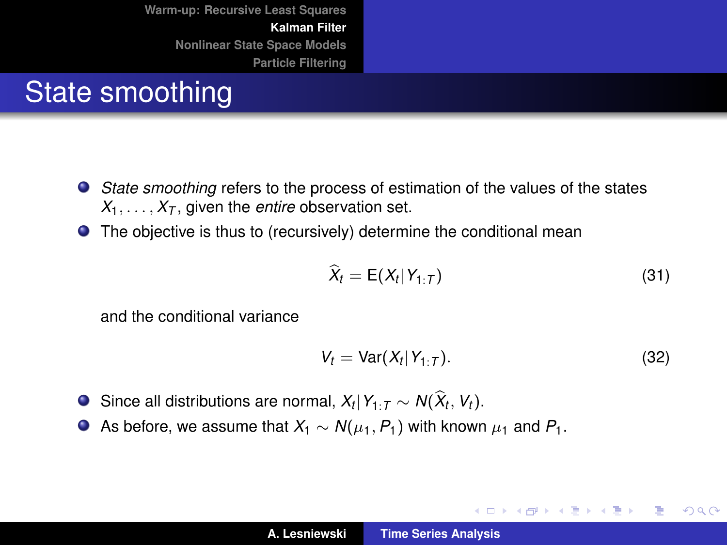# State smoothing

- *State smoothing* refers to the process of estimation of the values of the states $X_1, \ldots, X_T$, given the *entire* observation set.
- The objective is thus to (recursively) determine the conditional mean

$$\widehat{X}_t = \mathrm{E}(X_t | Y_{1:T}) \tag{31}$$

  and the conditional variance

$$V_t = \mathrm{Var}(X_t | Y_{1:T}). \tag{32}$$

- Since all distributions are normal, $X_t | Y_{1:T} \sim N(\widehat{X}_t, V_t)$.
- As before, we assume that $X_1 \sim N(\mu_1, P_1)$ with known $\mu_1$ and $P_1$.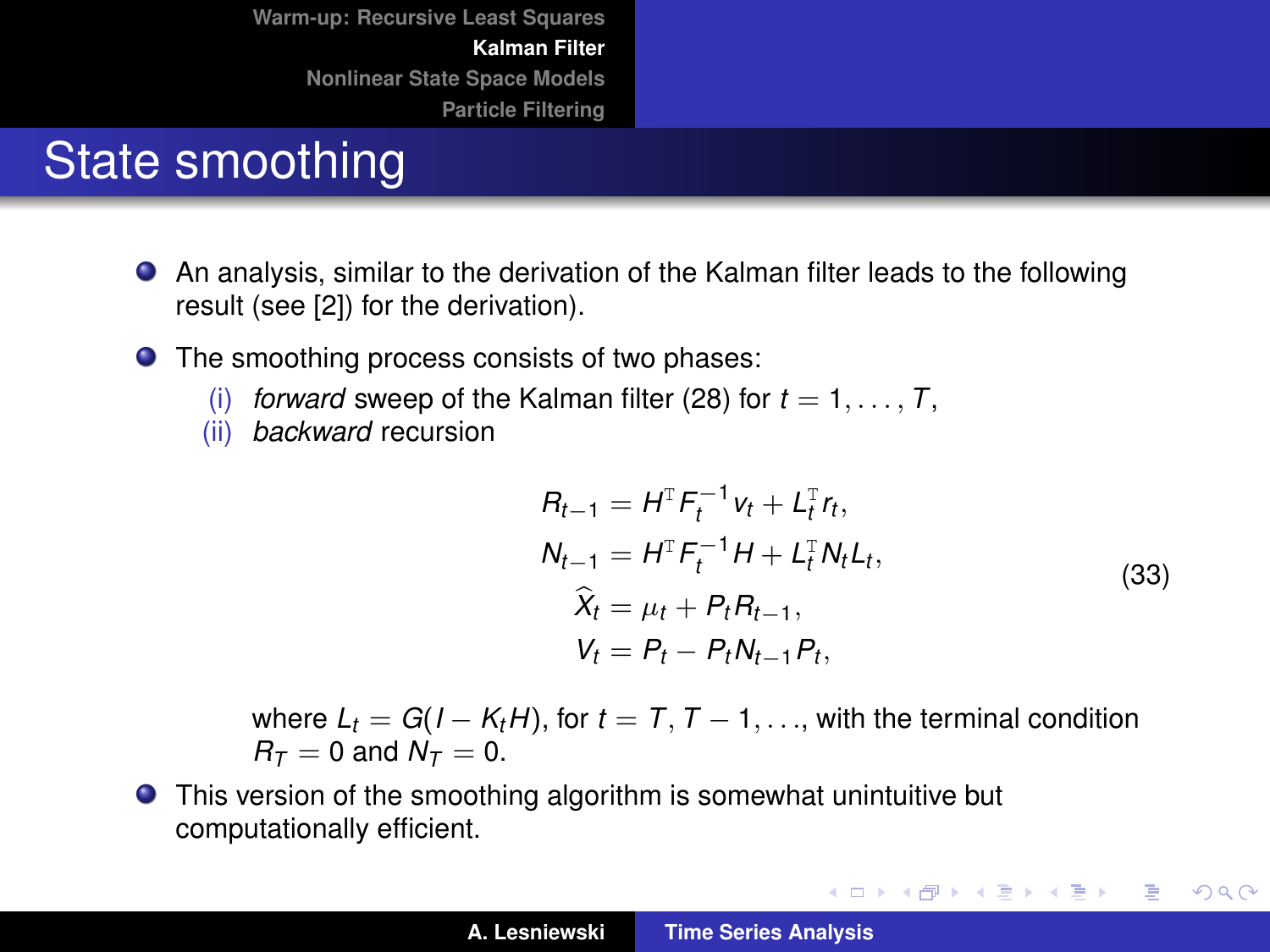# State smoothing

- An analysis, similar to the derivation of the Kalman filter leads to the following result (see [2]) for the derivation).
- The smoothing process consists of two phases:
  - (i) *forward* sweep of the Kalman filter (28) for $t = 1, \ldots, T$,
  - (ii) *backward* recursion

$$
\begin{aligned}
R_{t-1} &= H^{\mathrm{T}} F_t^{-1} v_t + L_t^{\mathrm{T}} r_t, \\
N_{t-1} &= H^{\mathrm{T}} F_t^{-1} H + L_t^{\mathrm{T}} N_t L_t, \\
\widehat{X}_t &= \mu_t + P_t R_{t-1}, \\
V_t &= P_t - P_t N_{t-1} P_t,
\end{aligned}
\tag{33}
$$

  where $L_t = G(I - K_t H)$, for $t = T, T-1, \ldots$, with the terminal condition $R_T = 0$ and $N_T = 0$.
- This version of the smoothing algorithm is somewhat unintuitive but computationally efficient.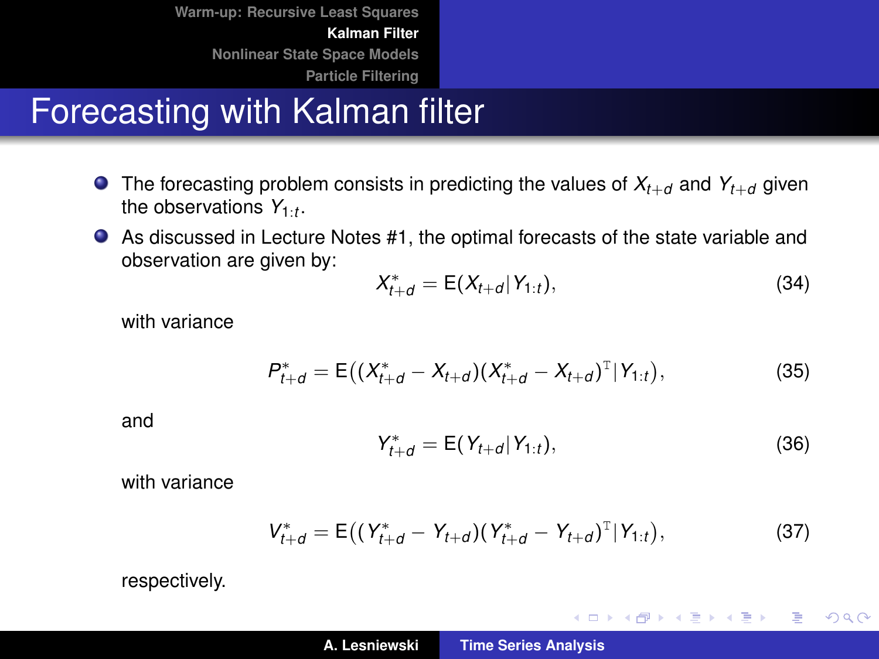# Forecasting with Kalman filter

- The forecasting problem consists in predicting the values of $X_{t+d}$ and $Y_{t+d}$ given the observations $Y_{1:t}$.
- As discussed in Lecture Notes #1, the optimal forecasts of the state variable and observation are given by:

$$X^*_{t+d} = \mathrm{E}(X_{t+d} | Y_{1:t}), \tag{34}$$

with variance

$$P^*_{t+d} = \mathrm{E}\big((X^*_{t+d} - X_{t+d})(X^*_{t+d} - X_{t+d})^{\mathrm{T}} | Y_{1:t}\big), \tag{35}$$

and

$$Y^*_{t+d} = \mathrm{E}(Y_{t+d} | Y_{1:t}), \tag{36}$$

with variance

$$V^*_{t+d} = \mathrm{E}\big((Y^*_{t+d} - Y_{t+d})(Y^*_{t+d} - Y_{t+d})^{\mathrm{T}} | Y_{1:t}\big), \tag{37}$$

respectively.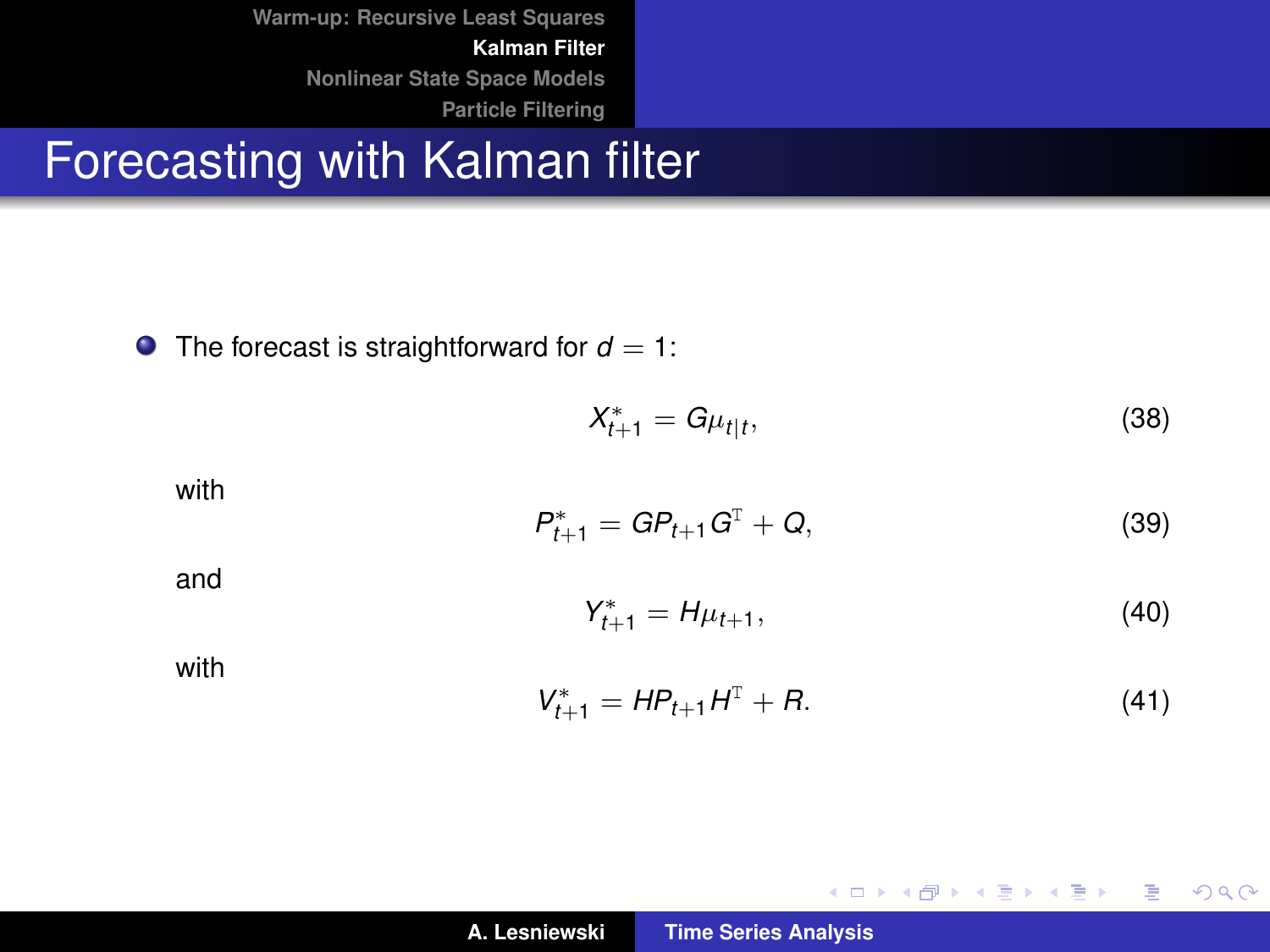# Forecasting with Kalman filter

- The forecast is straightforward for $d = 1$:

$$X^*_{t+1} = G\mu_{t|t}, \tag{38}$$

with

$$P^*_{t+1} = GP_{t+1}G^{\mathrm{T}} + Q, \tag{39}$$

and

$$Y^*_{t+1} = H\mu_{t+1}, \tag{40}$$

with

$$V^*_{t+1} = HP_{t+1}H^{\mathrm{T}} + R. \tag{41}$$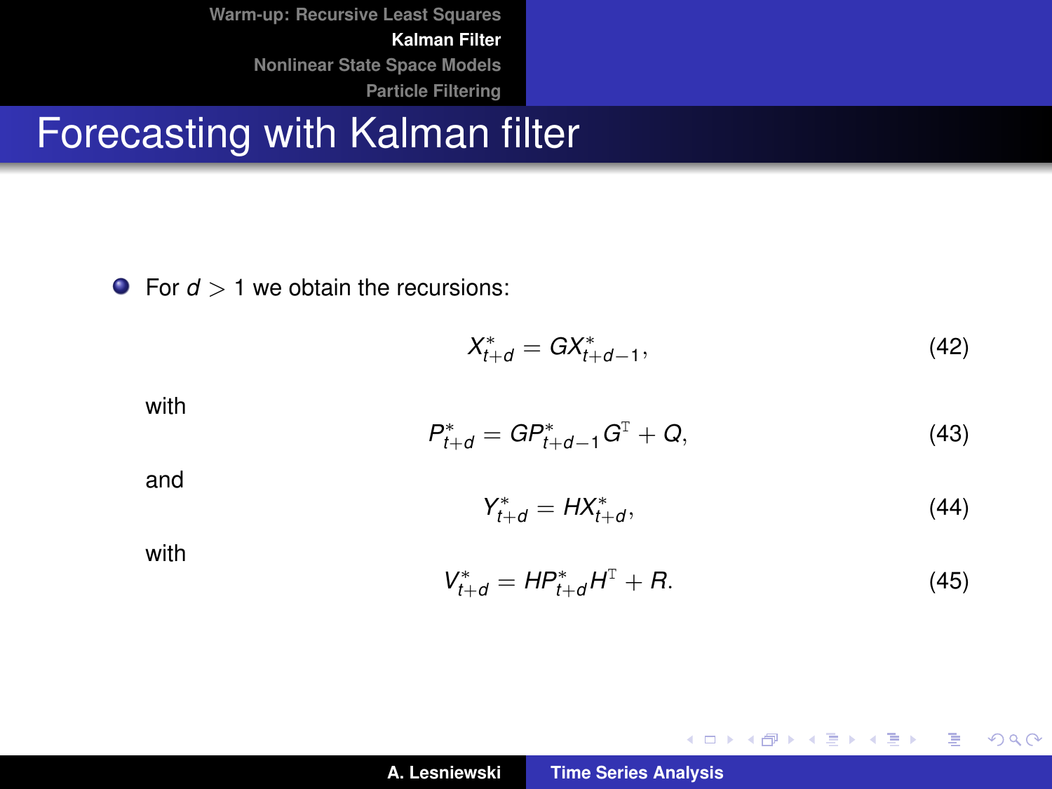# Forecasting with Kalman filter

- For $d > 1$ we obtain the recursions:

$$X^*_{t+d} = GX^*_{t+d-1}, \tag{42}$$

with

$$P^*_{t+d} = GP^*_{t+d-1}G^{\mathrm{T}} + Q, \tag{43}$$

and

$$Y^*_{t+d} = HX^*_{t+d}, \tag{44}$$

with

$$V^*_{t+d} = HP^*_{t+d}H^{\mathrm{T}} + R. \tag{45}$$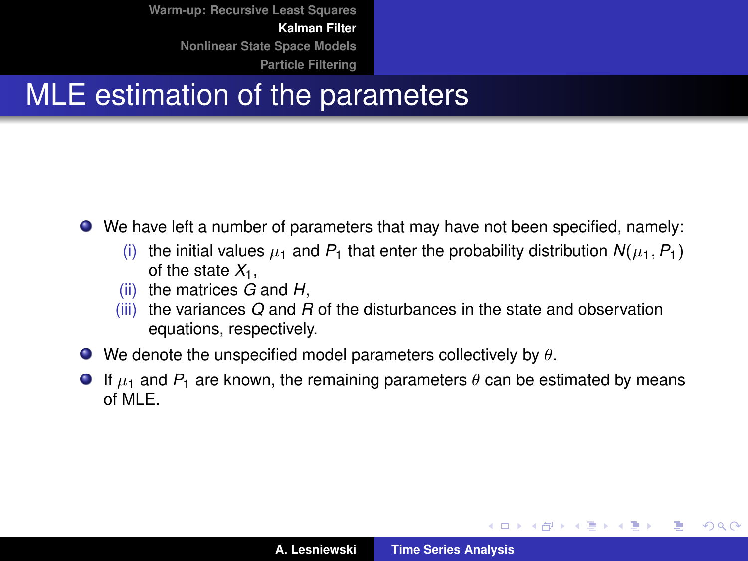# MLE estimation of the parameters

- We have left a number of parameters that may have not been specified, namely:
  - (i) the initial values $\mu_1$ and $P_1$ that enter the probability distribution $N(\mu_1, P_1)$ of the state $X_1$,
  - (ii) the matrices $G$ and $H$,
  - (iii) the variances $Q$ and $R$ of the disturbances in the state and observation equations, respectively.
- We denote the unspecified model parameters collectively by $\theta$.
- If $\mu_1$ and $P_1$ are known, the remaining parameters $\theta$ can be estimated by means of MLE.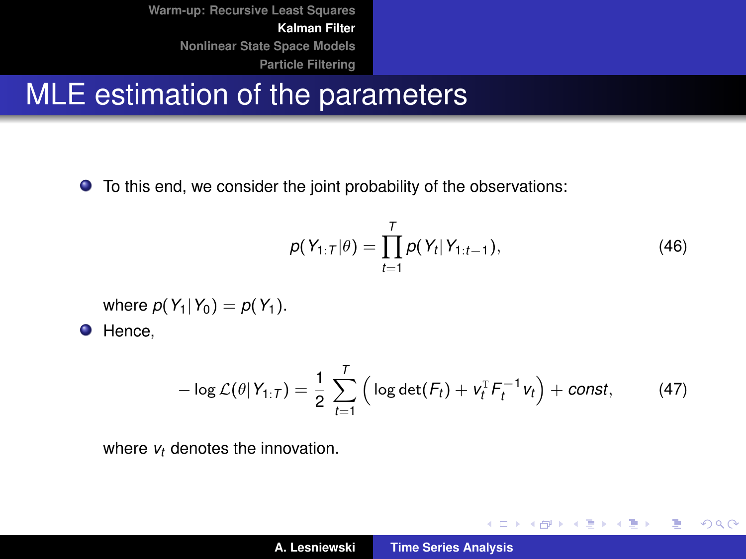## MLE estimation of the parameters

- To this end, we consider the joint probability of the observations:

$$p(Y_{1:T}|\theta) = \prod_{t=1}^{T} p(Y_t | Y_{1:t-1}), \tag{46}$$

  where $p(Y_1 | Y_0) = p(Y_1)$.

- Hence,

$$-\log \mathcal{L}(\theta | Y_{1:T}) = \frac{1}{2} \sum_{t=1}^{T} \Big( \log \det(F_t) + v_t^{\mathrm{T}} F_t^{-1} v_t \Big) + const, \tag{47}$$

  where $v_t$ denotes the innovation.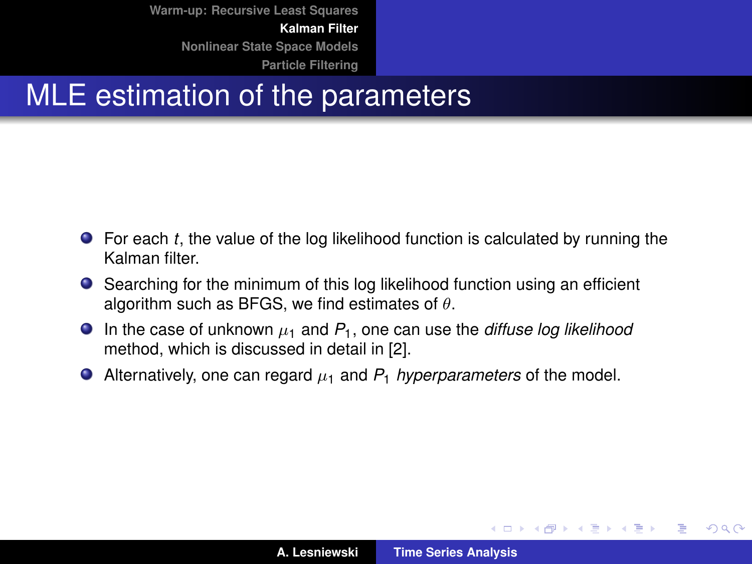# MLE estimation of the parameters

- For each $t$, the value of the log likelihood function is calculated by running the Kalman filter.
- Searching for the minimum of this log likelihood function using an efficient algorithm such as BFGS, we find estimates of $\theta$.
- In the case of unknown $\mu_1$ and $P_1$, one can use the *diffuse log likelihood* method, which is discussed in detail in [2].
- Alternatively, one can regard $\mu_1$ and $P_1$ *hyperparameters* of the model.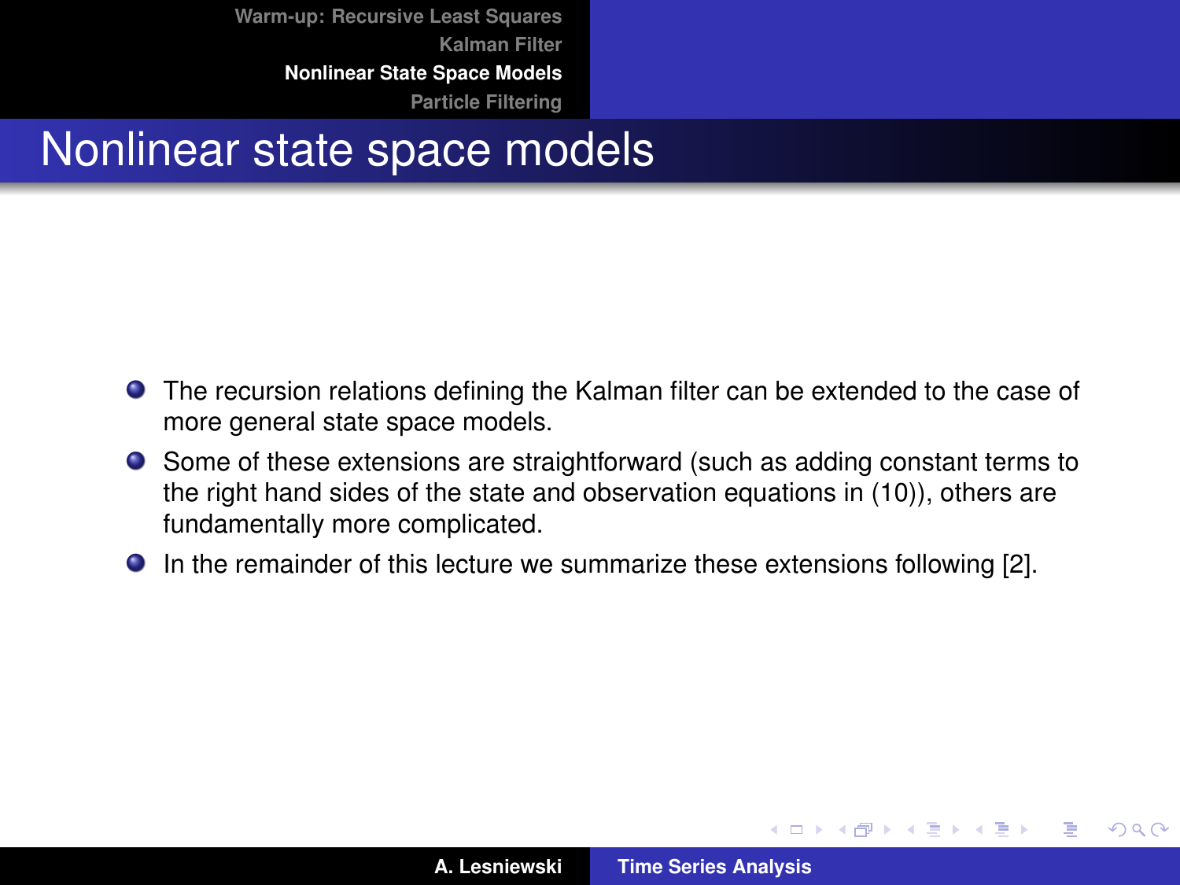# Nonlinear state space models

- The recursion relations defining the Kalman filter can be extended to the case of more general state space models.
- Some of these extensions are straightforward (such as adding constant terms to the right hand sides of the state and observation equations in (10)), others are fundamentally more complicated.
- In the remainder of this lecture we summarize these extensions following [2].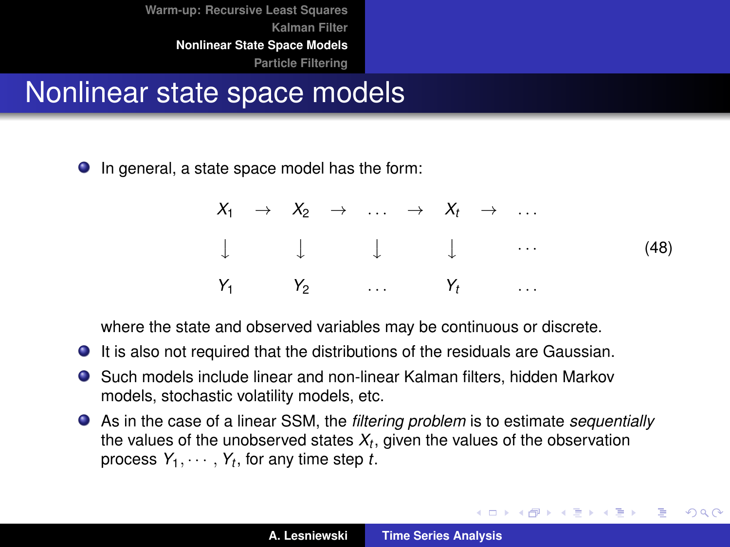# Nonlinear state space models

- In general, a state space model has the form:

$$
\begin{array}{ccccccccc}
X_1 & \rightarrow & X_2 & \rightarrow & \ldots & \rightarrow & X_t & \rightarrow & \ldots \\
\downarrow & & \downarrow & & \downarrow & & \downarrow & & \ldots \\
Y_1 & & Y_2 & & \ldots & & Y_t & & \ldots
\end{array}
\tag{48}
$$

  where the state and observed variables may be continuous or discrete.

- It is also not required that the distributions of the residuals are Gaussian.
- Such models include linear and non-linear Kalman filters, hidden Markov models, stochastic volatility models, etc.
- As in the case of a linear SSM, the *filtering problem* is to estimate *sequentially* the values of the unobserved states $X_t$, given the values of the observation process $Y_1, \cdots, Y_t$, for any time step $t$.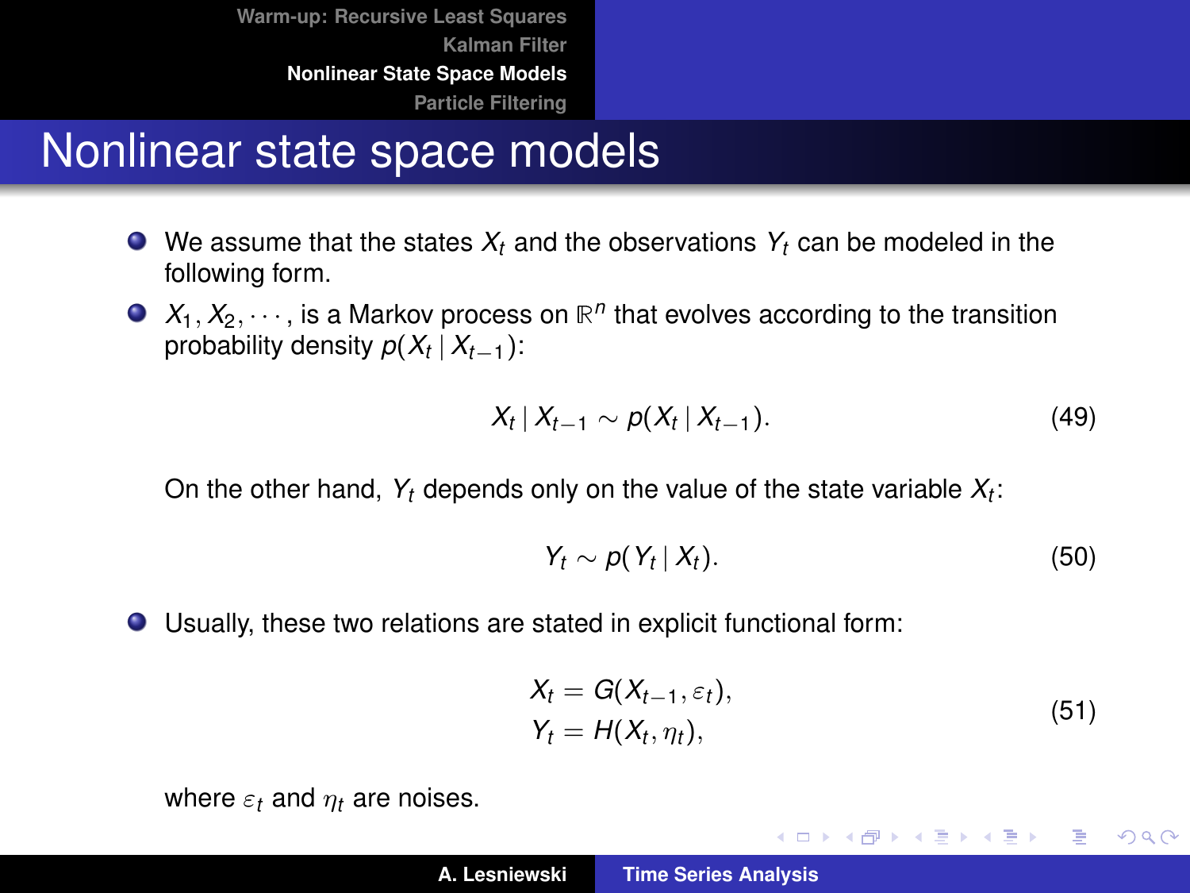# Nonlinear state space models

- We assume that the states $X_t$ and the observations $Y_t$ can be modeled in the following form.
- $X_1, X_2, \cdots$, is a Markov process on $\mathbb{R}^n$ that evolves according to the transition probability density $p(X_t \mid X_{t-1})$:

$$X_t \mid X_{t-1} \sim p(X_t \mid X_{t-1}). \tag{49}$$

  On the other hand, $Y_t$ depends only on the value of the state variable $X_t$:

$$Y_t \sim p(Y_t \mid X_t). \tag{50}$$

- Usually, these two relations are stated in explicit functional form:

$$\begin{aligned} X_t &= G(X_{t-1}, \varepsilon_t), \\ Y_t &= H(X_t, \eta_t), \end{aligned} \tag{51}$$

  where $\varepsilon_t$ and $\eta_t$ are noises.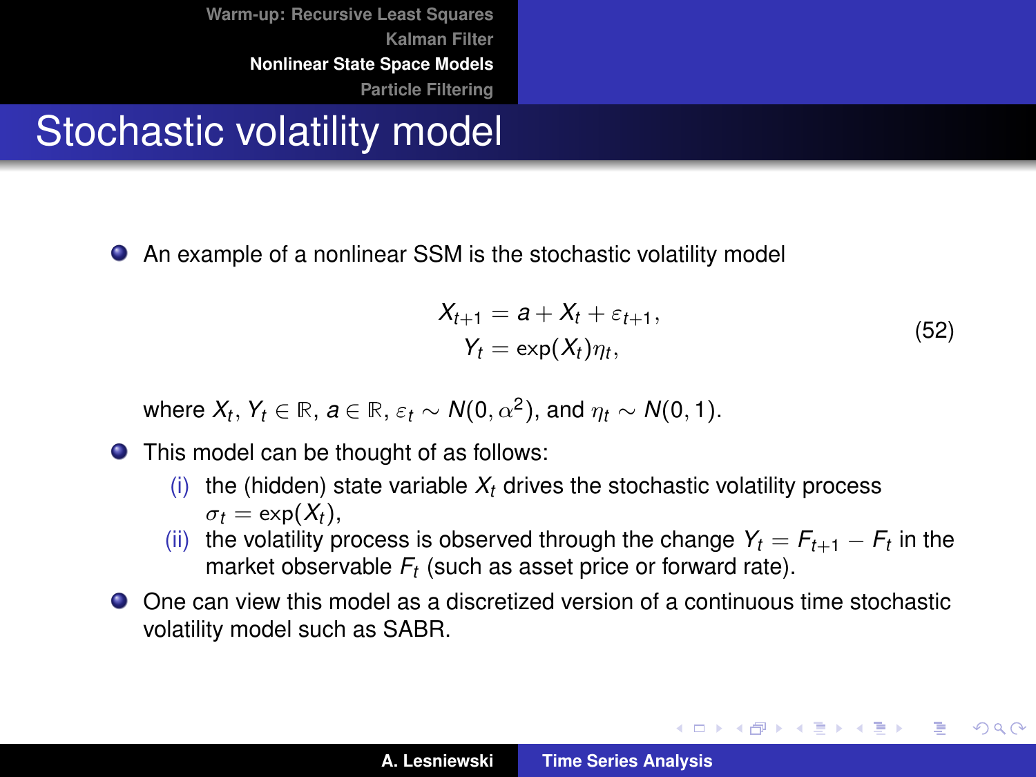# Stochastic volatility model

- An example of a nonlinear SSM is the stochastic volatility model

$$
\begin{aligned}
X_{t+1} &= a + X_t + \varepsilon_{t+1}, \\
Y_t &= \exp(X_t)\eta_t,
\end{aligned}
\tag{52}
$$

  where $X_t, Y_t \in \mathbb{R}$, $a \in \mathbb{R}$, $\varepsilon_t \sim N(0, \alpha^2)$, and $\eta_t \sim N(0, 1)$.

- This model can be thought of as follows:
  - (i) the (hidden) state variable $X_t$ drives the stochastic volatility process $\sigma_t = \exp(X_t)$,
  - (ii) the volatility process is observed through the change $Y_t = F_{t+1} - F_t$ in the market observable $F_t$ (such as asset price or forward rate).

- One can view this model as a discretized version of a continuous time stochastic volatility model such as SABR.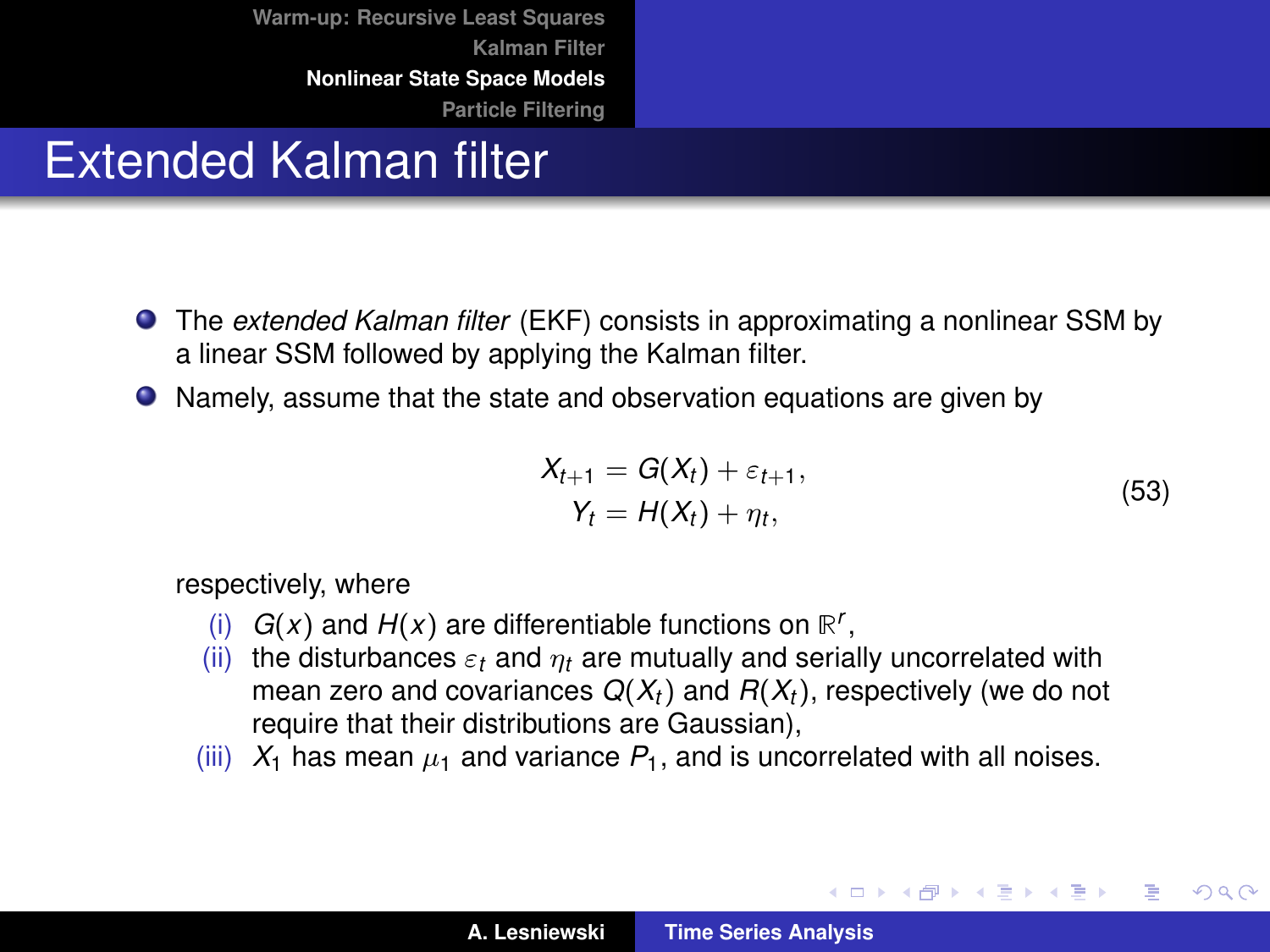# Extended Kalman filter

- The *extended Kalman filter* (EKF) consists in approximating a nonlinear SSM by a linear SSM followed by applying the Kalman filter.
- Namely, assume that the state and observation equations are given by

$$
\begin{aligned}
X_{t+1} &= G(X_t) + \varepsilon_{t+1}, \\
Y_t &= H(X_t) + \eta_t,
\end{aligned}
\tag{53}
$$

  respectively, where

  (i) $G(x)$ and $H(x)$ are differentiable functions on $\mathbb{R}^r$,
  
  (ii) the disturbances $\varepsilon_t$ and $\eta_t$ are mutually and serially uncorrelated with mean zero and covariances $Q(X_t)$ and $R(X_t)$, respectively (we do not require that their distributions are Gaussian),
  
  (iii) $X_1$ has mean $\mu_1$ and variance $P_1$, and is uncorrelated with all noises.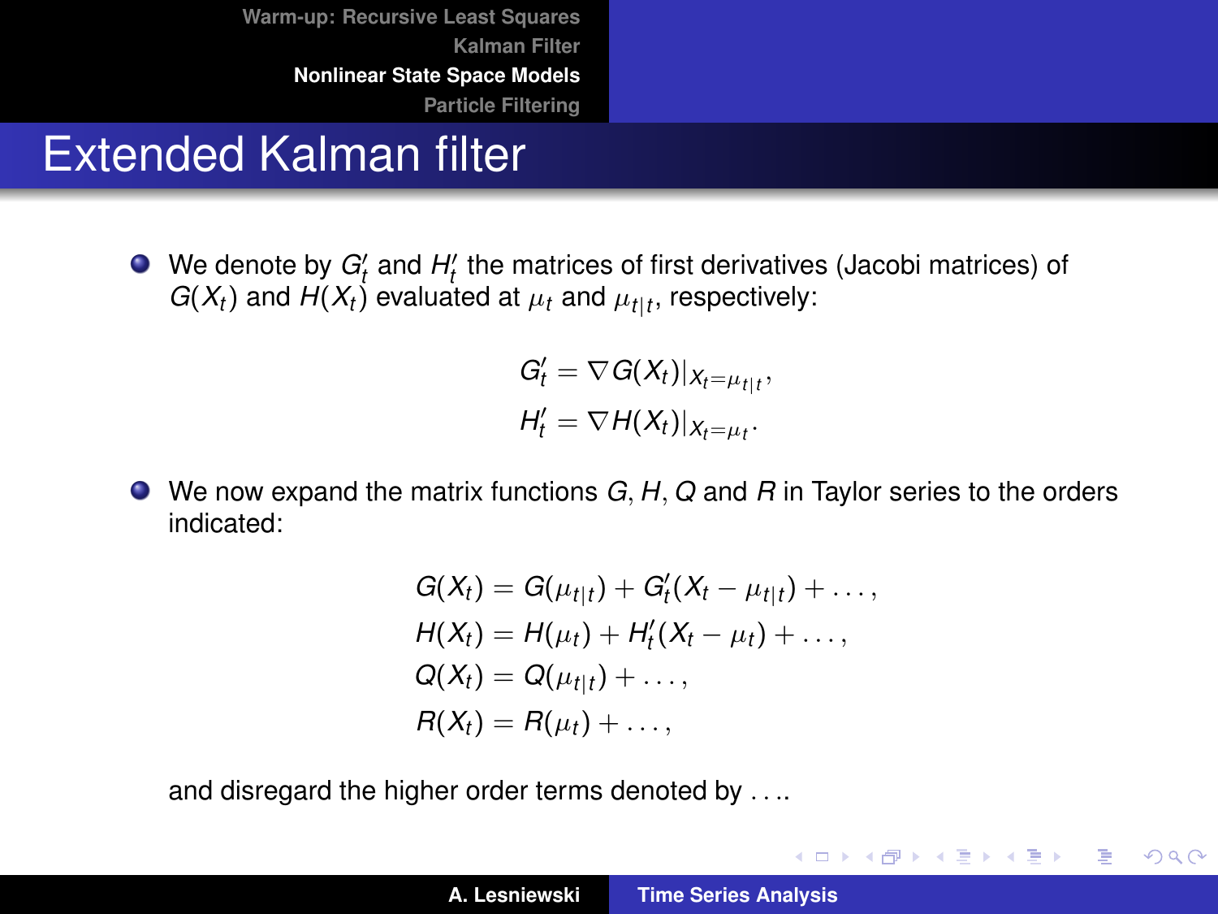# Extended Kalman filter

- We denote by $G_t'$ and $H_t'$ the matrices of first derivatives (Jacobi matrices) of $G(X_t)$ and $H(X_t)$ evaluated at $\mu_t$ and $\mu_{t|t}$, respectively:

$$
\begin{aligned}
G_t' &= \nabla G(X_t)|_{X_t=\mu_{t|t}}, \\
H_t' &= \nabla H(X_t)|_{X_t=\mu_t}.
\end{aligned}
$$

- We now expand the matrix functions $G, H, Q$ and $R$ in Taylor series to the orders indicated:

$$
\begin{aligned}
G(X_t) &= G(\mu_{t|t}) + G_t'(X_t - \mu_{t|t}) + \ldots, \\
H(X_t) &= H(\mu_t) + H_t'(X_t - \mu_t) + \ldots, \\
Q(X_t) &= Q(\mu_{t|t}) + \ldots, \\
R(X_t) &= R(\mu_t) + \ldots,
\end{aligned}
$$

and disregard the higher order terms denoted by $\ldots$.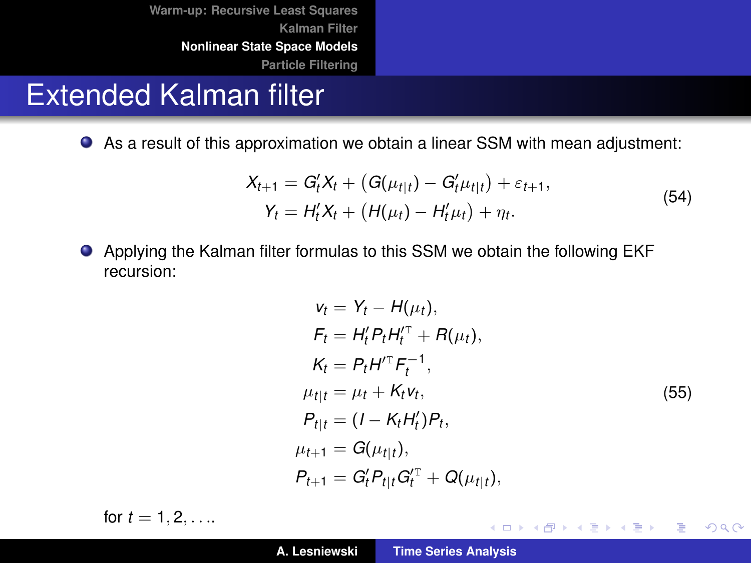# Extended Kalman filter

- As a result of this approximation we obtain a linear SSM with mean adjustment:

$$
\begin{aligned}
X_{t+1} &= G_t' X_t + \big(G(\mu_{t|t}) - G_t' \mu_{t|t}\big) + \varepsilon_{t+1}, \\
Y_t &= H_t' X_t + \big(H(\mu_t) - H_t' \mu_t\big) + \eta_t.
\end{aligned}
\tag{54}
$$

- Applying the Kalman filter formulas to this SSM we obtain the following EKF recursion:

$$
\begin{aligned}
v_t &= Y_t - H(\mu_t), \\
F_t &= H_t' P_t H_t'^{\mathrm{T}} + R(\mu_t), \\
K_t &= P_t H'^{\mathrm{T}} F_t^{-1}, \\
\mu_{t|t} &= \mu_t + K_t v_t, \\
P_{t|t} &= (I - K_t H_t') P_t, \\
\mu_{t+1} &= G(\mu_{t|t}), \\
P_{t+1} &= G_t' P_{t|t} G_t'^{\mathrm{T}} + Q(\mu_{t|t}),
\end{aligned}
\tag{55}
$$

for $t = 1, 2, \ldots$.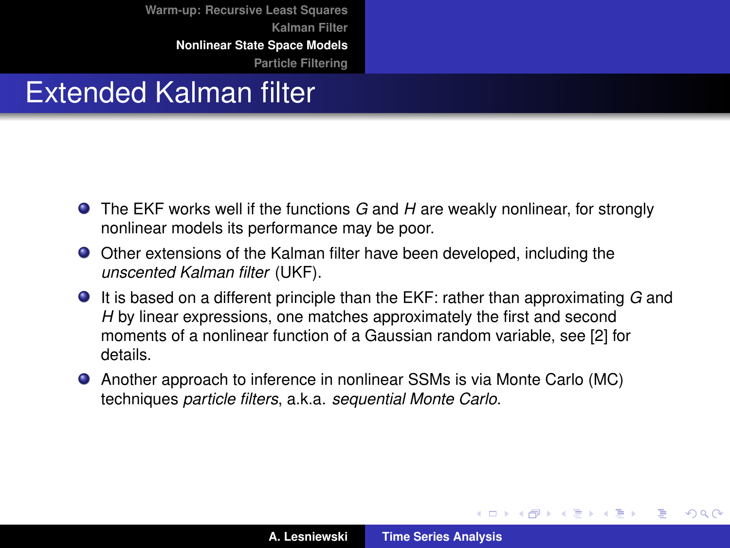# Extended Kalman filter

- The EKF works well if the functions $G$ and $H$ are weakly nonlinear, for strongly nonlinear models its performance may be poor.
- Other extensions of the Kalman filter have been developed, including the *unscented Kalman filter* (UKF).
- It is based on a different principle than the EKF: rather than approximating $G$ and $H$ by linear expressions, one matches approximately the first and second moments of a nonlinear function of a Gaussian random variable, see [2] for details.
- Another approach to inference in nonlinear SSMs is via Monte Carlo (MC) techniques *particle filters*, a.k.a. *sequential Monte Carlo*.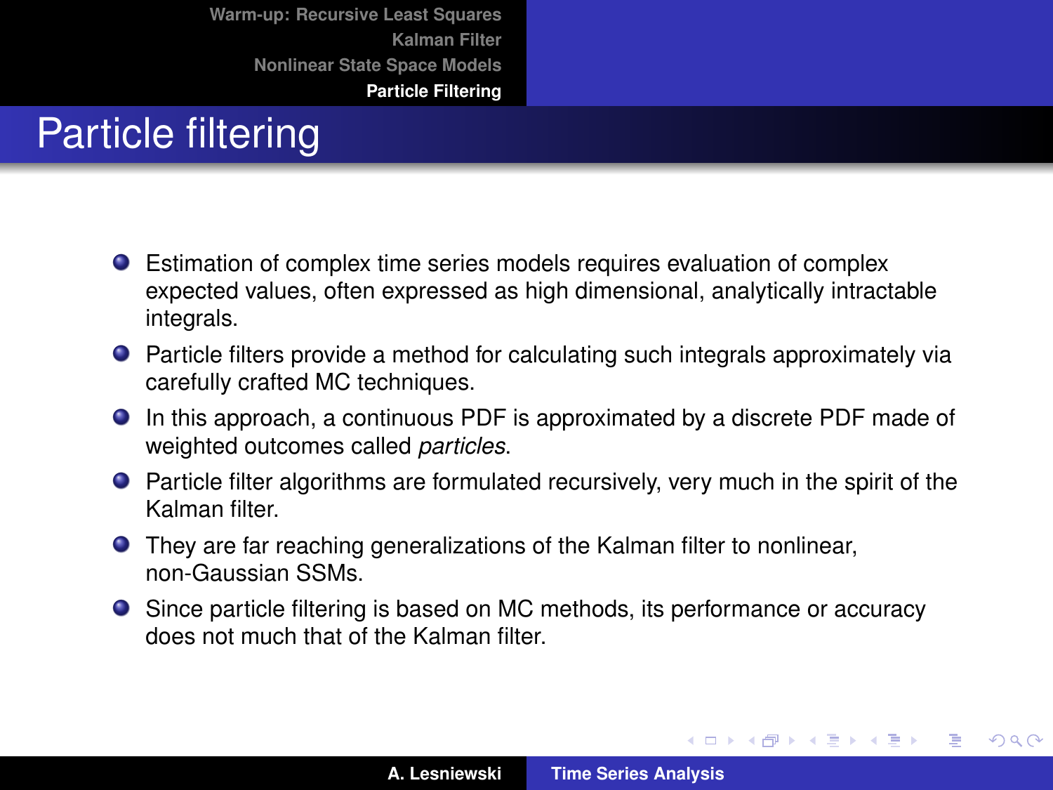# Particle filtering

- Estimation of complex time series models requires evaluation of complex expected values, often expressed as high dimensional, analytically intractable integrals.
- Particle filters provide a method for calculating such integrals approximately via carefully crafted MC techniques.
- In this approach, a continuous PDF is approximated by a discrete PDF made of weighted outcomes called *particles*.
- Particle filter algorithms are formulated recursively, very much in the spirit of the Kalman filter.
- They are far reaching generalizations of the Kalman filter to nonlinear, non-Gaussian SSMs.
- Since particle filtering is based on MC methods, its performance or accuracy does not much that of the Kalman filter.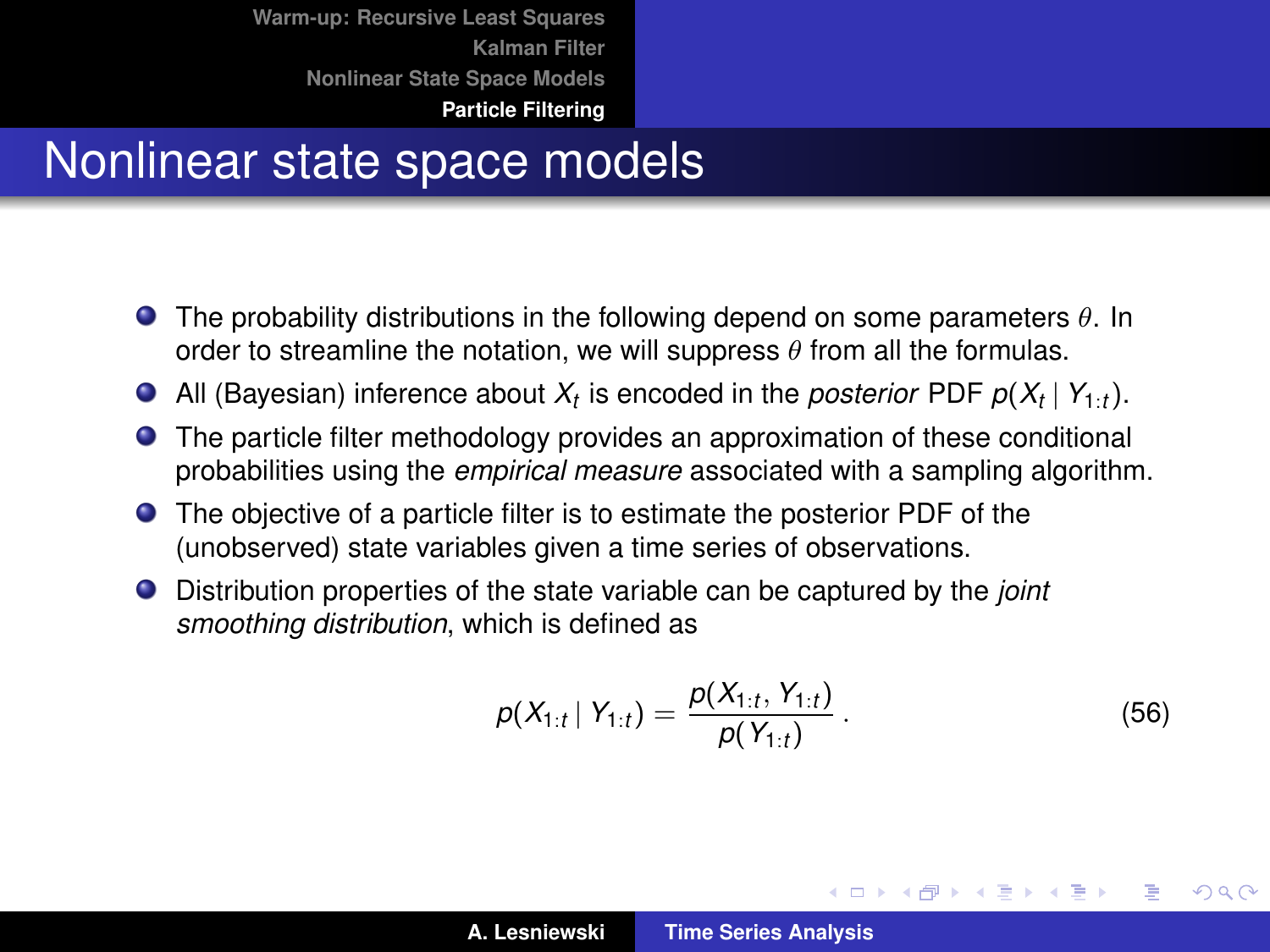# Nonlinear state space models

- The probability distributions in the following depend on some parameters $\theta$. In order to streamline the notation, we will suppress $\theta$ from all the formulas.
- All (Bayesian) inference about $X_t$ is encoded in the *posterior* PDF $p(X_t \mid Y_{1:t})$.
- The particle filter methodology provides an approximation of these conditional probabilities using the *empirical measure* associated with a sampling algorithm.
- The objective of a particle filter is to estimate the posterior PDF of the (unobserved) state variables given a time series of observations.
- Distribution properties of the state variable can be captured by the *joint smoothing distribution*, which is defined as

$$p(X_{1:t} \mid Y_{1:t}) = \frac{p(X_{1:t}, Y_{1:t})}{p(Y_{1:t})}. \tag{56}$$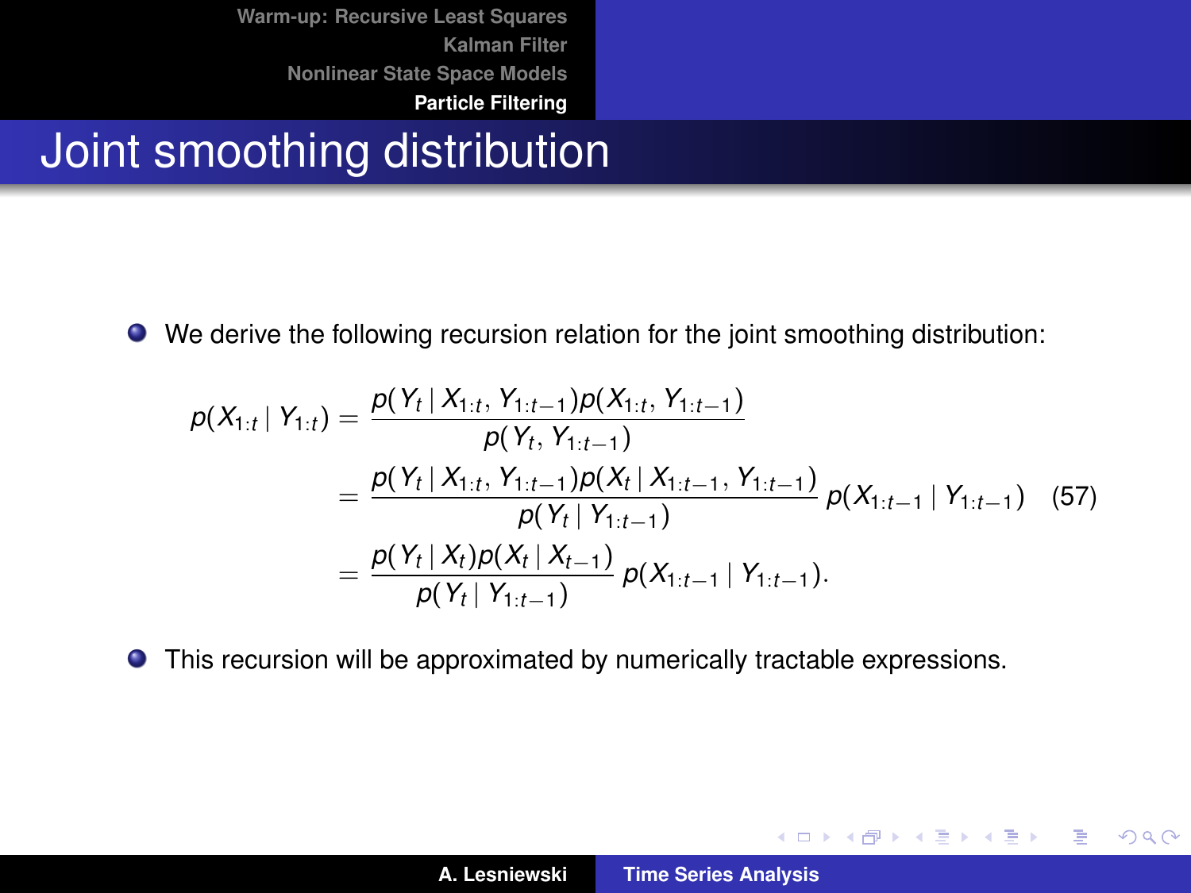# Joint smoothing distribution

- We derive the following recursion relation for the joint smoothing distribution:

$$
\begin{aligned}
p(X_{1:t} \mid Y_{1:t}) &= \frac{p(Y_t \mid X_{1:t}, Y_{1:t-1}) p(X_{1:t}, Y_{1:t-1})}{p(Y_t, Y_{1:t-1})} \\
&= \frac{p(Y_t \mid X_{1:t}, Y_{1:t-1}) p(X_t \mid X_{1:t-1}, Y_{1:t-1})}{p(Y_t \mid Y_{1:t-1})} \, p(X_{1:t-1} \mid Y_{1:t-1}) \\
&= \frac{p(Y_t \mid X_t) p(X_t \mid X_{t-1})}{p(Y_t \mid Y_{1:t-1})} \, p(X_{1:t-1} \mid Y_{1:t-1}).
\end{aligned}
\tag{57}
$$

- This recursion will be approximated by numerically tractable expressions.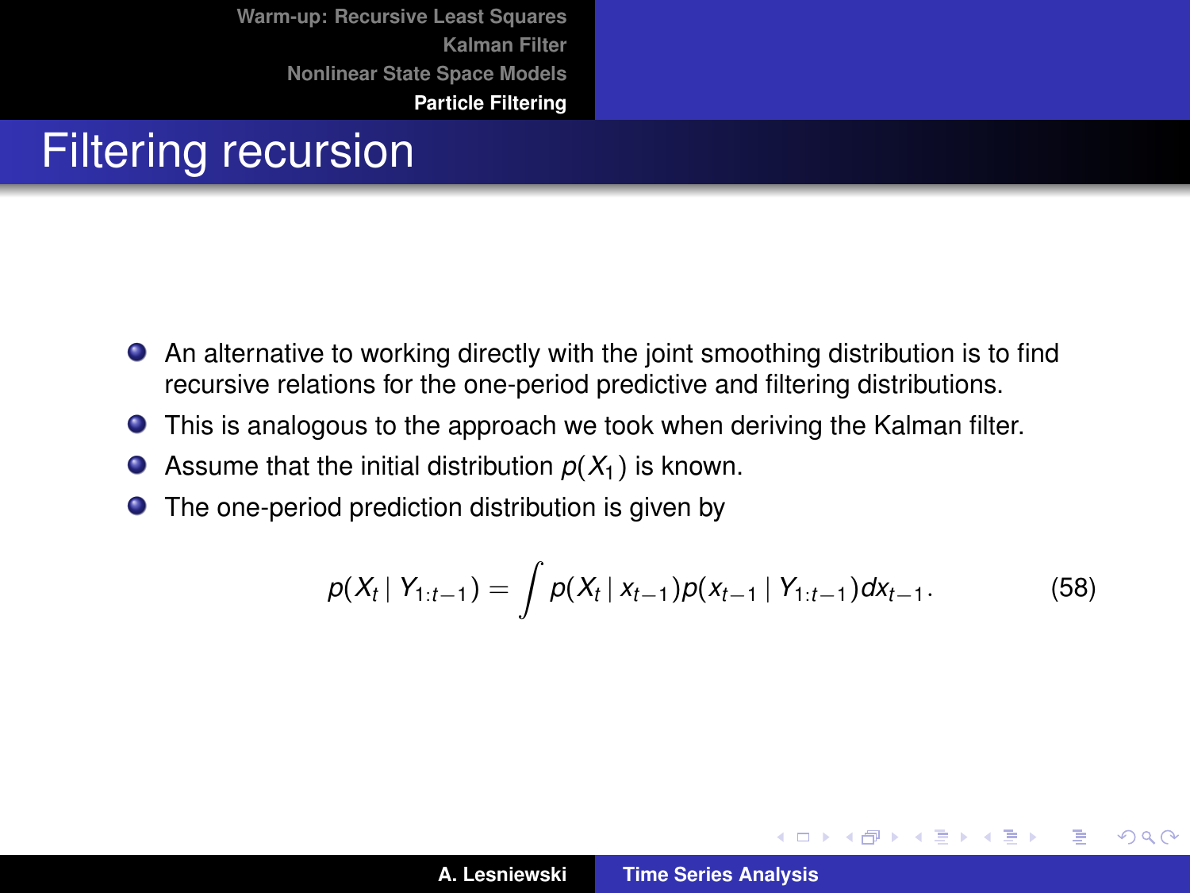# Filtering recursion

- An alternative to working directly with the joint smoothing distribution is to find recursive relations for the one-period predictive and filtering distributions.
- This is analogous to the approach we took when deriving the Kalman filter.
- Assume that the initial distribution $p(X_1)$ is known.
- The one-period prediction distribution is given by

$$p(X_t \mid Y_{1:t-1}) = \int p(X_t \mid x_{t-1}) p(x_{t-1} \mid Y_{1:t-1}) dx_{t-1}. \tag{58}$$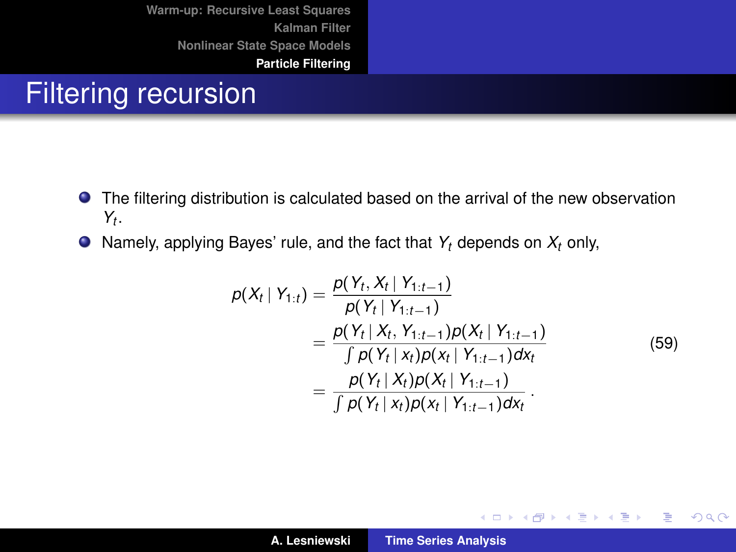# Filtering recursion

- The filtering distribution is calculated based on the arrival of the new observation $Y_t$.
- Namely, applying Bayes' rule, and the fact that $Y_t$ depends on $X_t$ only,

$$
\begin{aligned}
p(X_t \mid Y_{1:t}) &= \frac{p(Y_t, X_t \mid Y_{1:t-1})}{p(Y_t \mid Y_{1:t-1})} \\
&= \frac{p(Y_t \mid X_t, Y_{1:t-1}) p(X_t \mid Y_{1:t-1})}{\int p(Y_t \mid x_t) p(x_t \mid Y_{1:t-1}) dx_t} \\
&= \frac{p(Y_t \mid X_t) p(X_t \mid Y_{1:t-1})}{\int p(Y_t \mid x_t) p(x_t \mid Y_{1:t-1}) dx_t} .
\end{aligned}
\tag{59}
$$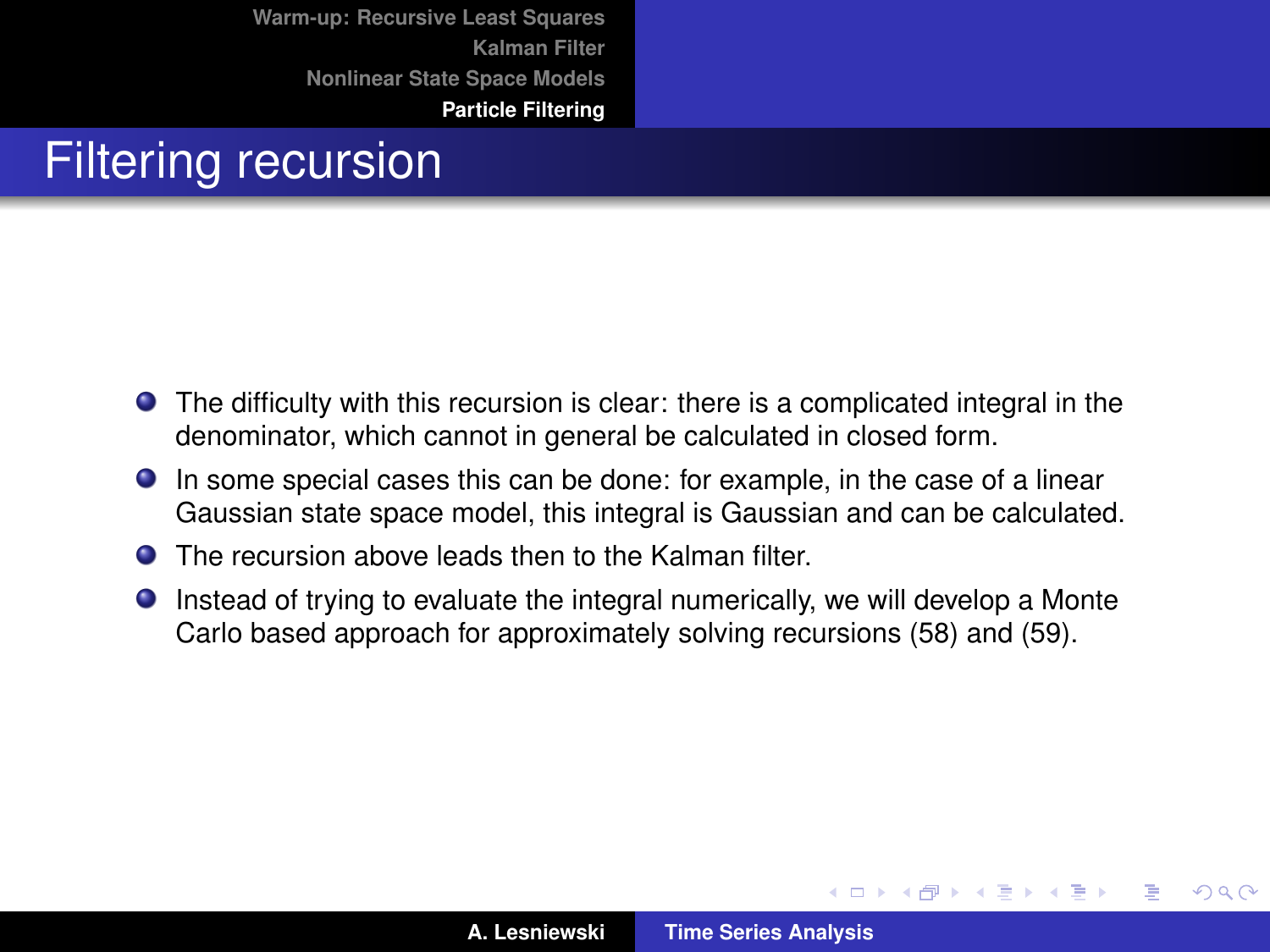# Filtering recursion

- The difficulty with this recursion is clear: there is a complicated integral in the denominator, which cannot in general be calculated in closed form.
- In some special cases this can be done: for example, in the case of a linear Gaussian state space model, this integral is Gaussian and can be calculated.
- The recursion above leads then to the Kalman filter.
- Instead of trying to evaluate the integral numerically, we will develop a Monte Carlo based approach for approximately solving recursions (58) and (59).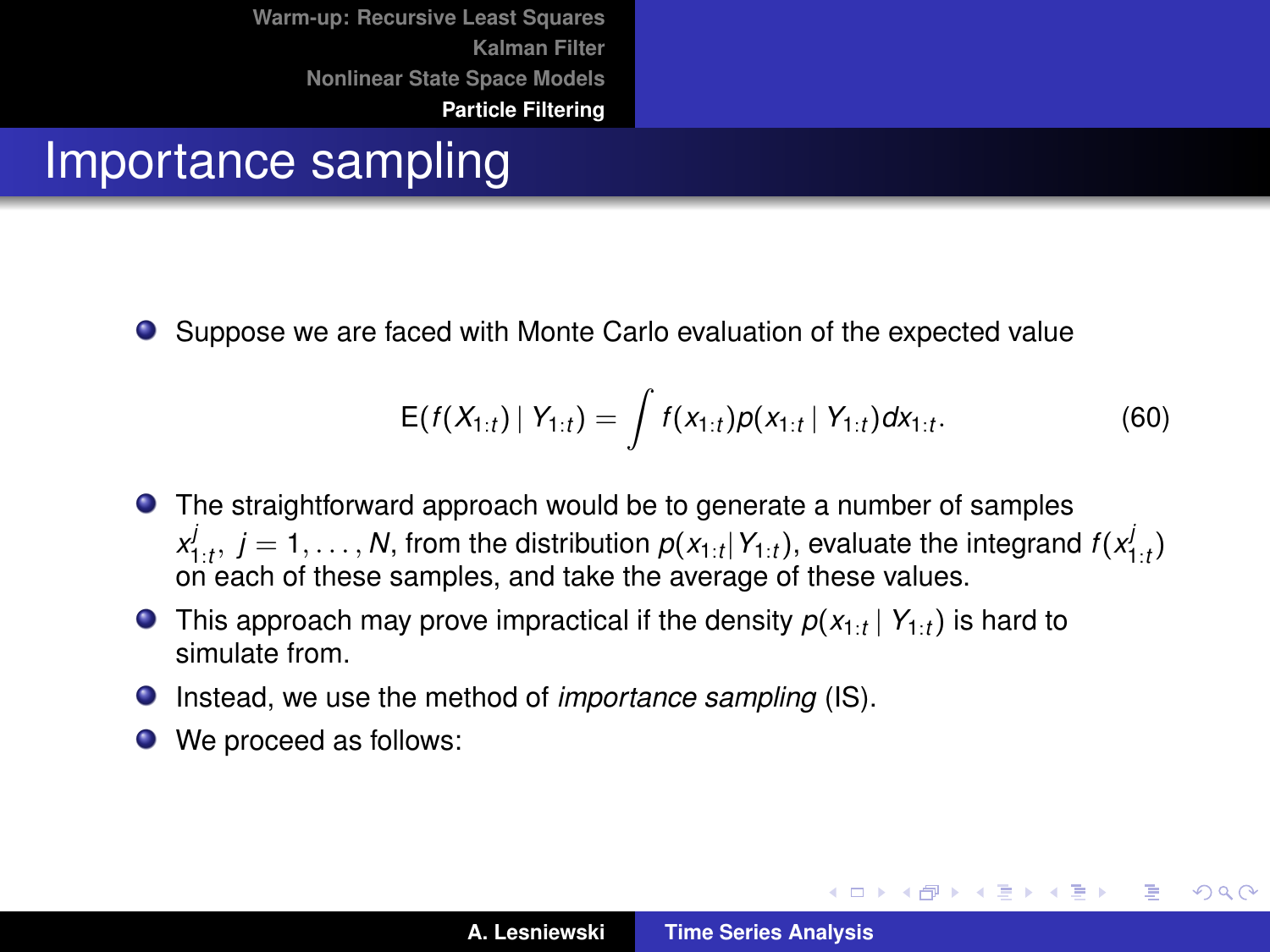# Importance sampling

- Suppose we are faced with Monte Carlo evaluation of the expected value

$$\mathrm{E}(f(X_{1:t}) \mid Y_{1:t}) = \int f(x_{1:t}) p(x_{1:t} \mid Y_{1:t}) dx_{1:t}. \tag{60}$$

- The straightforward approach would be to generate a number of samples $x^j_{1:t}$, $j = 1, \ldots, N$, from the distribution $p(x_{1:t} | Y_{1:t})$, evaluate the integrand $f(x^j_{1:t})$ on each of these samples, and take the average of these values.
- This approach may prove impractical if the density $p(x_{1:t} \mid Y_{1:t})$ is hard to simulate from.
- Instead, we use the method of *importance sampling* (IS).
- We proceed as follows: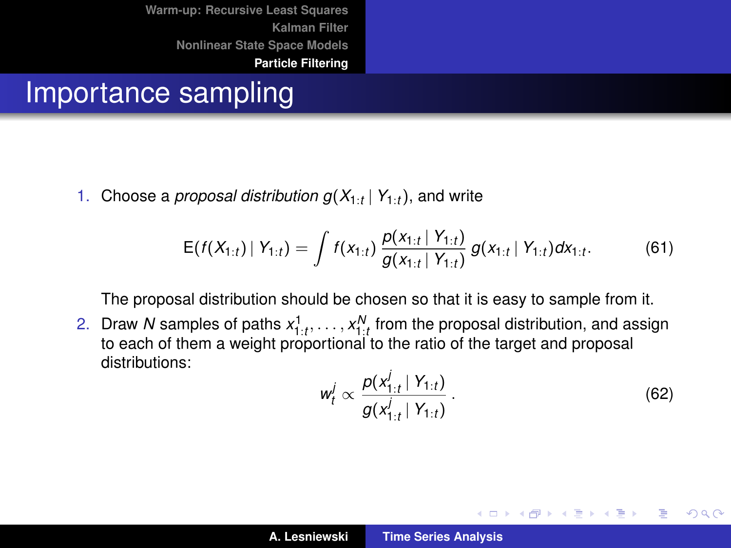# Importance sampling

1. Choose a *proposal distribution* $g(X_{1:t} \mid Y_{1:t})$, and write

$$\mathrm{E}(f(X_{1:t}) \mid Y_{1:t}) = \int f(x_{1:t}) \, \frac{p(x_{1:t} \mid Y_{1:t})}{g(x_{1:t} \mid Y_{1:t})} \, g(x_{1:t} \mid Y_{1:t}) dx_{1:t}. \tag{61}$$

   The proposal distribution should be chosen so that it is easy to sample from it.

2. Draw $N$ samples of paths $x^1_{1:t}, \ldots, x^N_{1:t}$ from the proposal distribution, and assign to each of them a weight proportional to the ratio of the target and proposal distributions:

$$w^j_t \propto \frac{p(x^j_{1:t} \mid Y_{1:t})}{g(x^j_{1:t} \mid Y_{1:t})} \,. \tag{62}$$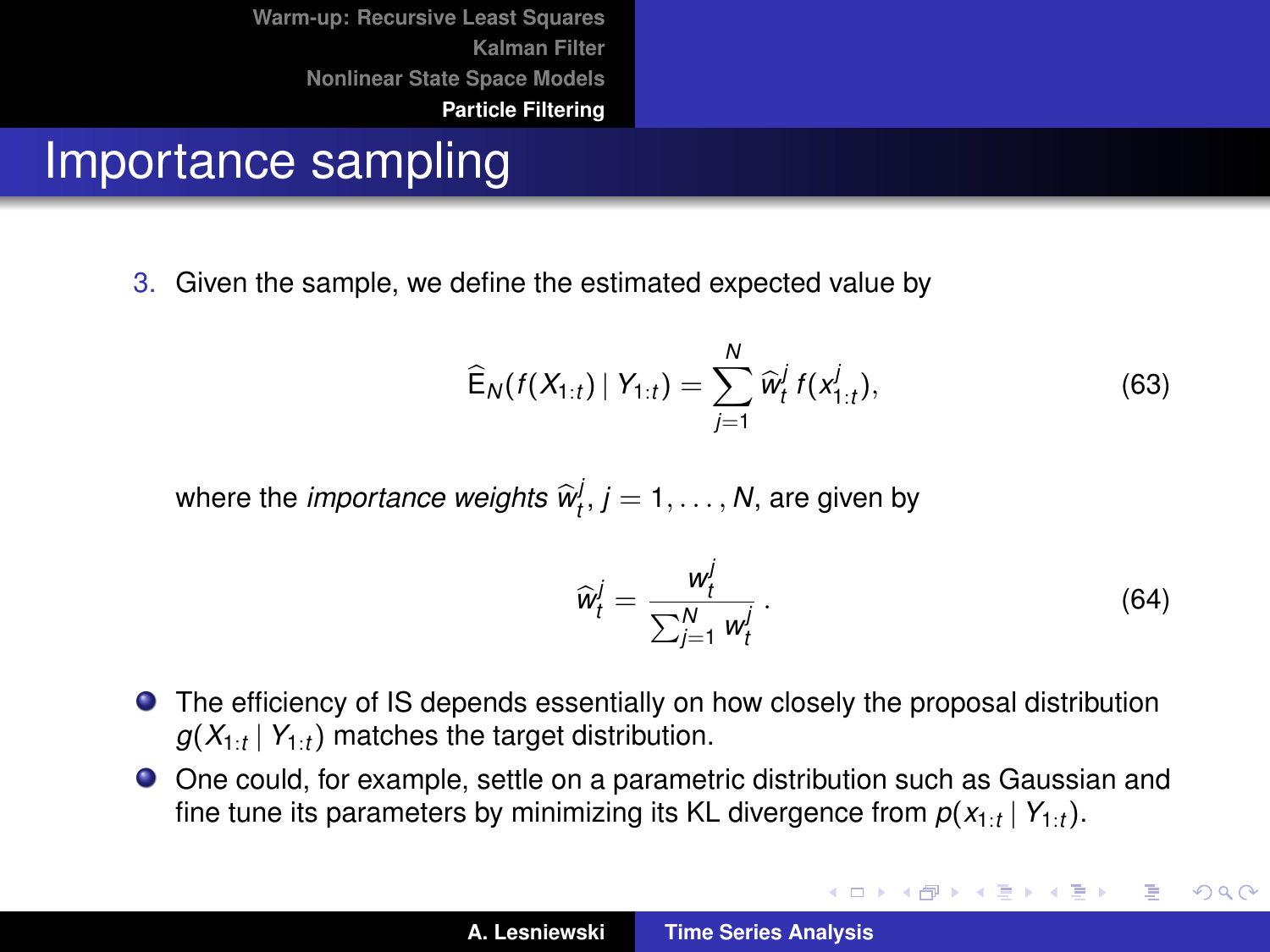# Importance sampling

3. Given the sample, we define the estimated expected value by

$$\widehat{\mathrm{E}}_N(f(X_{1:t}) \mid Y_{1:t}) = \sum_{j=1}^{N} \widehat{w}_t^j \, f(x_{1:t}^j), \tag{63}$$

where the *importance weights* $\widehat{w}_t^j$, $j = 1, \ldots, N$, are given by

$$\widehat{w}_t^j = \frac{w_t^j}{\sum_{j=1}^{N} w_t^j}\,. \tag{64}$$

- The efficiency of IS depends essentially on how closely the proposal distribution $g(X_{1:t} \mid Y_{1:t})$ matches the target distribution.
- One could, for example, settle on a parametric distribution such as Gaussian and fine tune its parameters by minimizing its KL divergence from $p(x_{1:t} \mid Y_{1:t})$.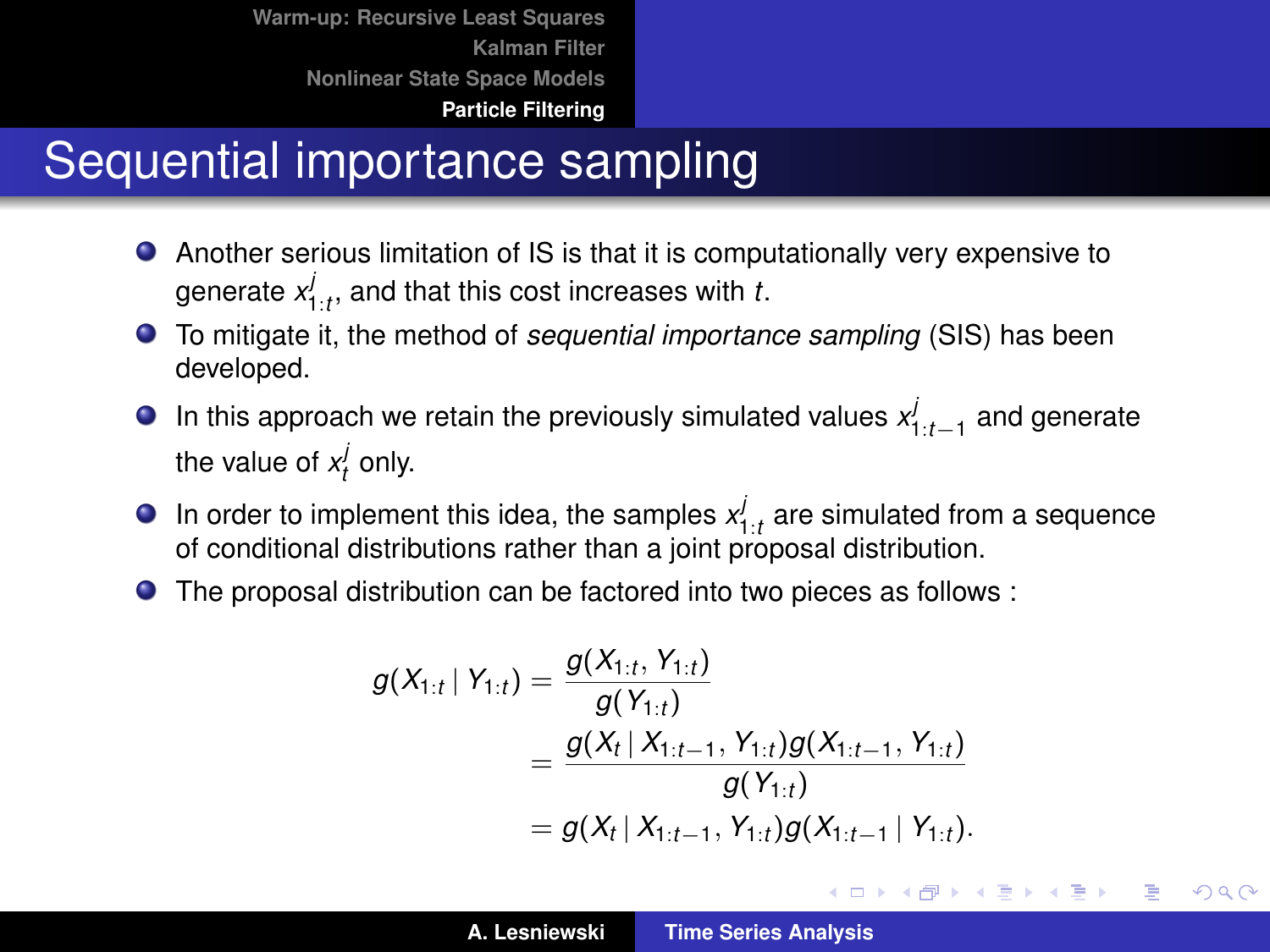# Sequential importance sampling

- Another serious limitation of IS is that it is computationally very expensive to generate $x^j_{1:t}$, and that this cost increases with $t$.
- To mitigate it, the method of *sequential importance sampling* (SIS) has been developed.
- In this approach we retain the previously simulated values $x^j_{1:t-1}$ and generate the value of $x^j_t$ only.
- In order to implement this idea, the samples $x^j_{1:t}$ are simulated from a sequence of conditional distributions rather than a joint proposal distribution.
- The proposal distribution can be factored into two pieces as follows :

$$
\begin{aligned}
g(X_{1:t} \mid Y_{1:t}) &= \frac{g(X_{1:t}, Y_{1:t})}{g(Y_{1:t})} \\
&= \frac{g(X_t \mid X_{1:t-1}, Y_{1:t}) g(X_{1:t-1}, Y_{1:t})}{g(Y_{1:t})} \\
&= g(X_t \mid X_{1:t-1}, Y_{1:t}) g(X_{1:t-1} \mid Y_{1:t}).
\end{aligned}
$$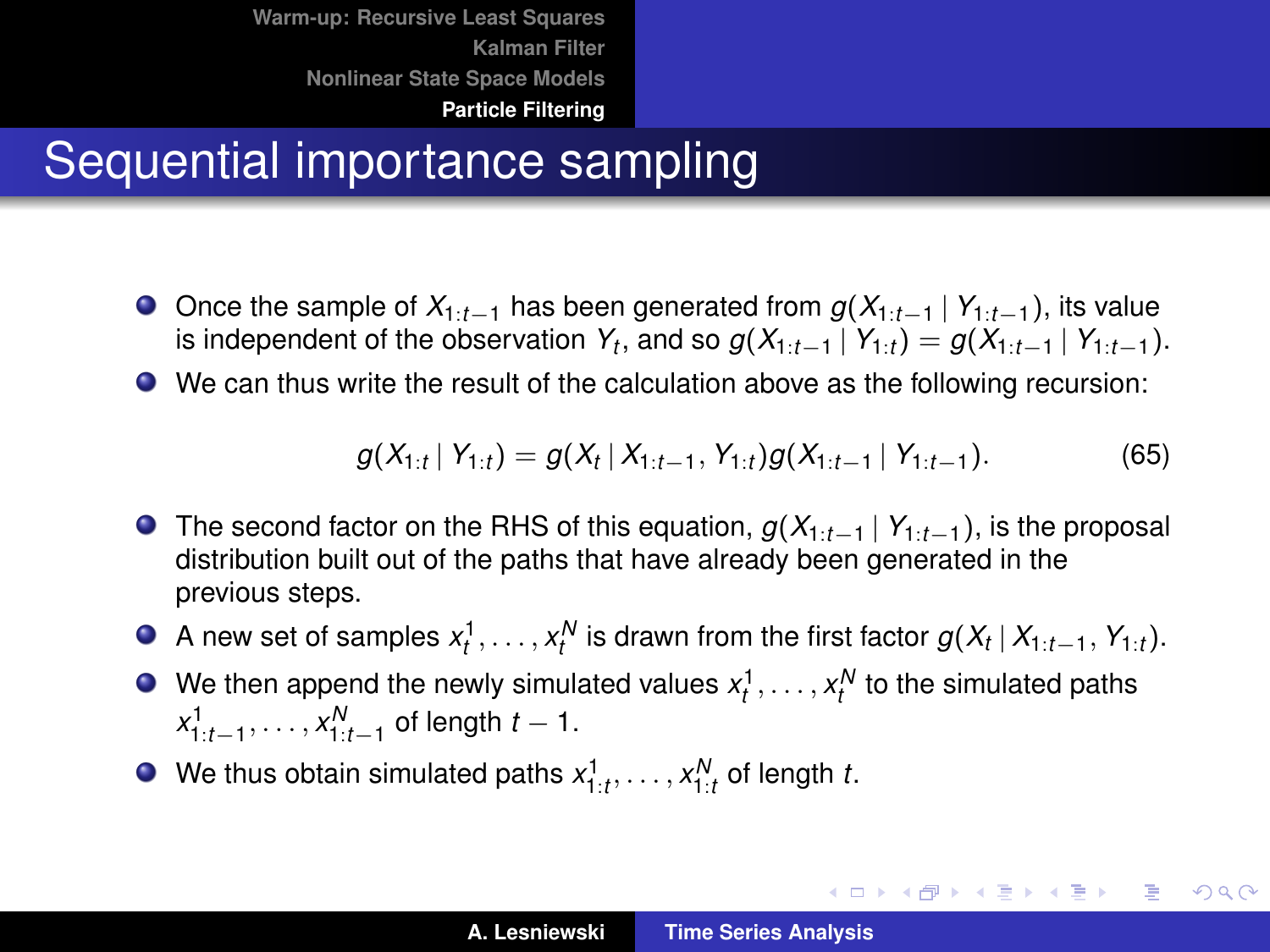# Sequential importance sampling

- Once the sample of $X_{1:t-1}$ has been generated from $g(X_{1:t-1} \mid Y_{1:t-1})$, its value is independent of the observation $Y_t$, and so $g(X_{1:t-1} \mid Y_{1:t}) = g(X_{1:t-1} \mid Y_{1:t-1})$.
- We can thus write the result of the calculation above as the following recursion:

$$g(X_{1:t} \mid Y_{1:t}) = g(X_t \mid X_{1:t-1}, Y_{1:t}) g(X_{1:t-1} \mid Y_{1:t-1}). \tag{65}$$

- The second factor on the RHS of this equation, $g(X_{1:t-1} \mid Y_{1:t-1})$, is the proposal distribution built out of the paths that have already been generated in the previous steps.
- A new set of samples $x_t^1, \ldots, x_t^N$ is drawn from the first factor $g(X_t \mid X_{1:t-1}, Y_{1:t})$.
- We then append the newly simulated values $x_t^1, \ldots, x_t^N$ to the simulated paths $x_{1:t-1}^1, \ldots, x_{1:t-1}^N$ of length $t-1$.
- We thus obtain simulated paths $x_{1:t}^1, \ldots, x_{1:t}^N$ of length $t$.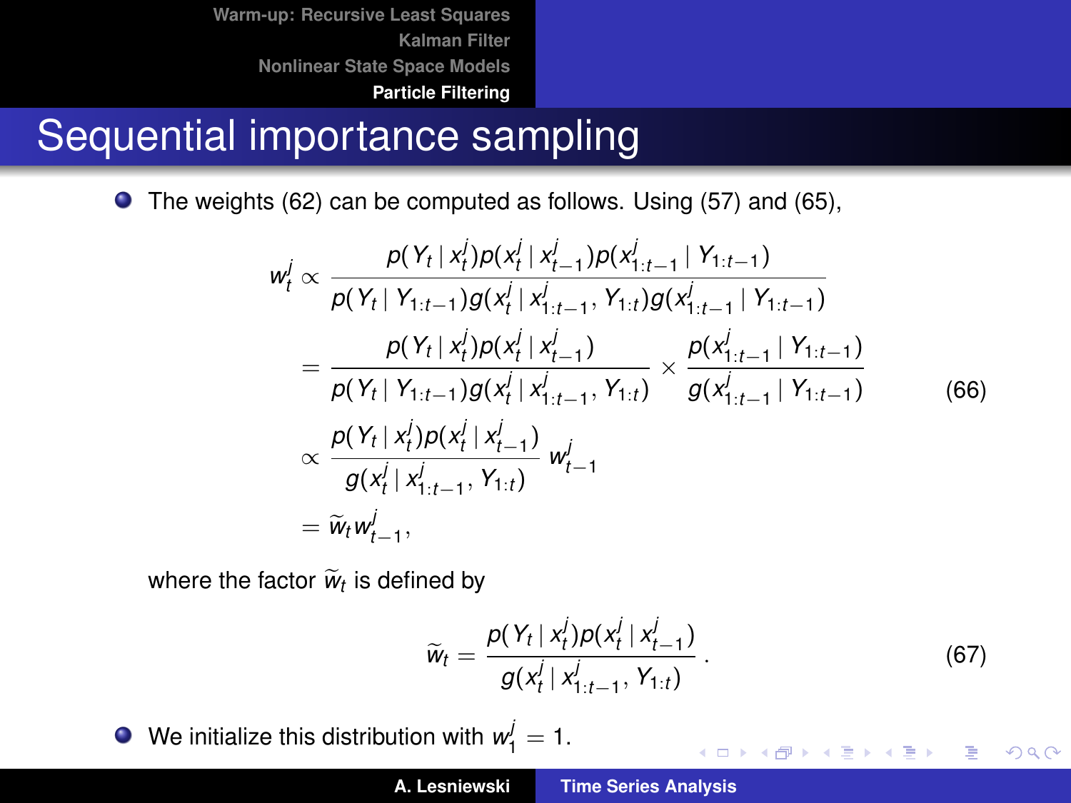# Sequential importance sampling

- The weights (62) can be computed as follows. Using (57) and (65),

$$
\begin{aligned}
w_t^j &\propto \frac{p(Y_t \mid x_t^j)p(x_t^j \mid x_{t-1}^j)p(x_{1:t-1}^j \mid Y_{1:t-1})}{p(Y_t \mid Y_{1:t-1})g(x_t^j \mid x_{1:t-1}^j, Y_{1:t})g(x_{1:t-1}^j \mid Y_{1:t-1})} \\
&= \frac{p(Y_t \mid x_t^j)p(x_t^j \mid x_{t-1}^j)}{p(Y_t \mid Y_{1:t-1})g(x_t^j \mid x_{1:t-1}^j, Y_{1:t})} \times \frac{p(x_{1:t-1}^j \mid Y_{1:t-1})}{g(x_{1:t-1}^j \mid Y_{1:t-1})} \\
&\propto \frac{p(Y_t \mid x_t^j)p(x_t^j \mid x_{t-1}^j)}{g(x_t^j \mid x_{1:t-1}^j, Y_{1:t})}\, w_{t-1}^j \\
&= \widetilde{w}_t w_{t-1}^j,
\end{aligned}
\tag{66}
$$

  where the factor $\widetilde{w}_t$ is defined by

$$
\widetilde{w}_t = \frac{p(Y_t \mid x_t^j)p(x_t^j \mid x_{t-1}^j)}{g(x_t^j \mid x_{1:t-1}^j, Y_{1:t})}\,. \tag{67}
$$

- We initialize this distribution with $w_1^j = 1$.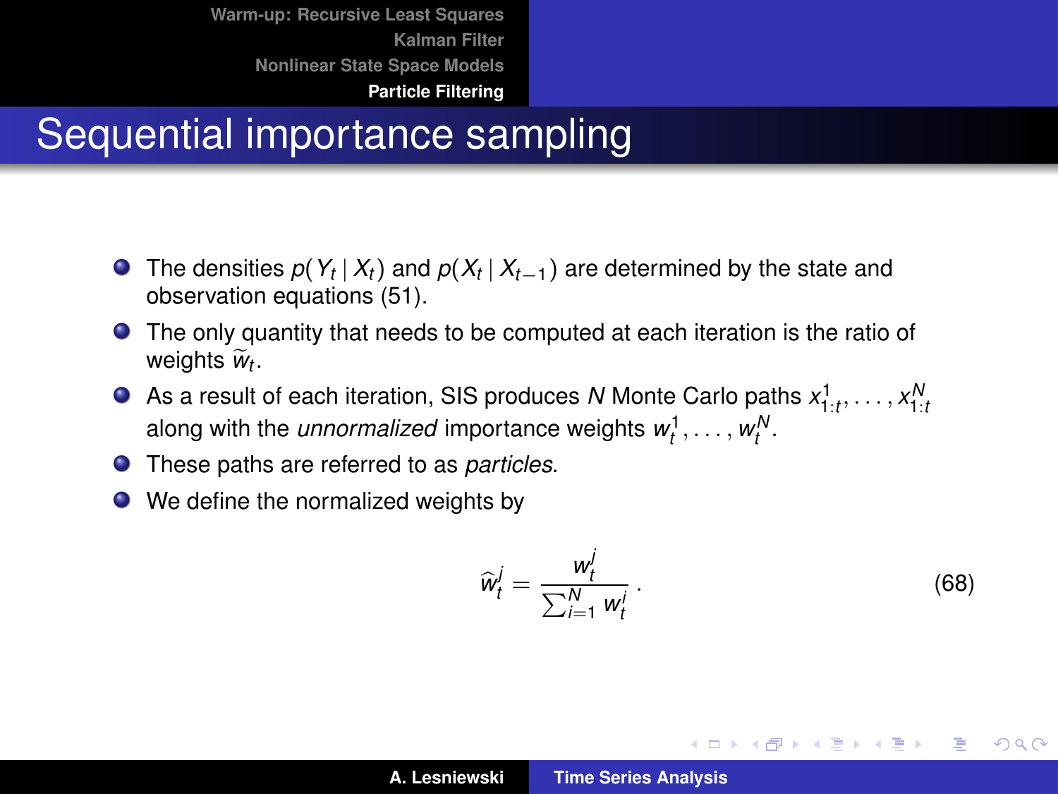# Sequential importance sampling

- The densities $p(Y_t \mid X_t)$ and $p(X_t \mid X_{t-1})$ are determined by the state and observation equations (51).
- The only quantity that needs to be computed at each iteration is the ratio of weights $\widetilde{w}_t$.
- As a result of each iteration, SIS produces $N$ Monte Carlo paths $x^1_{1:t}, \ldots, x^N_{1:t}$ along with the *unnormalized* importance weights $w^1_t, \ldots, w^N_t$.
- These paths are referred to as *particles*.
- We define the normalized weights by

$$\widehat{w}^j_t = \frac{w^j_t}{\sum_{i=1}^N w^i_t}\,. \tag{68}$$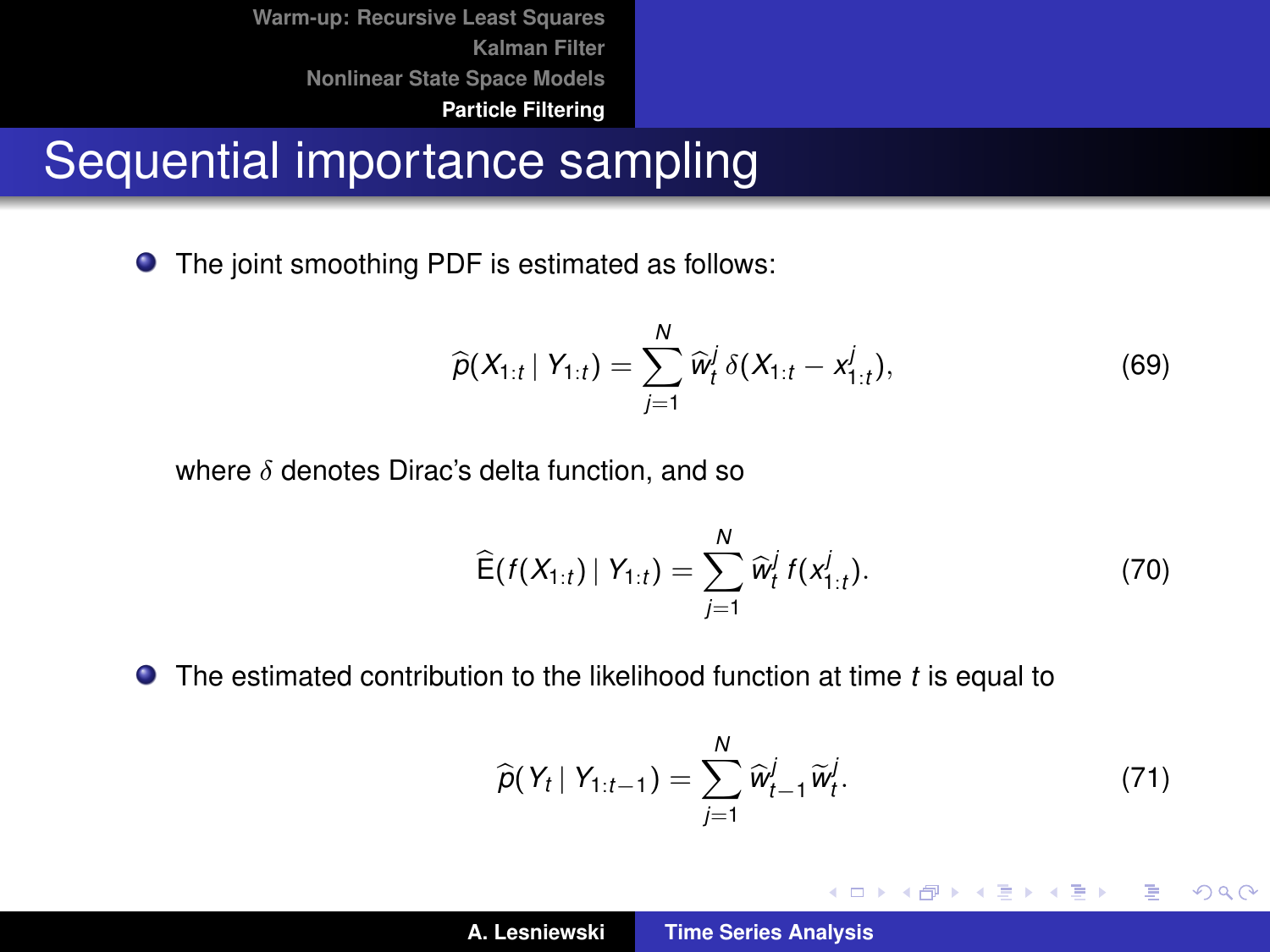# Sequential importance sampling

- The joint smoothing PDF is estimated as follows:

$$\widehat{p}(X_{1:t} \mid Y_{1:t}) = \sum_{j=1}^{N} \widehat{w}_t^j \, \delta(X_{1:t} - x_{1:t}^j), \tag{69}$$

  where $\delta$ denotes Dirac's delta function, and so

$$\widehat{\mathrm{E}}(f(X_{1:t}) \mid Y_{1:t}) = \sum_{j=1}^{N} \widehat{w}_t^j \, f(x_{1:t}^j). \tag{70}$$

- The estimated contribution to the likelihood function at time $t$ is equal to

$$\widehat{p}(Y_t \mid Y_{1:t-1}) = \sum_{j=1}^{N} \widehat{w}_{t-1}^j \widetilde{w}_t^j. \tag{71}$$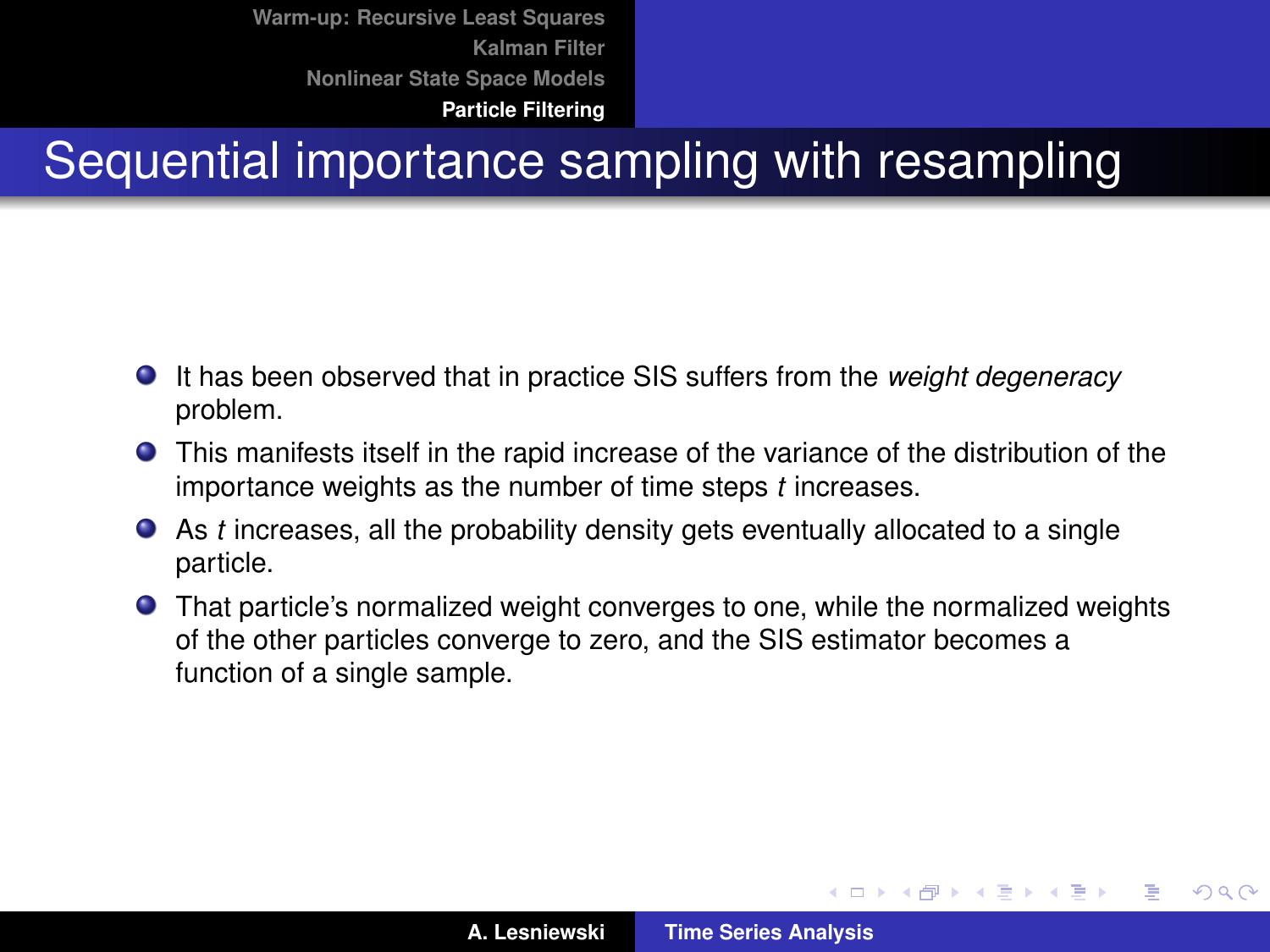# Sequential importance sampling with resampling

- It has been observed that in practice SIS suffers from the *weight degeneracy* problem.
- This manifests itself in the rapid increase of the variance of the distribution of the importance weights as the number of time steps $t$ increases.
- As $t$ increases, all the probability density gets eventually allocated to a single particle.
- That particle's normalized weight converges to one, while the normalized weights of the other particles converge to zero, and the SIS estimator becomes a function of a single sample.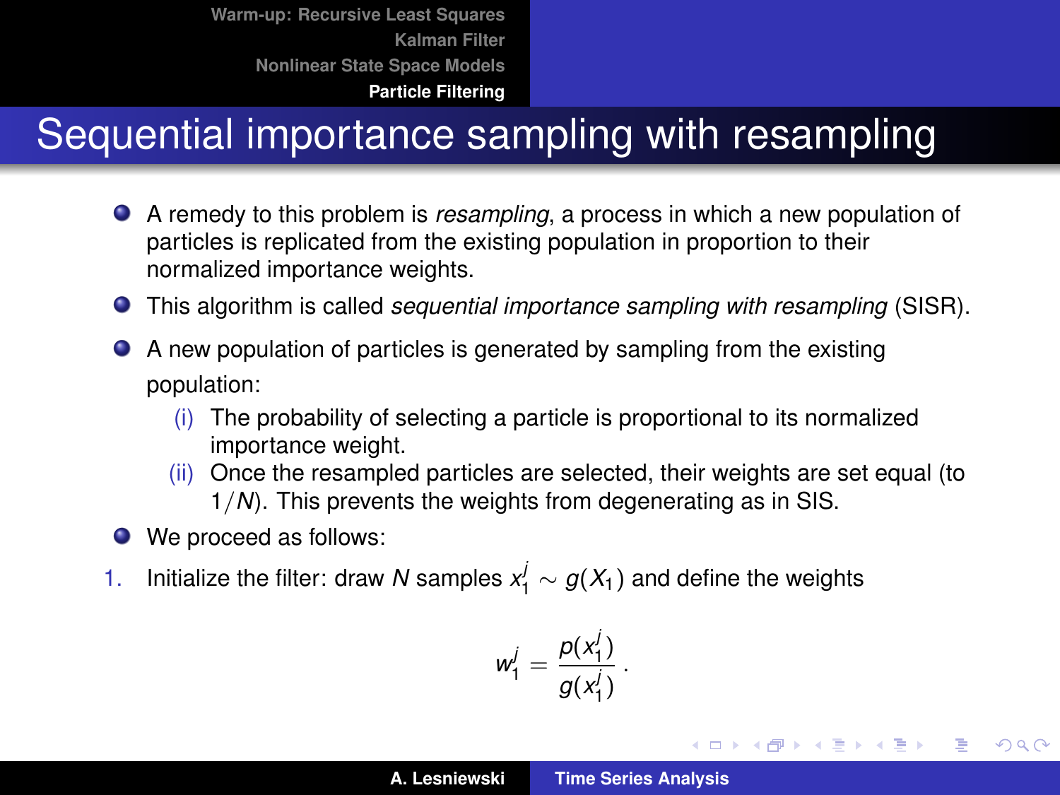# Sequential importance sampling with resampling

- A remedy to this problem is *resampling*, a process in which a new population of particles is replicated from the existing population in proportion to their normalized importance weights.
- This algorithm is called *sequential importance sampling with resampling* (SISR).
- A new population of particles is generated by sampling from the existing population:
  - (i) The probability of selecting a particle is proportional to its normalized importance weight.
  - (ii) Once the resampled particles are selected, their weights are set equal (to $1/N$). This prevents the weights from degenerating as in SIS.
- We proceed as follows:

1. Initialize the filter: draw $N$ samples $x_1^j \sim g(X_1)$ and define the weights

$$w_1^j = \frac{p(x_1^j)}{g(x_1^j)} .$$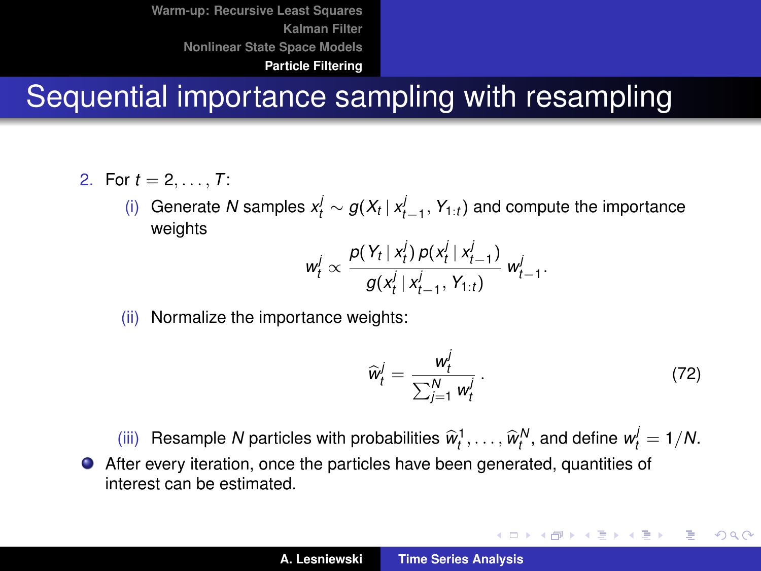# Sequential importance sampling with resampling

2. For $t = 2, \ldots, T$:

   (i) Generate $N$ samples $x_t^j \sim g(X_t \mid x_{t-1}^j, Y_{1:t})$ and compute the importance weights

   $$w_t^j \propto \frac{p(Y_t \mid x_t^j)\, p(x_t^j \mid x_{t-1}^j)}{g(x_t^j \mid x_{t-1}^j, Y_{1:t})}\, w_{t-1}^j.$$

   (ii) Normalize the importance weights:

   $$\widehat{w}_t^j = \frac{w_t^j}{\sum_{j=1}^N w_t^j}. \tag{72}$$

   (iii) Resample $N$ particles with probabilities $\widehat{w}_t^1, \ldots, \widehat{w}_t^N$, and define $w_t^j = 1/N$.

- After every iteration, once the particles have been generated, quantities of interest can be estimated.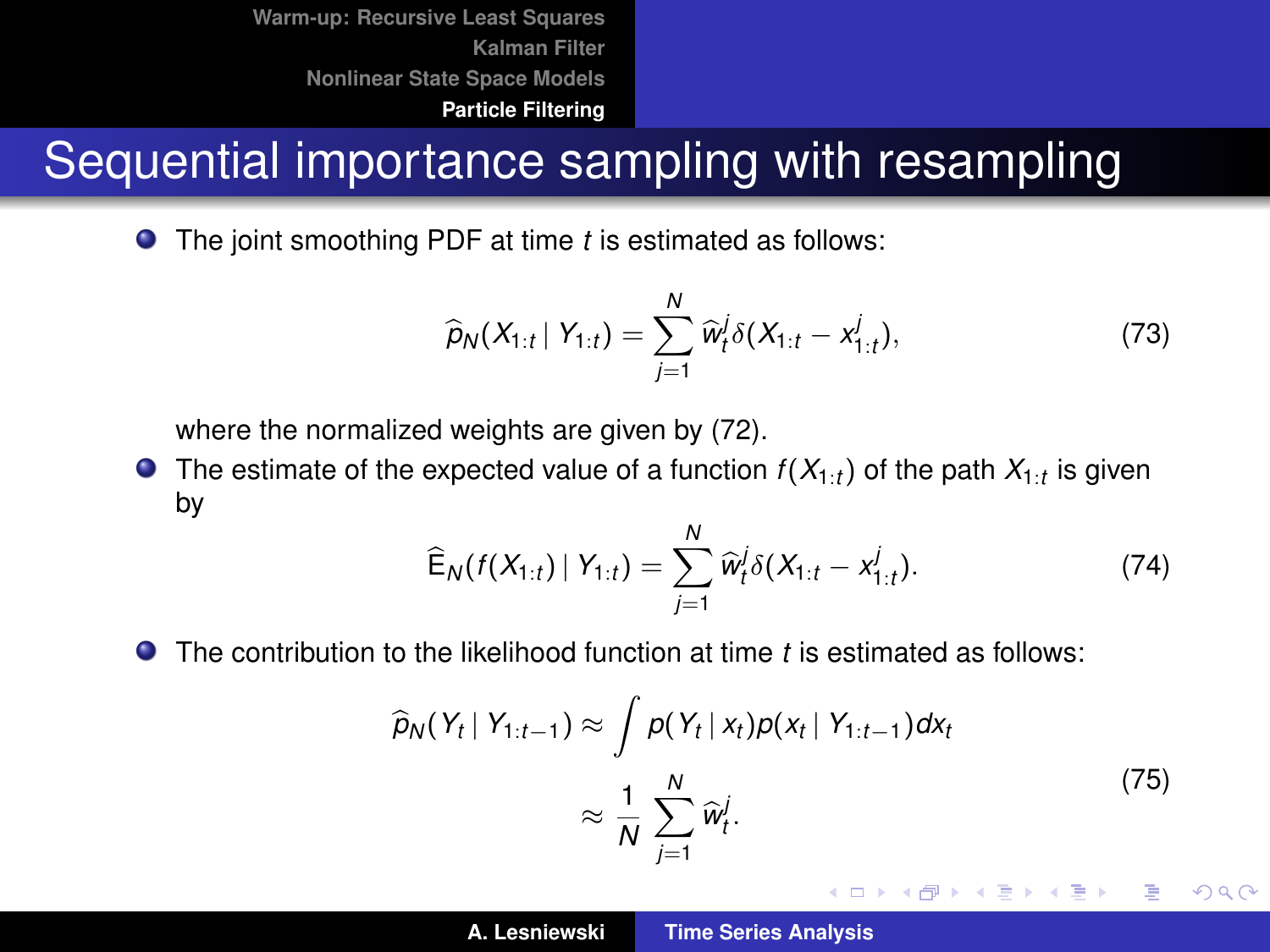# Sequential importance sampling with resampling

- The joint smoothing PDF at time $t$ is estimated as follows:

$$\widehat{p}_N(X_{1:t} \mid Y_{1:t}) = \sum_{j=1}^{N} \widehat{w}_t^j \delta(X_{1:t} - x_{1:t}^j), \tag{73}$$

  where the normalized weights are given by (72).

- The estimate of the expected value of a function $f(X_{1:t})$ of the path $X_{1:t}$ is given by

$$\widehat{\mathrm{E}}_N(f(X_{1:t}) \mid Y_{1:t}) = \sum_{j=1}^{N} \widehat{w}_t^j \delta(X_{1:t} - x_{1:t}^j). \tag{74}$$

- The contribution to the likelihood function at time $t$ is estimated as follows:

$$\begin{aligned} \widehat{p}_N(Y_t \mid Y_{1:t-1}) &\approx \int p(Y_t \mid x_t) p(x_t \mid Y_{1:t-1}) dx_t \\ &\approx \frac{1}{N} \sum_{j=1}^{N} \widehat{w}_t^j. \end{aligned} \tag{75}$$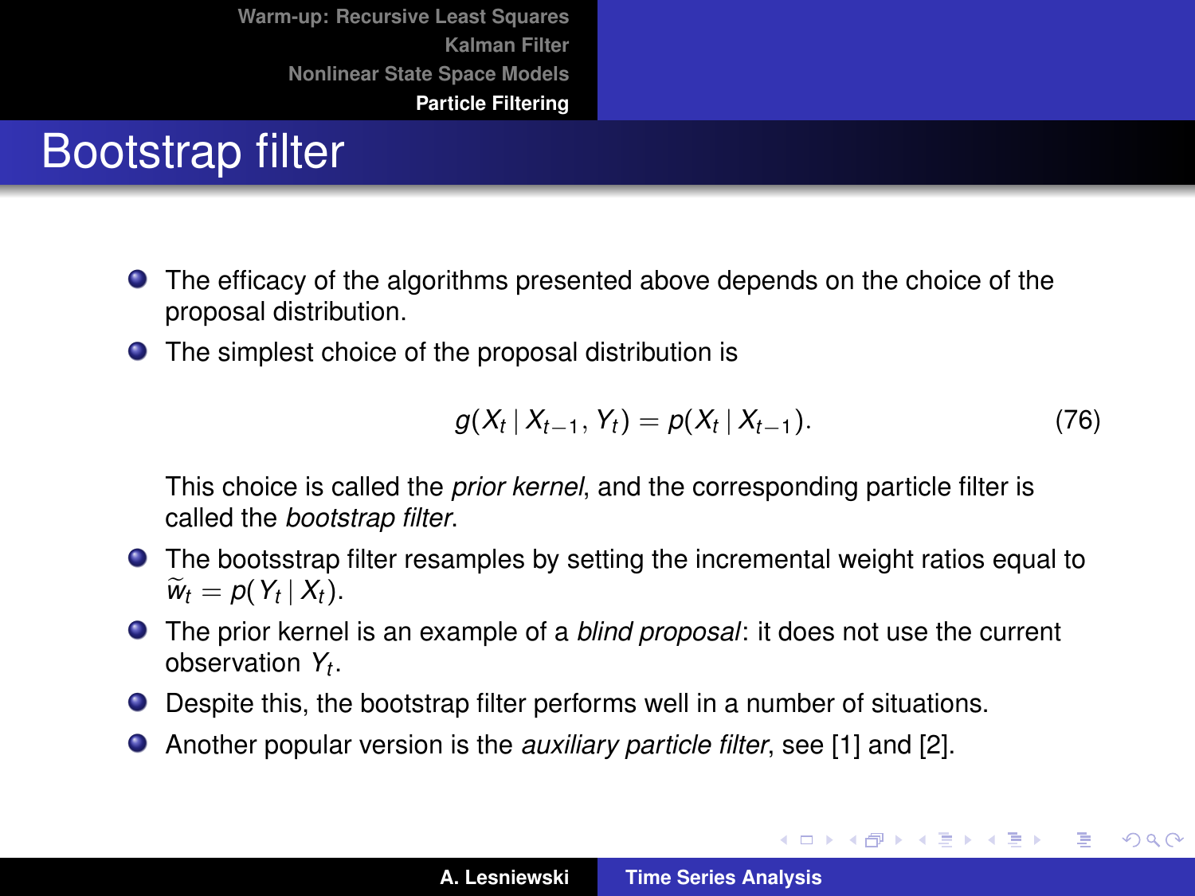# Bootstrap filter

- The efficacy of the algorithms presented above depends on the choice of the proposal distribution.
- The simplest choice of the proposal distribution is

$$g(X_t \mid X_{t-1}, Y_t) = p(X_t \mid X_{t-1}). \tag{76}$$

  This choice is called the *prior kernel*, and the corresponding particle filter is called the *bootstrap filter*.

- The bootsstrap filter resamples by setting the incremental weight ratios equal to $\widetilde{w}_t = p(Y_t \mid X_t)$.
- The prior kernel is an example of a *blind proposal*: it does not use the current observation $Y_t$.
- Despite this, the bootstrap filter performs well in a number of situations.
- Another popular version is the *auxiliary particle filter*, see [1] and [2].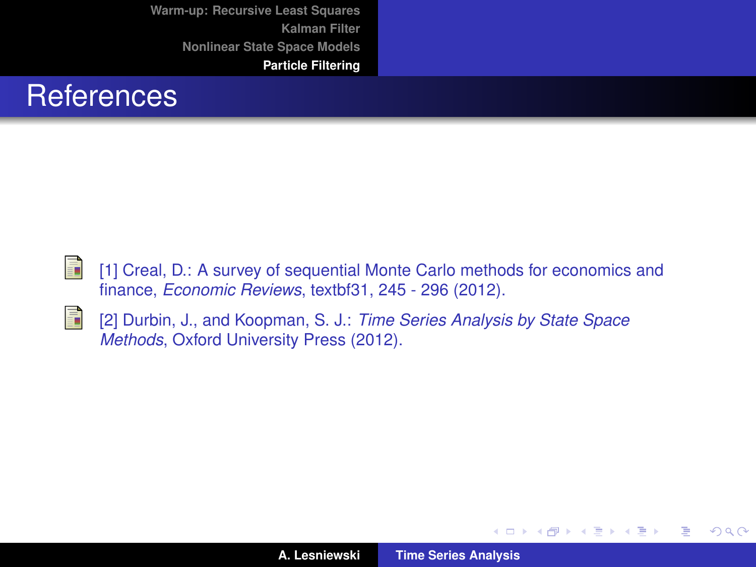# References

[1] Creal, D.: A survey of sequential Monte Carlo methods for economics and finance, *Economic Reviews*, textbf31, 245 - 296 (2012).

[2] Durbin, J., and Koopman, S. J.: *Time Series Analysis by State Space Methods*, Oxford University Press (2012).